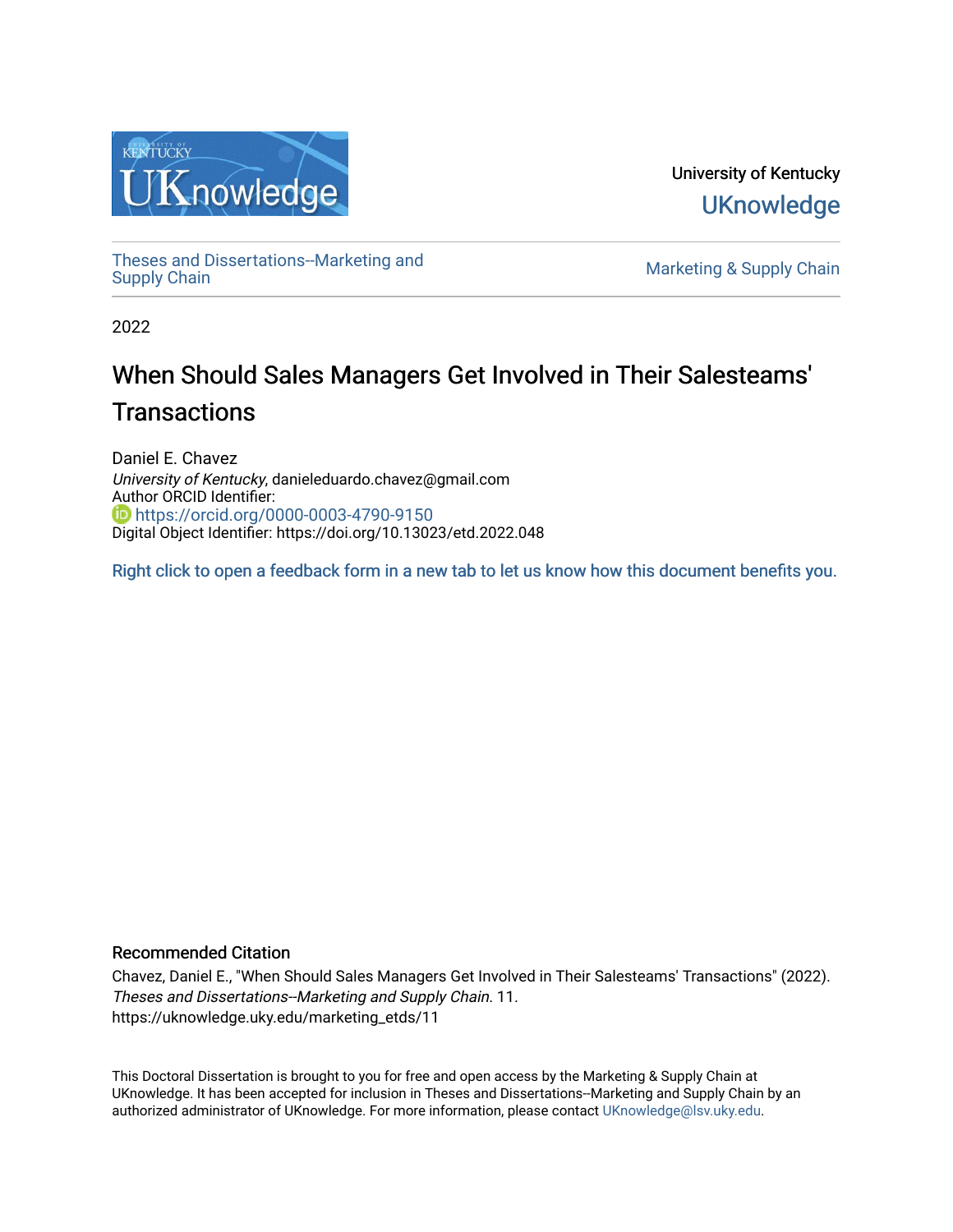University of Kentucky

UKnowledge

Theses and Dissertations--Marketing and Supply Chain

Marketing & Supply Chain

2022

# When Should Sales Managers Get Involved in Their Salesteams' Transactions

Daniel E. Chavez
*University of Kentucky*, danieleduardo.chavez@gmail.com
Author ORCID Identifier:
https://orcid.org/0000-0003-4790-9150
Digital Object Identifier: https://doi.org/10.13023/etd.2022.048

Right click to open a feedback form in a new tab to let us know how this document benefits you.

## Recommended Citation

Chavez, Daniel E., "When Should Sales Managers Get Involved in Their Salesteams' Transactions" (2022). *Theses and Dissertations--Marketing and Supply Chain*. 11.
https://uknowledge.uky.edu/marketing_etds/11

This Doctoral Dissertation is brought to you for free and open access by the Marketing & Supply Chain at UKnowledge. It has been accepted for inclusion in Theses and Dissertations--Marketing and Supply Chain by an authorized administrator of UKnowledge. For more information, please contact UKnowledge@lsv.uky.edu.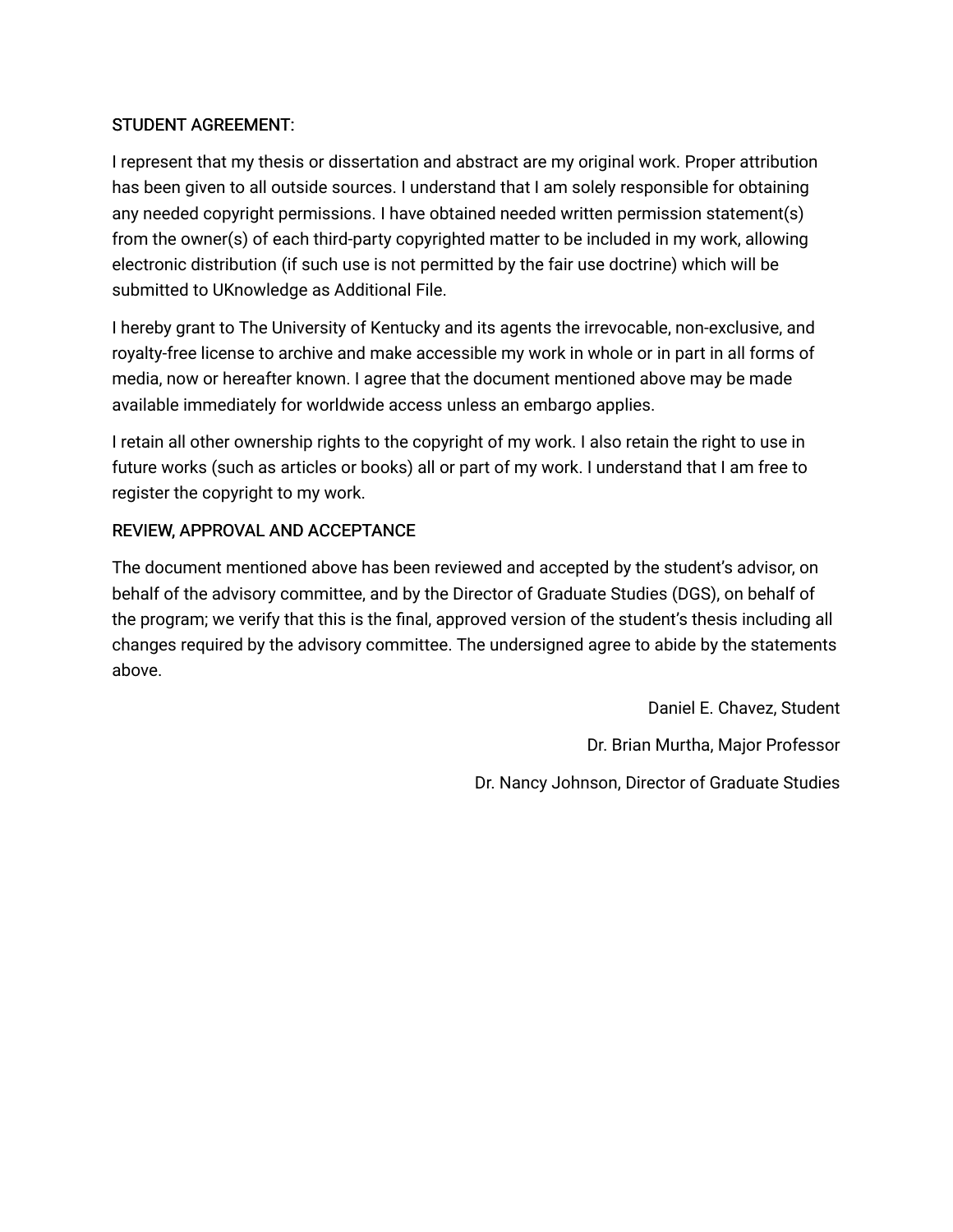STUDENT AGREEMENT:

I represent that my thesis or dissertation and abstract are my original work. Proper attribution has been given to all outside sources. I understand that I am solely responsible for obtaining any needed copyright permissions. I have obtained needed written permission statement(s) from the owner(s) of each third-party copyrighted matter to be included in my work, allowing electronic distribution (if such use is not permitted by the fair use doctrine) which will be submitted to UKnowledge as Additional File.

I hereby grant to The University of Kentucky and its agents the irrevocable, non-exclusive, and royalty-free license to archive and make accessible my work in whole or in part in all forms of media, now or hereafter known. I agree that the document mentioned above may be made available immediately for worldwide access unless an embargo applies.

I retain all other ownership rights to the copyright of my work. I also retain the right to use in future works (such as articles or books) all or part of my work. I understand that I am free to register the copyright to my work.

REVIEW, APPROVAL AND ACCEPTANCE

The document mentioned above has been reviewed and accepted by the student's advisor, on behalf of the advisory committee, and by the Director of Graduate Studies (DGS), on behalf of the program; we verify that this is the final, approved version of the student's thesis including all changes required by the advisory committee. The undersigned agree to abide by the statements above.

Daniel E. Chavez, Student

Dr. Brian Murtha, Major Professor

Dr. Nancy Johnson, Director of Graduate Studies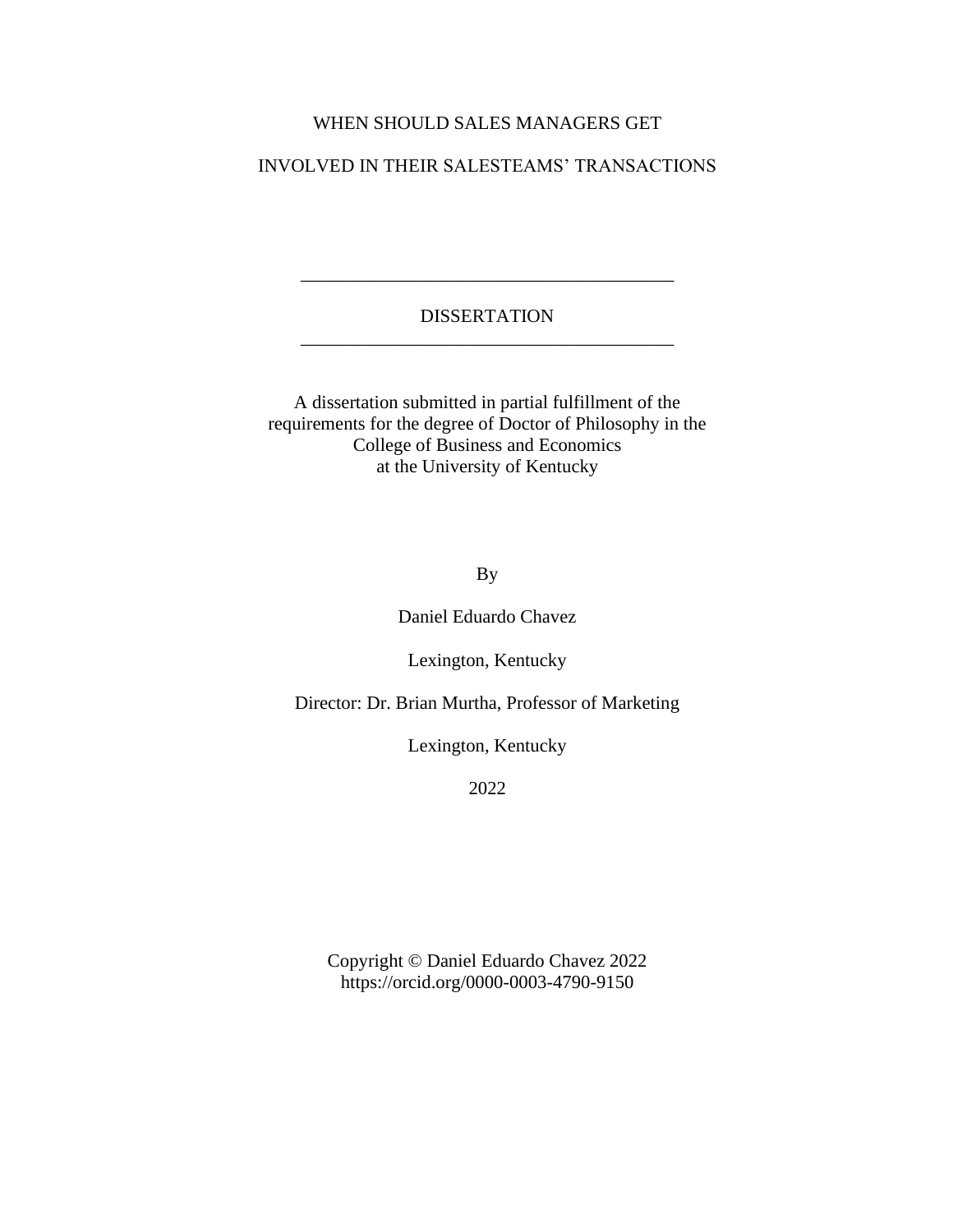# WHEN SHOULD SALES MANAGERS GET INVOLVED IN THEIR SALESTEAMS' TRANSACTIONS

---

DISSERTATION

---

A dissertation submitted in partial fulfillment of the requirements for the degree of Doctor of Philosophy in the College of Business and Economics at the University of Kentucky

By

Daniel Eduardo Chavez

Lexington, Kentucky

Director: Dr. Brian Murtha, Professor of Marketing

Lexington, Kentucky

2022

Copyright © Daniel Eduardo Chavez 2022
https://orcid.org/0000-0003-4790-9150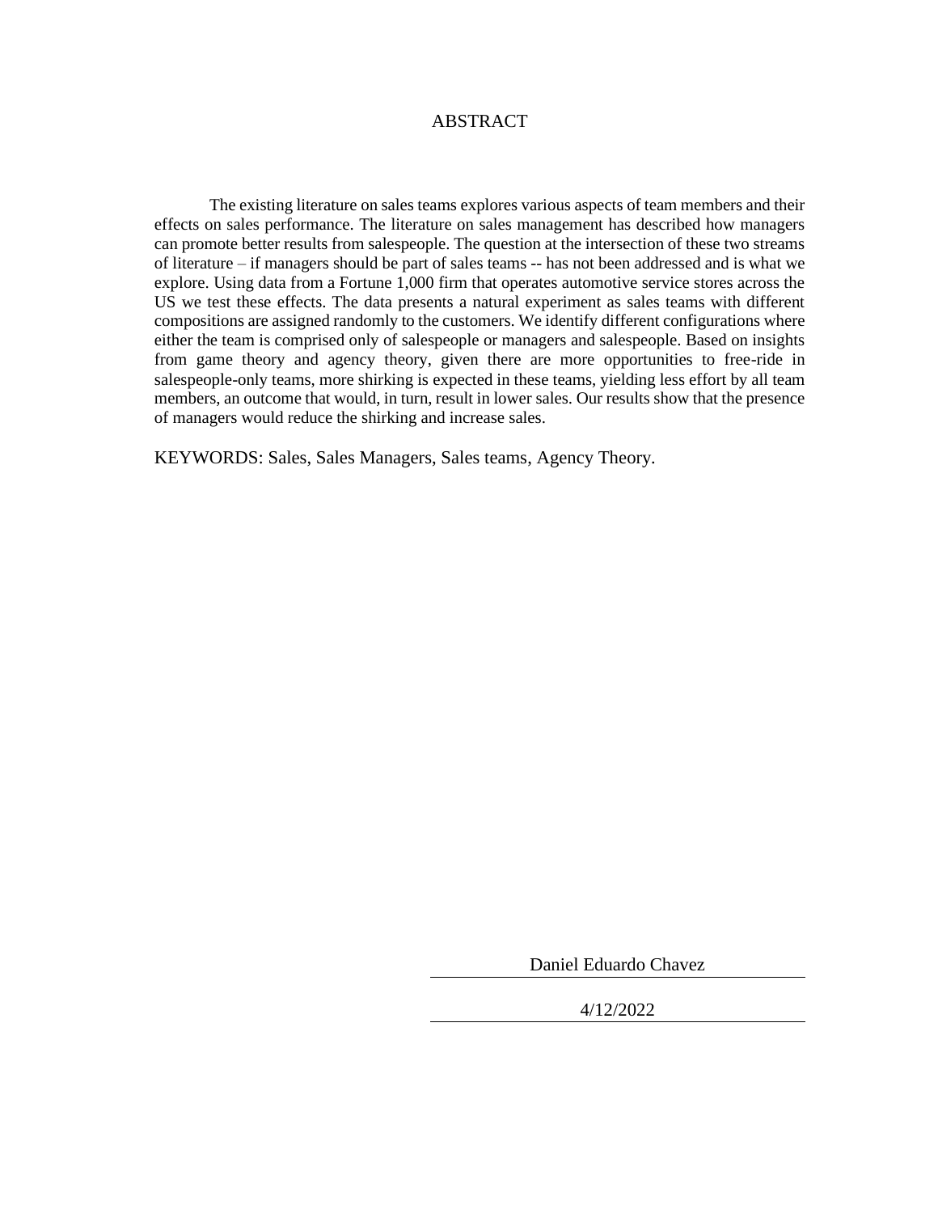# ABSTRACT

The existing literature on sales teams explores various aspects of team members and their effects on sales performance. The literature on sales management has described how managers can promote better results from salespeople. The question at the intersection of these two streams of literature – if managers should be part of sales teams -- has not been addressed and is what we explore. Using data from a Fortune 1,000 firm that operates automotive service stores across the US we test these effects. The data presents a natural experiment as sales teams with different compositions are assigned randomly to the customers. We identify different configurations where either the team is comprised only of salespeople or managers and salespeople. Based on insights from game theory and agency theory, given there are more opportunities to free-ride in salespeople-only teams, more shirking is expected in these teams, yielding less effort by all team members, an outcome that would, in turn, result in lower sales. Our results show that the presence of managers would reduce the shirking and increase sales.

KEYWORDS: Sales, Sales Managers, Sales teams, Agency Theory.

Daniel Eduardo Chavez

4/12/2022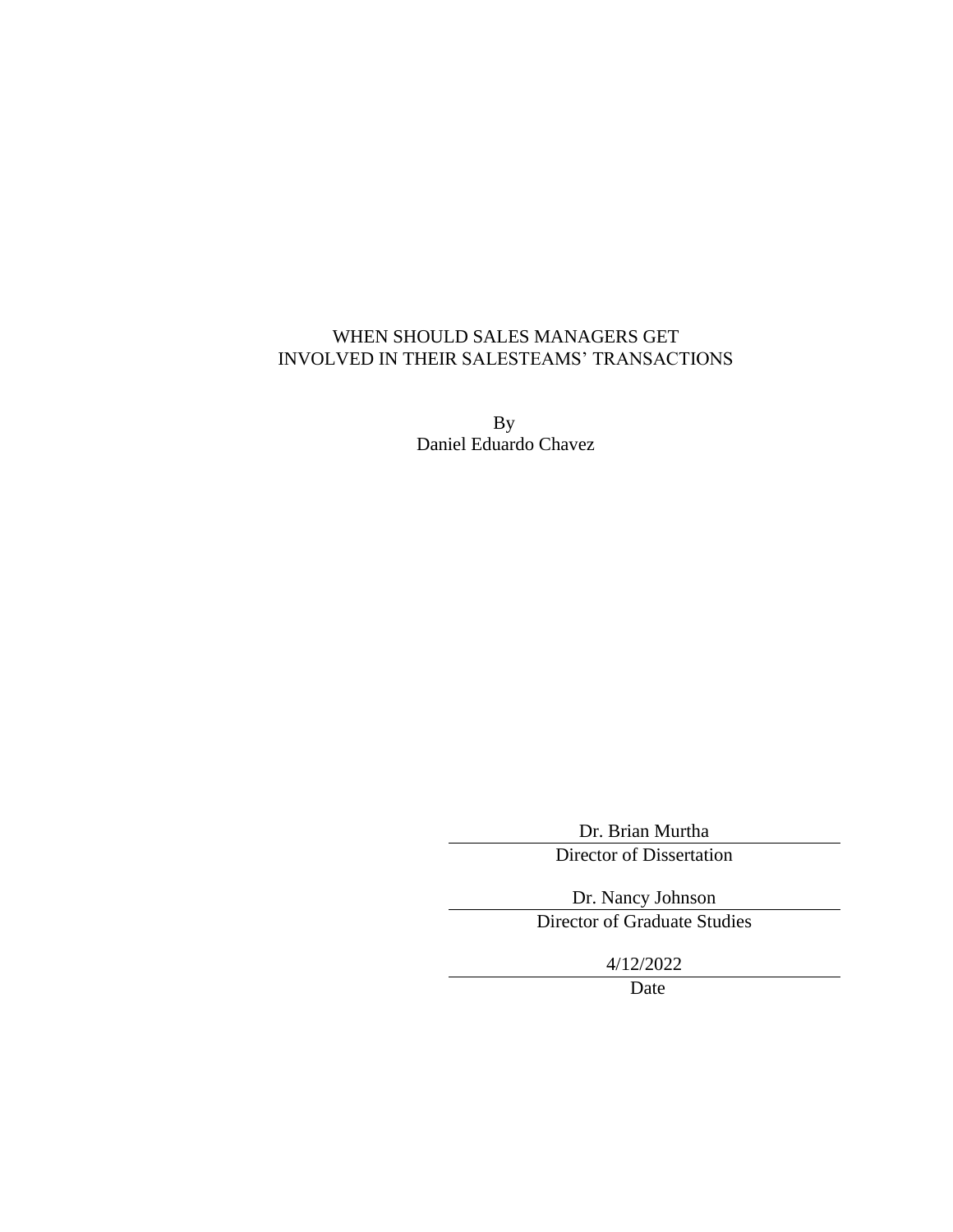WHEN SHOULD SALES MANAGERS GET
INVOLVED IN THEIR SALESTEAMS' TRANSACTIONS

By
Daniel Eduardo Chavez

Dr. Brian Murtha
Director of Dissertation

Dr. Nancy Johnson
Director of Graduate Studies

4/12/2022
Date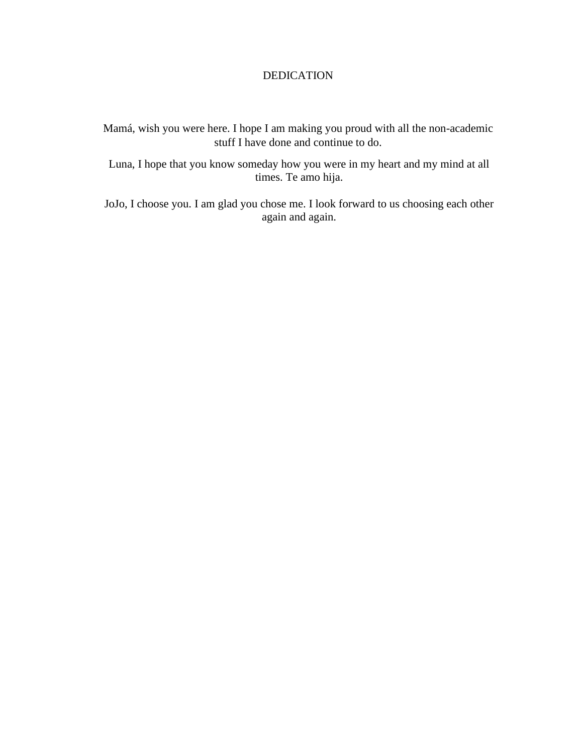# DEDICATION

Mamá, wish you were here. I hope I am making you proud with all the non-academic stuff I have done and continue to do.

Luna, I hope that you know someday how you were in my heart and my mind at all times. Te amo hija.

JoJo, I choose you. I am glad you chose me. I look forward to us choosing each other again and again.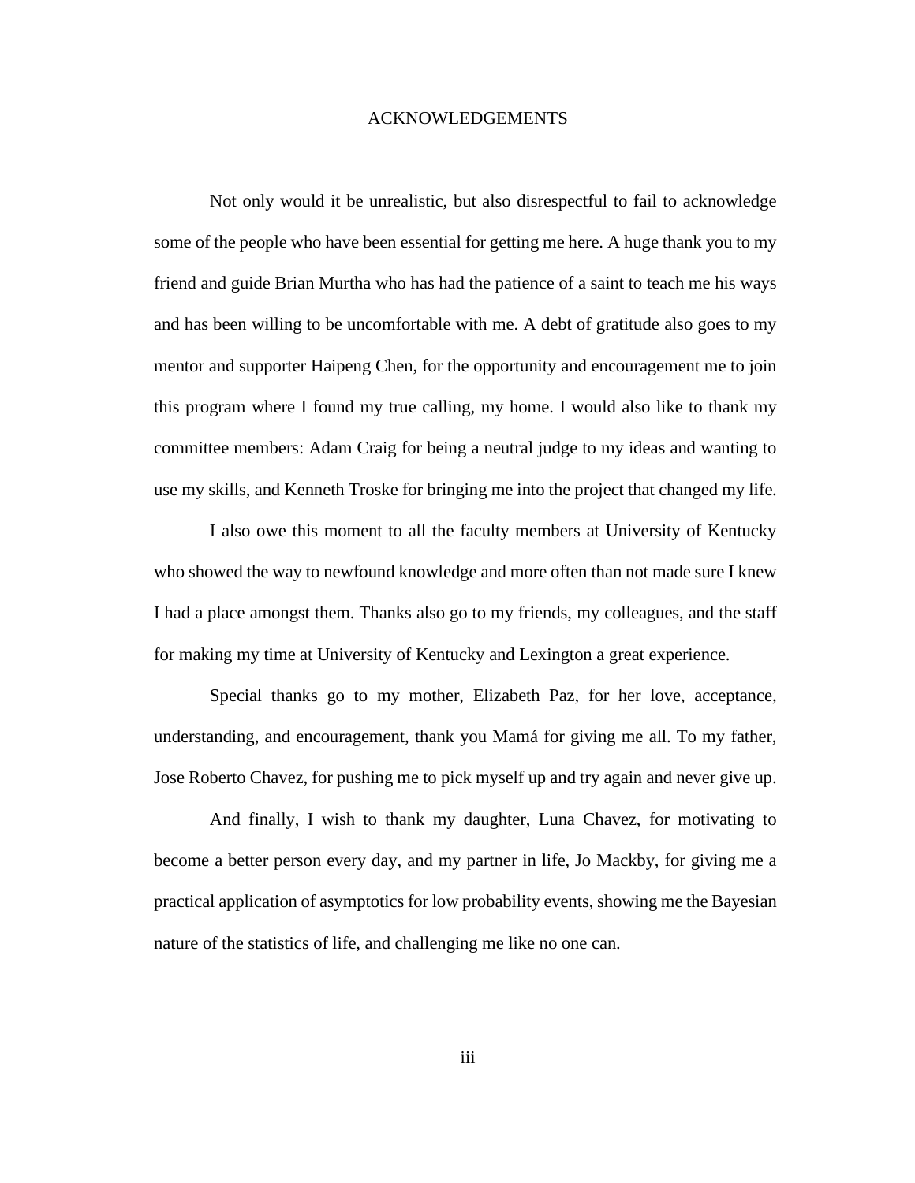# ACKNOWLEDGEMENTS

Not only would it be unrealistic, but also disrespectful to fail to acknowledge some of the people who have been essential for getting me here. A huge thank you to my friend and guide Brian Murtha who has had the patience of a saint to teach me his ways and has been willing to be uncomfortable with me. A debt of gratitude also goes to my mentor and supporter Haipeng Chen, for the opportunity and encouragement me to join this program where I found my true calling, my home. I would also like to thank my committee members: Adam Craig for being a neutral judge to my ideas and wanting to use my skills, and Kenneth Troske for bringing me into the project that changed my life.

I also owe this moment to all the faculty members at University of Kentucky who showed the way to newfound knowledge and more often than not made sure I knew I had a place amongst them. Thanks also go to my friends, my colleagues, and the staff for making my time at University of Kentucky and Lexington a great experience.

Special thanks go to my mother, Elizabeth Paz, for her love, acceptance, understanding, and encouragement, thank you Mamá for giving me all. To my father, Jose Roberto Chavez, for pushing me to pick myself up and try again and never give up.

And finally, I wish to thank my daughter, Luna Chavez, for motivating to become a better person every day, and my partner in life, Jo Mackby, for giving me a practical application of asymptotics for low probability events, showing me the Bayesian nature of the statistics of life, and challenging me like no one can.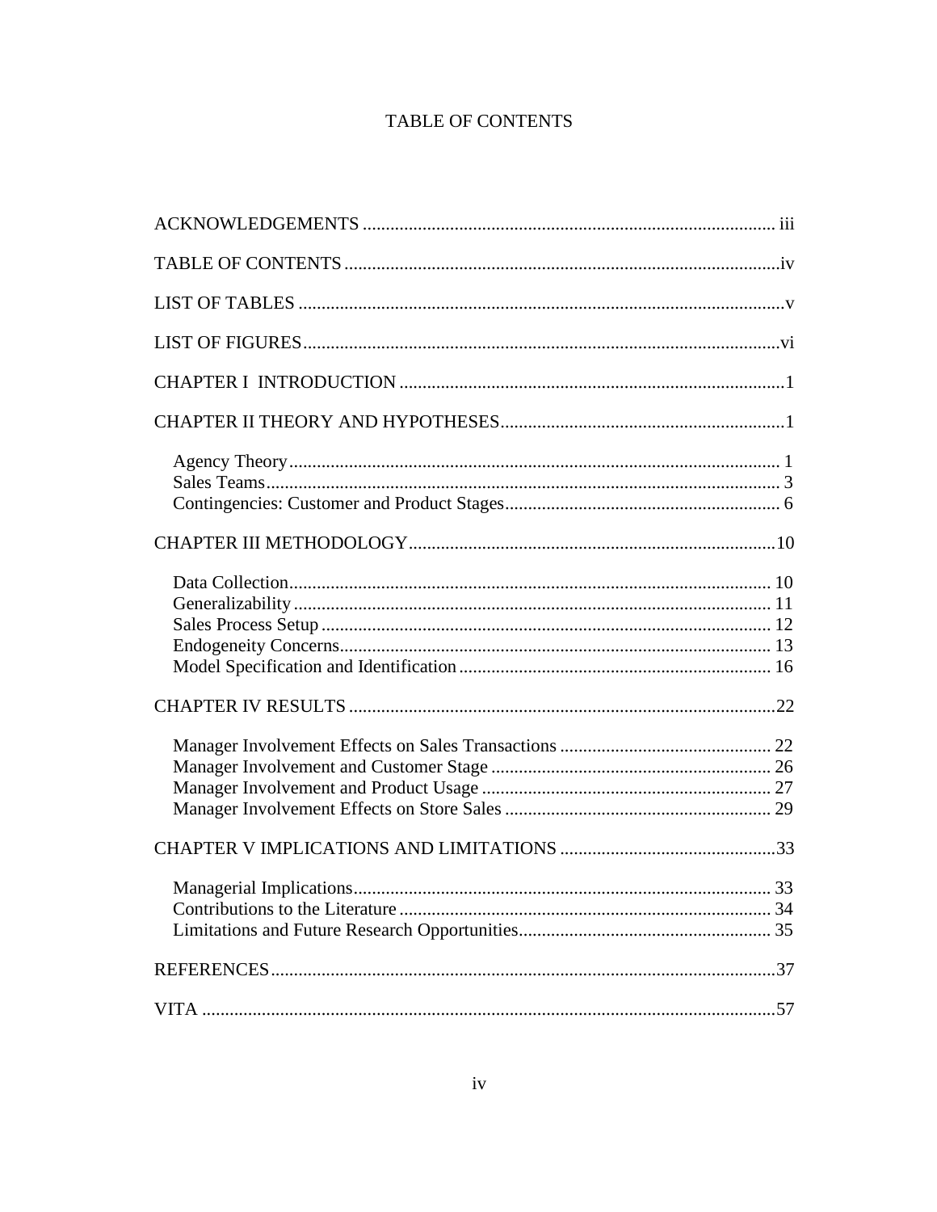# TABLE OF CONTENTS

ACKNOWLEDGEMENTS ........................................................................................ iii

TABLE OF CONTENTS .............................................................................................iv

LIST OF TABLES ........................................................................................................v

LIST OF FIGURES......................................................................................................vi

CHAPTER I INTRODUCTION ...................................................................................1

CHAPTER II THEORY AND HYPOTHESES.............................................................1

- Agency Theory.......................................................................................................... 1
- Sales Teams............................................................................................................... 3
- Contingencies: Customer and Product Stages............................................................ 6

CHAPTER III METHODOLOGY...............................................................................10

- Data Collection........................................................................................................ 10
- Generalizability....................................................................................................... 11
- Sales Process Setup ................................................................................................. 12
- Endogeneity Concerns............................................................................................. 13
- Model Specification and Identification ................................................................... 16

CHAPTER IV RESULTS ............................................................................................22

- Manager Involvement Effects on Sales Transactions .............................................. 22
- Manager Involvement and Customer Stage ............................................................. 26
- Manager Involvement and Product Usage ............................................................... 27
- Manager Involvement Effects on Store Sales .......................................................... 29

CHAPTER V IMPLICATIONS AND LIMITATIONS ...............................................33

- Managerial Implications.......................................................................................... 33
- Contributions to the Literature ................................................................................ 34
- Limitations and Future Research Opportunities....................................................... 35

REFERENCES.............................................................................................................37

VITA ............................................................................................................................57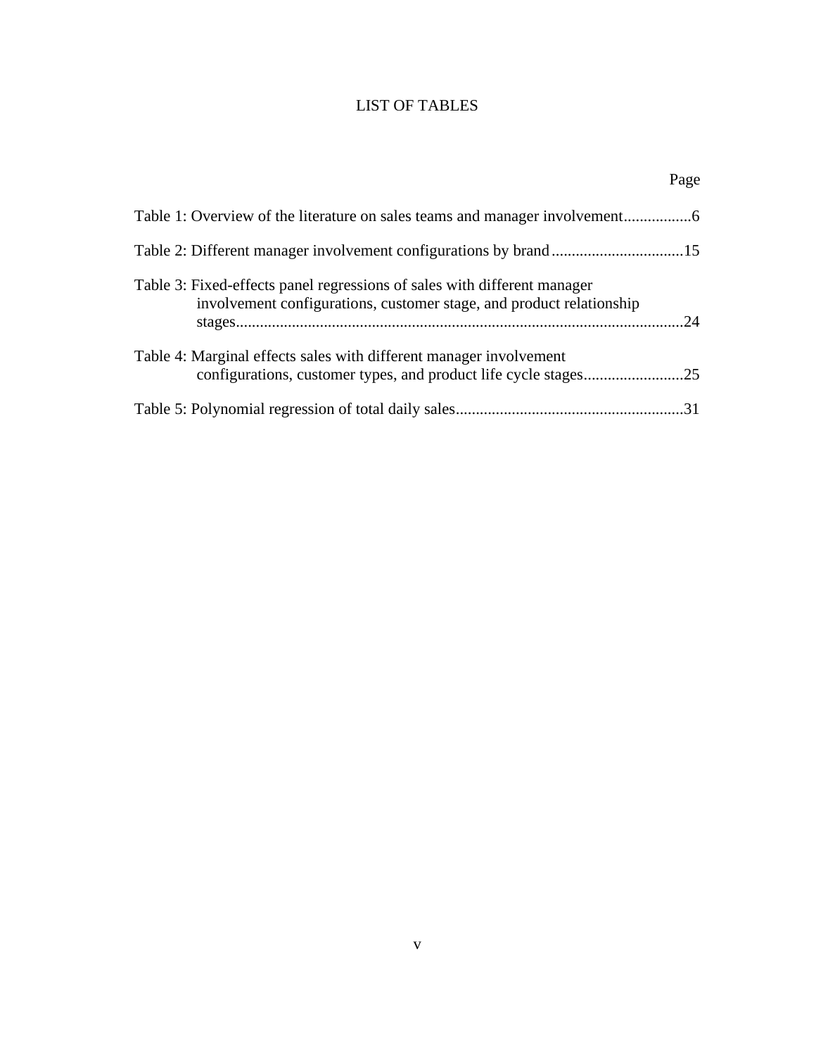# LIST OF TABLES

Page

Table 1: Overview of the literature on sales teams and manager involvement.................6

Table 2: Different manager involvement configurations by brand.................................15

Table 3: Fixed-effects panel regressions of sales with different manager involvement configurations, customer stage, and product relationship stages...............................................................................................................24

Table 4: Marginal effects sales with different manager involvement configurations, customer types, and product life cycle stages.........................25

Table 5: Polynomial regression of total daily sales........................................................31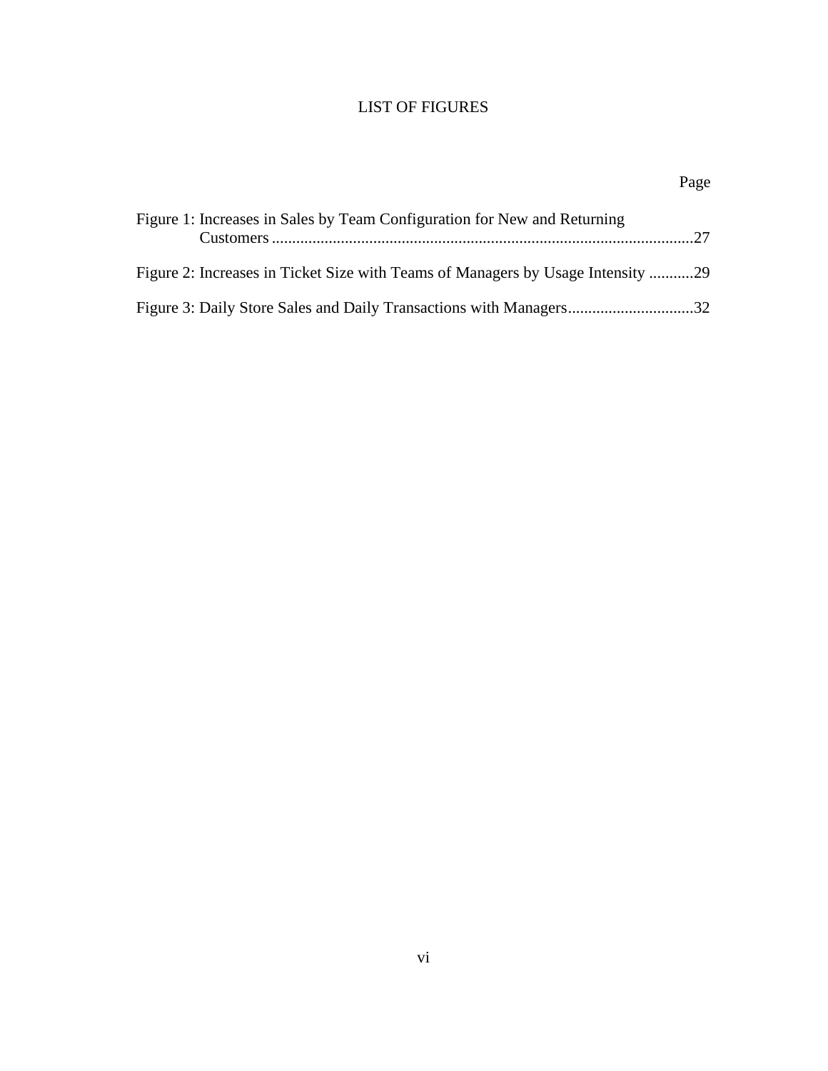# LIST OF FIGURES

Page

Figure 1: Increases in Sales by Team Configuration for New and Returning Customers ........................................................................................................27

Figure 2: Increases in Ticket Size with Teams of Managers by Usage Intensity ...........29

Figure 3: Daily Store Sales and Daily Transactions with Managers...............................32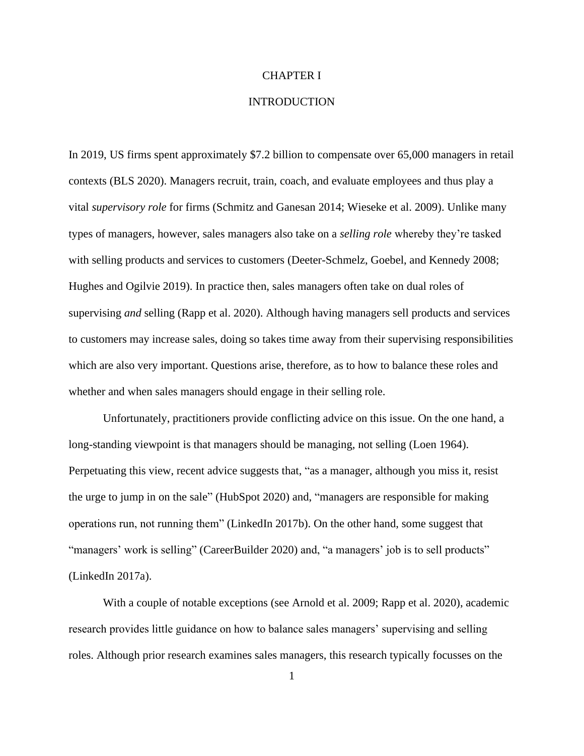# CHAPTER I

# INTRODUCTION

In 2019, US firms spent approximately $7.2 billion to compensate over 65,000 managers in retail contexts (BLS 2020). Managers recruit, train, coach, and evaluate employees and thus play a vital *supervisory role* for firms (Schmitz and Ganesan 2014; Wieseke et al. 2009). Unlike many types of managers, however, sales managers also take on a *selling role* whereby they're tasked with selling products and services to customers (Deeter-Schmelz, Goebel, and Kennedy 2008; Hughes and Ogilvie 2019). In practice then, sales managers often take on dual roles of supervising *and* selling (Rapp et al. 2020). Although having managers sell products and services to customers may increase sales, doing so takes time away from their supervising responsibilities which are also very important. Questions arise, therefore, as to how to balance these roles and whether and when sales managers should engage in their selling role.

Unfortunately, practitioners provide conflicting advice on this issue. On the one hand, a long-standing viewpoint is that managers should be managing, not selling (Loen 1964). Perpetuating this view, recent advice suggests that, "as a manager, although you miss it, resist the urge to jump in on the sale" (HubSpot 2020) and, "managers are responsible for making operations run, not running them" (LinkedIn 2017b). On the other hand, some suggest that "managers' work is selling" (CareerBuilder 2020) and, "a managers' job is to sell products" (LinkedIn 2017a).

With a couple of notable exceptions (see Arnold et al. 2009; Rapp et al. 2020), academic research provides little guidance on how to balance sales managers' supervising and selling roles. Although prior research examines sales managers, this research typically focusses on the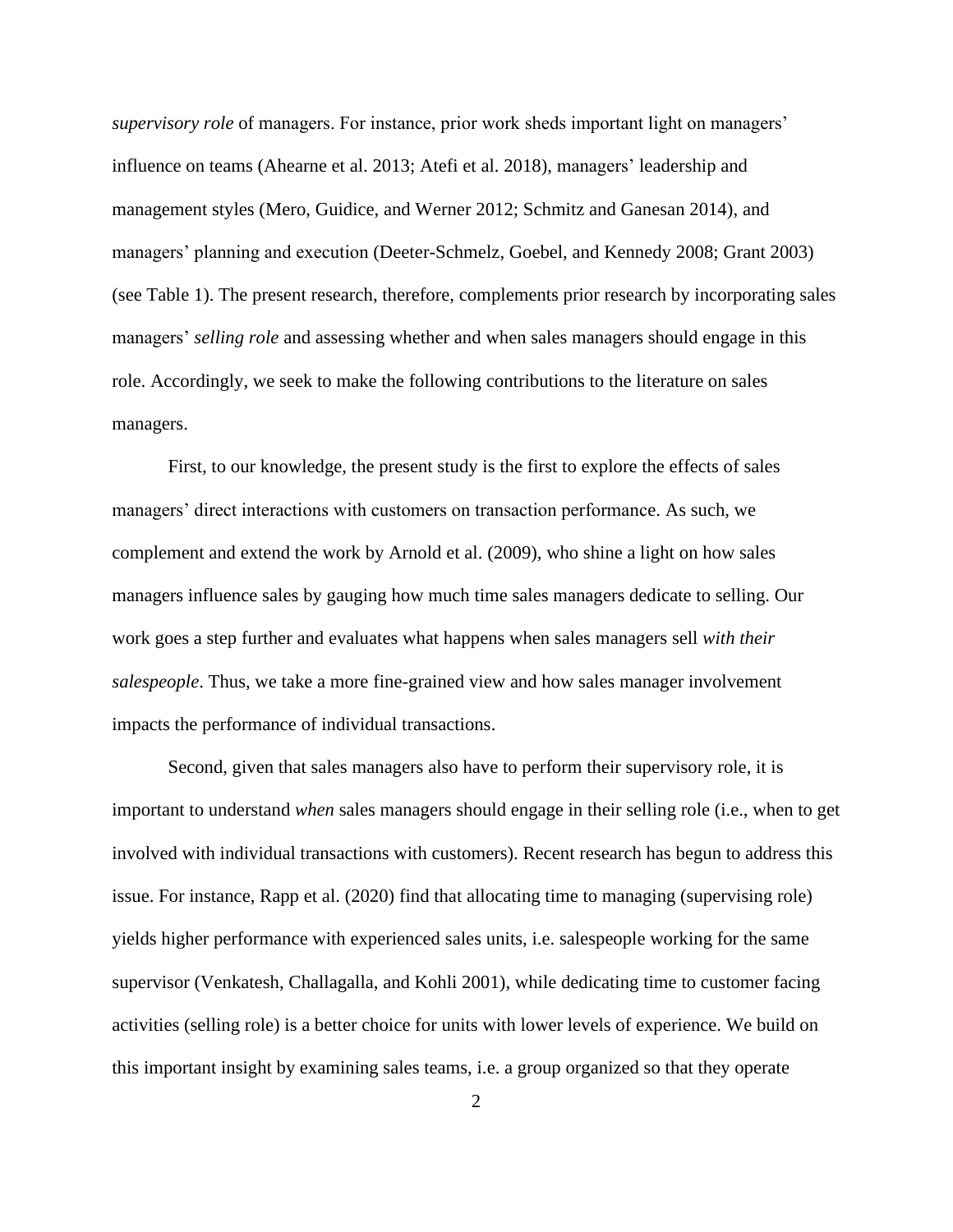*supervisory role* of managers. For instance, prior work sheds important light on managers' influence on teams (Ahearne et al. 2013; Atefi et al. 2018), managers' leadership and management styles (Mero, Guidice, and Werner 2012; Schmitz and Ganesan 2014), and managers' planning and execution (Deeter-Schmelz, Goebel, and Kennedy 2008; Grant 2003) (see Table 1). The present research, therefore, complements prior research by incorporating sales managers' *selling role* and assessing whether and when sales managers should engage in this role. Accordingly, we seek to make the following contributions to the literature on sales managers.

First, to our knowledge, the present study is the first to explore the effects of sales managers' direct interactions with customers on transaction performance. As such, we complement and extend the work by Arnold et al. (2009), who shine a light on how sales managers influence sales by gauging how much time sales managers dedicate to selling. Our work goes a step further and evaluates what happens when sales managers sell *with their salespeople*. Thus, we take a more fine-grained view and how sales manager involvement impacts the performance of individual transactions.

Second, given that sales managers also have to perform their supervisory role, it is important to understand *when* sales managers should engage in their selling role (i.e., when to get involved with individual transactions with customers). Recent research has begun to address this issue. For instance, Rapp et al. (2020) find that allocating time to managing (supervising role) yields higher performance with experienced sales units, i.e. salespeople working for the same supervisor (Venkatesh, Challagalla, and Kohli 2001), while dedicating time to customer facing activities (selling role) is a better choice for units with lower levels of experience. We build on this important insight by examining sales teams, i.e. a group organized so that they operate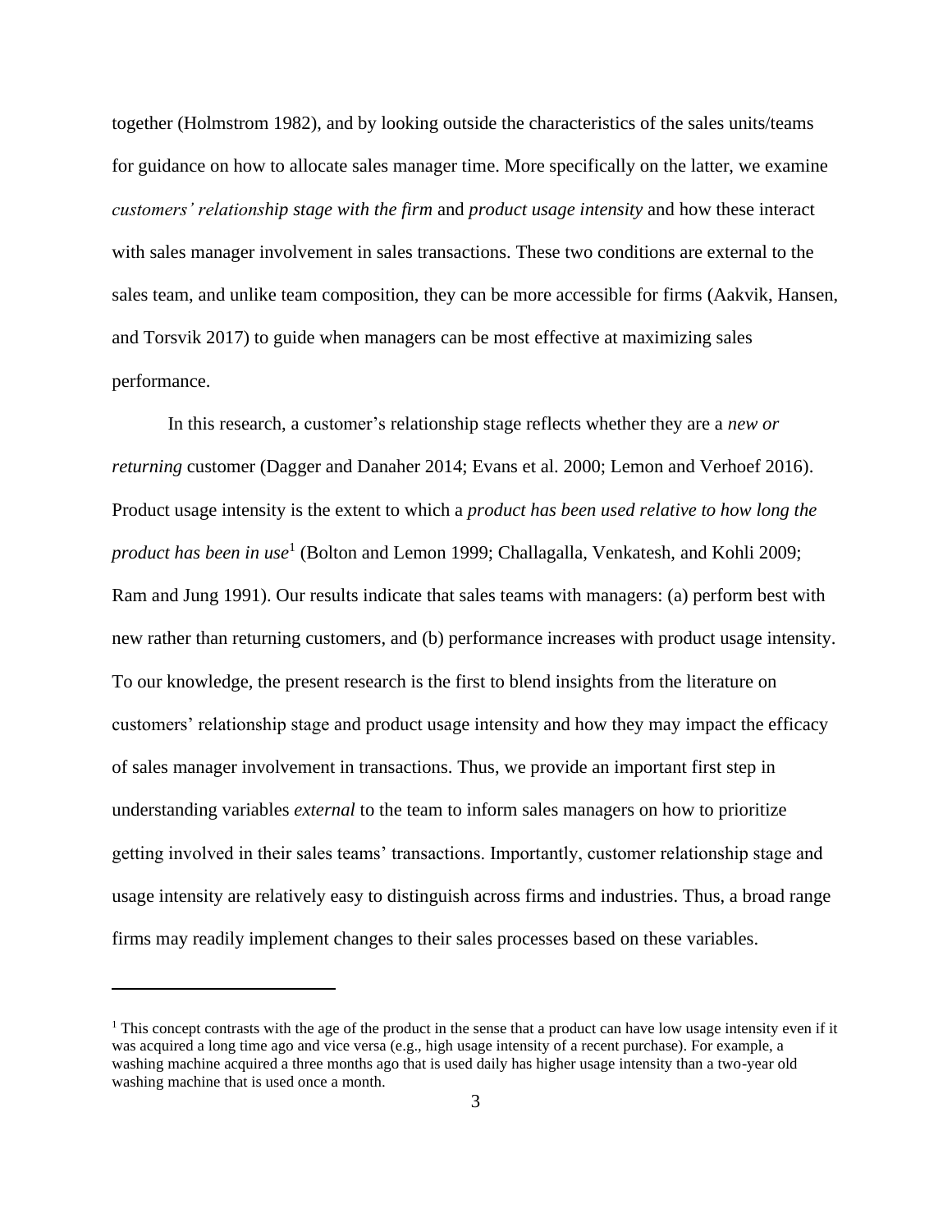together (Holmstrom 1982), and by looking outside the characteristics of the sales units/teams for guidance on how to allocate sales manager time. More specifically on the latter, we examine *customers' relationship stage with the firm* and *product usage intensity* and how these interact with sales manager involvement in sales transactions. These two conditions are external to the sales team, and unlike team composition, they can be more accessible for firms (Aakvik, Hansen, and Torsvik 2017) to guide when managers can be most effective at maximizing sales performance.

In this research, a customer's relationship stage reflects whether they are a *new or returning* customer (Dagger and Danaher 2014; Evans et al. 2000; Lemon and Verhoef 2016). Product usage intensity is the extent to which a *product has been used relative to how long the product has been in use*[1] (Bolton and Lemon 1999; Challagalla, Venkatesh, and Kohli 2009; Ram and Jung 1991). Our results indicate that sales teams with managers: (a) perform best with new rather than returning customers, and (b) performance increases with product usage intensity. To our knowledge, the present research is the first to blend insights from the literature on customers' relationship stage and product usage intensity and how they may impact the efficacy of sales manager involvement in transactions. Thus, we provide an important first step in understanding variables *external* to the team to inform sales managers on how to prioritize getting involved in their sales teams' transactions. Importantly, customer relationship stage and usage intensity are relatively easy to distinguish across firms and industries. Thus, a broad range firms may readily implement changes to their sales processes based on these variables.

---

[1] This concept contrasts with the age of the product in the sense that a product can have low usage intensity even if it was acquired a long time ago and vice versa (e.g., high usage intensity of a recent purchase). For example, a washing machine acquired a three months ago that is used daily has higher usage intensity than a two-year old washing machine that is used once a month.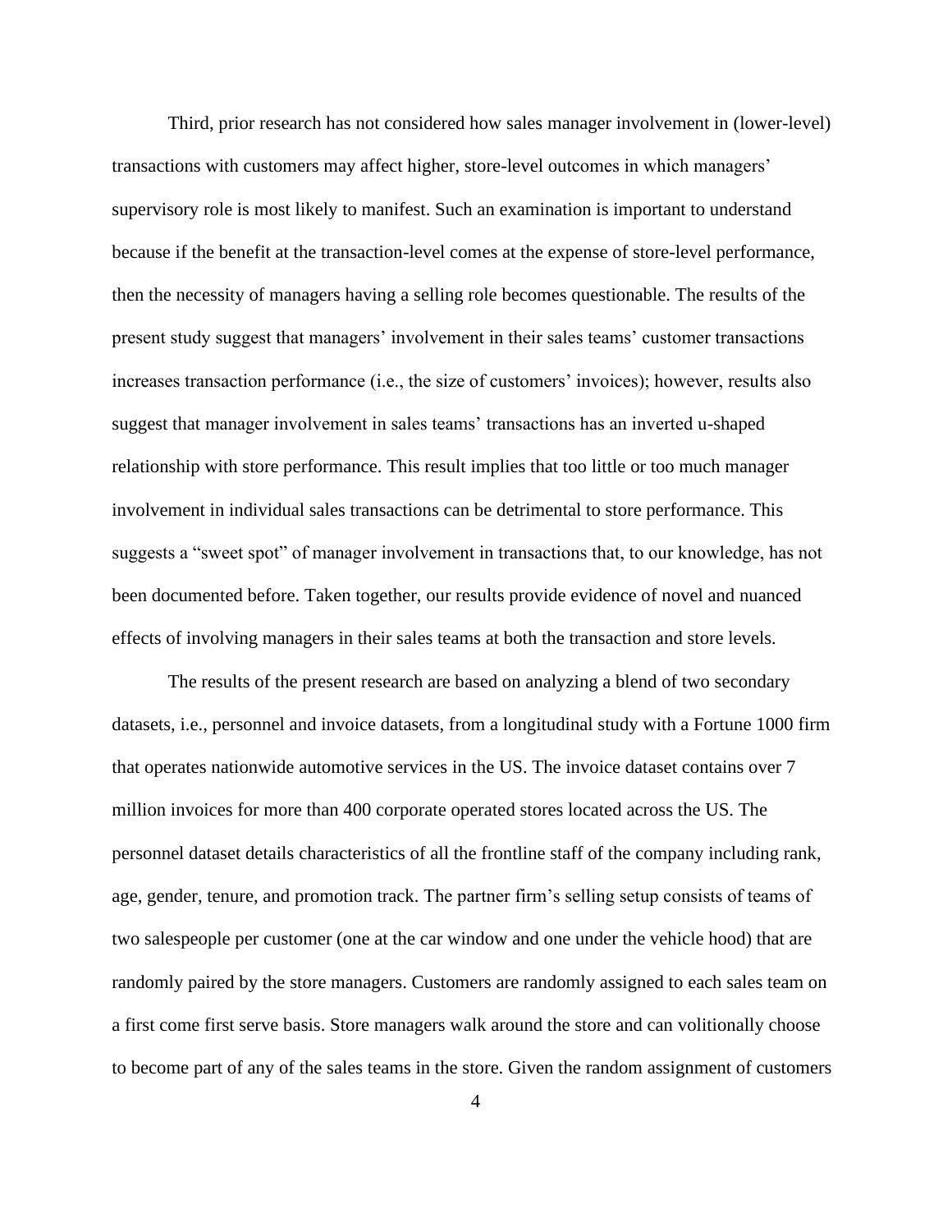Third, prior research has not considered how sales manager involvement in (lower-level) transactions with customers may affect higher, store-level outcomes in which managers' supervisory role is most likely to manifest. Such an examination is important to understand because if the benefit at the transaction-level comes at the expense of store-level performance, then the necessity of managers having a selling role becomes questionable. The results of the present study suggest that managers' involvement in their sales teams' customer transactions increases transaction performance (i.e., the size of customers' invoices); however, results also suggest that manager involvement in sales teams' transactions has an inverted u-shaped relationship with store performance. This result implies that too little or too much manager involvement in individual sales transactions can be detrimental to store performance. This suggests a "sweet spot" of manager involvement in transactions that, to our knowledge, has not been documented before. Taken together, our results provide evidence of novel and nuanced effects of involving managers in their sales teams at both the transaction and store levels.

The results of the present research are based on analyzing a blend of two secondary datasets, i.e., personnel and invoice datasets, from a longitudinal study with a Fortune 1000 firm that operates nationwide automotive services in the US. The invoice dataset contains over 7 million invoices for more than 400 corporate operated stores located across the US. The personnel dataset details characteristics of all the frontline staff of the company including rank, age, gender, tenure, and promotion track. The partner firm's selling setup consists of teams of two salespeople per customer (one at the car window and one under the vehicle hood) that are randomly paired by the store managers. Customers are randomly assigned to each sales team on a first come first serve basis. Store managers walk around the store and can volitionally choose to become part of any of the sales teams in the store. Given the random assignment of customers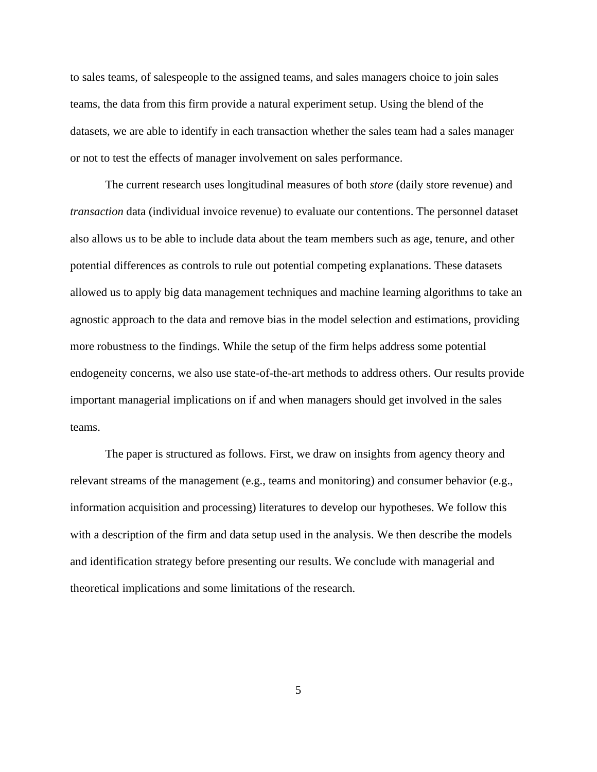to sales teams, of salespeople to the assigned teams, and sales managers choice to join sales teams, the data from this firm provide a natural experiment setup. Using the blend of the datasets, we are able to identify in each transaction whether the sales team had a sales manager or not to test the effects of manager involvement on sales performance.

The current research uses longitudinal measures of both *store* (daily store revenue) and *transaction* data (individual invoice revenue) to evaluate our contentions. The personnel dataset also allows us to be able to include data about the team members such as age, tenure, and other potential differences as controls to rule out potential competing explanations. These datasets allowed us to apply big data management techniques and machine learning algorithms to take an agnostic approach to the data and remove bias in the model selection and estimations, providing more robustness to the findings. While the setup of the firm helps address some potential endogeneity concerns, we also use state-of-the-art methods to address others. Our results provide important managerial implications on if and when managers should get involved in the sales teams.

The paper is structured as follows. First, we draw on insights from agency theory and relevant streams of the management (e.g., teams and monitoring) and consumer behavior (e.g., information acquisition and processing) literatures to develop our hypotheses. We follow this with a description of the firm and data setup used in the analysis. We then describe the models and identification strategy before presenting our results. We conclude with managerial and theoretical implications and some limitations of the research.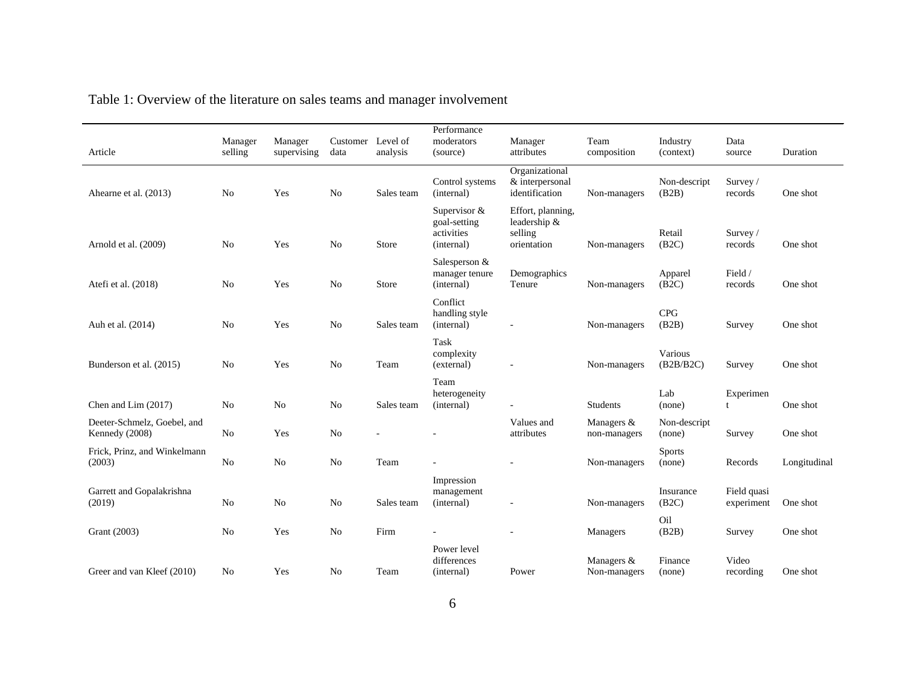Table 1: Overview of the literature on sales teams and manager involvement

| Article | Manager selling | Manager supervising | Customer data | Level of analysis | Performance moderators (source) | Manager attributes | Team composition | Industry (context) | Data source | Duration |
|---|---|---|---|---|---|---|---|---|---|---|
| Ahearne et al. (2013) | No | Yes | No | Sales team | Control systems (internal) | Organizational & interpersonal identification | Non-managers | Non-descript (B2B) | Survey / records | One shot |
| Arnold et al. (2009) | No | Yes | No | Store | Supervisor & goal-setting activities (internal) | Effort, planning, leadership & selling orientation | Non-managers | Retail (B2C) | Survey / records | One shot |
| Atefi et al. (2018) | No | Yes | No | Store | Salesperson & manager tenure (internal) | Demographics Tenure | Non-managers | Apparel (B2C) | Field / records | One shot |
| Auh et al. (2014) | No | Yes | No | Sales team | Conflict handling style (internal) | - | Non-managers | CPG (B2B) | Survey | One shot |
| Bunderson et al. (2015) | No | Yes | No | Team | Task complexity (external) | - | Non-managers | Various (B2B/B2C) | Survey | One shot |
| Chen and Lim (2017) | No | No | No | Sales team | Team heterogeneity (internal) | - | Students | Lab (none) | Experiment | One shot |
| Deeter-Schmelz, Goebel, and Kennedy (2008) | No | Yes | No | - | - | Values and attributes | Managers & non-managers | Non-descript (none) | Survey | One shot |
| Frick, Prinz, and Winkelmann (2003) | No | No | No | Team | - | - | Non-managers | Sports (none) | Records | Longitudinal |
| Garrett and Gopalakrishna (2019) | No | No | No | Sales team | Impression management (internal) | - | Non-managers | Insurance (B2C) | Field quasi experiment | One shot |
| Grant (2003) | No | Yes | No | Firm | - | - | Managers | Oil (B2B) | Survey | One shot |
| Greer and van Kleef (2010) | No | Yes | No | Team | Power level differences (internal) | Power | Managers & Non-managers | Finance (none) | Video recording | One shot |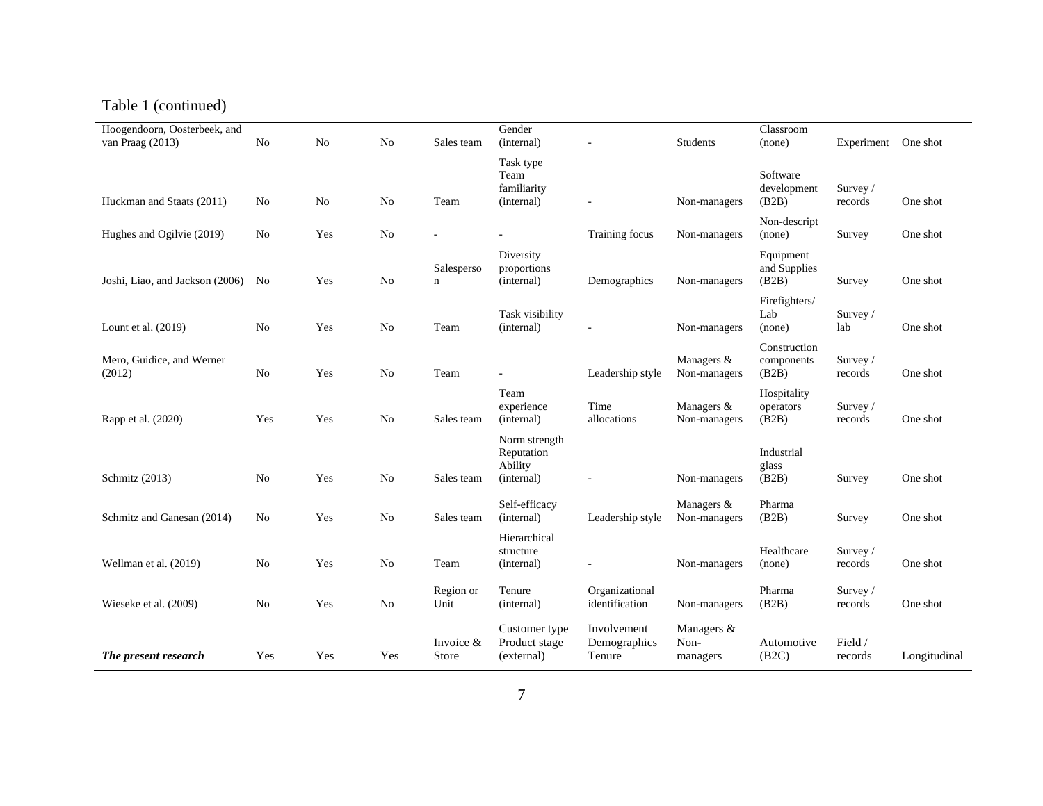Table 1 (continued)

| | | | | | | | | | | |
|---|---|---|---|---|---|---|---|---|---|---|
| Hoogendoorn, Oosterbeek, and van Praag (2013) | No | No | No | Sales team | Gender (internal) | - | Students | Classroom (none) | Experiment | One shot |
| Huckman and Staats (2011) | No | No | No | Team | Task type Team familiarity (internal) | - | Non-managers | Software development (B2B) | Survey / records | One shot |
| Hughes and Ogilvie (2019) | No | Yes | No | - | - | Training focus | Non-managers | Non-descript (none) | Survey | One shot |
| Joshi, Liao, and Jackson (2006) | No | Yes | No | Salesperson | Diversity proportions (internal) | Demographics | Non-managers | Equipment and Supplies (B2B) | Survey | One shot |
| Lount et al. (2019) | No | Yes | No | Team | Task visibility (internal) | - | Non-managers | Firefighters/ Lab (none) | Survey / lab | One shot |
| Mero, Guidice, and Werner (2012) | No | Yes | No | Team | - | Leadership style | Managers & Non-managers | Construction components (B2B) | Survey / records | One shot |
| Rapp et al. (2020) | Yes | Yes | No | Sales team | Team experience (internal) | Time allocations | Managers & Non-managers | Hospitality operators (B2B) | Survey / records | One shot |
| Schmitz (2013) | No | Yes | No | Sales team | Norm strength Reputation Ability (internal) | - | Non-managers | Industrial glass (B2B) | Survey | One shot |
| Schmitz and Ganesan (2014) | No | Yes | No | Sales team | Self-efficacy (internal) | Leadership style | Managers & Non-managers | Pharma (B2B) | Survey | One shot |
| Wellman et al. (2019) | No | Yes | No | Team | Hierarchical structure (internal) | - | Non-managers | Healthcare (none) | Survey / records | One shot |
| Wieseke et al. (2009) | No | Yes | No | Region or Unit | Tenure (internal) | Organizational identification | Non-managers | Pharma (B2B) | Survey / records | One shot |
| ***The present research*** | Yes | Yes | Yes | Invoice & Store | Customer type Product stage (external) | Involvement Demographics Tenure | Managers & Non-managers | Automotive (B2C) | Field / records | Longitudinal |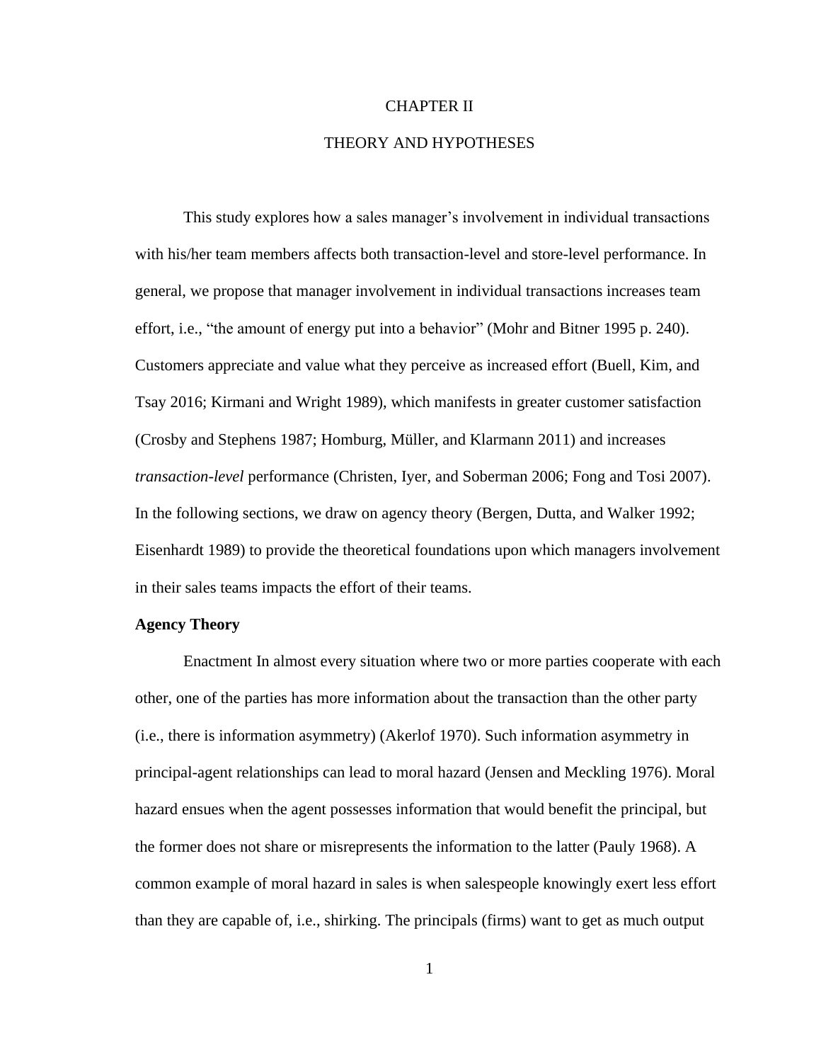# CHAPTER II

# THEORY AND HYPOTHESES

This study explores how a sales manager's involvement in individual transactions with his/her team members affects both transaction-level and store-level performance. In general, we propose that manager involvement in individual transactions increases team effort, i.e., "the amount of energy put into a behavior" (Mohr and Bitner 1995 p. 240). Customers appreciate and value what they perceive as increased effort (Buell, Kim, and Tsay 2016; Kirmani and Wright 1989), which manifests in greater customer satisfaction (Crosby and Stephens 1987; Homburg, Müller, and Klarmann 2011) and increases *transaction-level* performance (Christen, Iyer, and Soberman 2006; Fong and Tosi 2007). In the following sections, we draw on agency theory (Bergen, Dutta, and Walker 1992; Eisenhardt 1989) to provide the theoretical foundations upon which managers involvement in their sales teams impacts the effort of their teams.

**Agency Theory**

Enactment In almost every situation where two or more parties cooperate with each other, one of the parties has more information about the transaction than the other party (i.e., there is information asymmetry) (Akerlof 1970). Such information asymmetry in principal-agent relationships can lead to moral hazard (Jensen and Meckling 1976). Moral hazard ensues when the agent possesses information that would benefit the principal, but the former does not share or misrepresents the information to the latter (Pauly 1968). A common example of moral hazard in sales is when salespeople knowingly exert less effort than they are capable of, i.e., shirking. The principals (firms) want to get as much output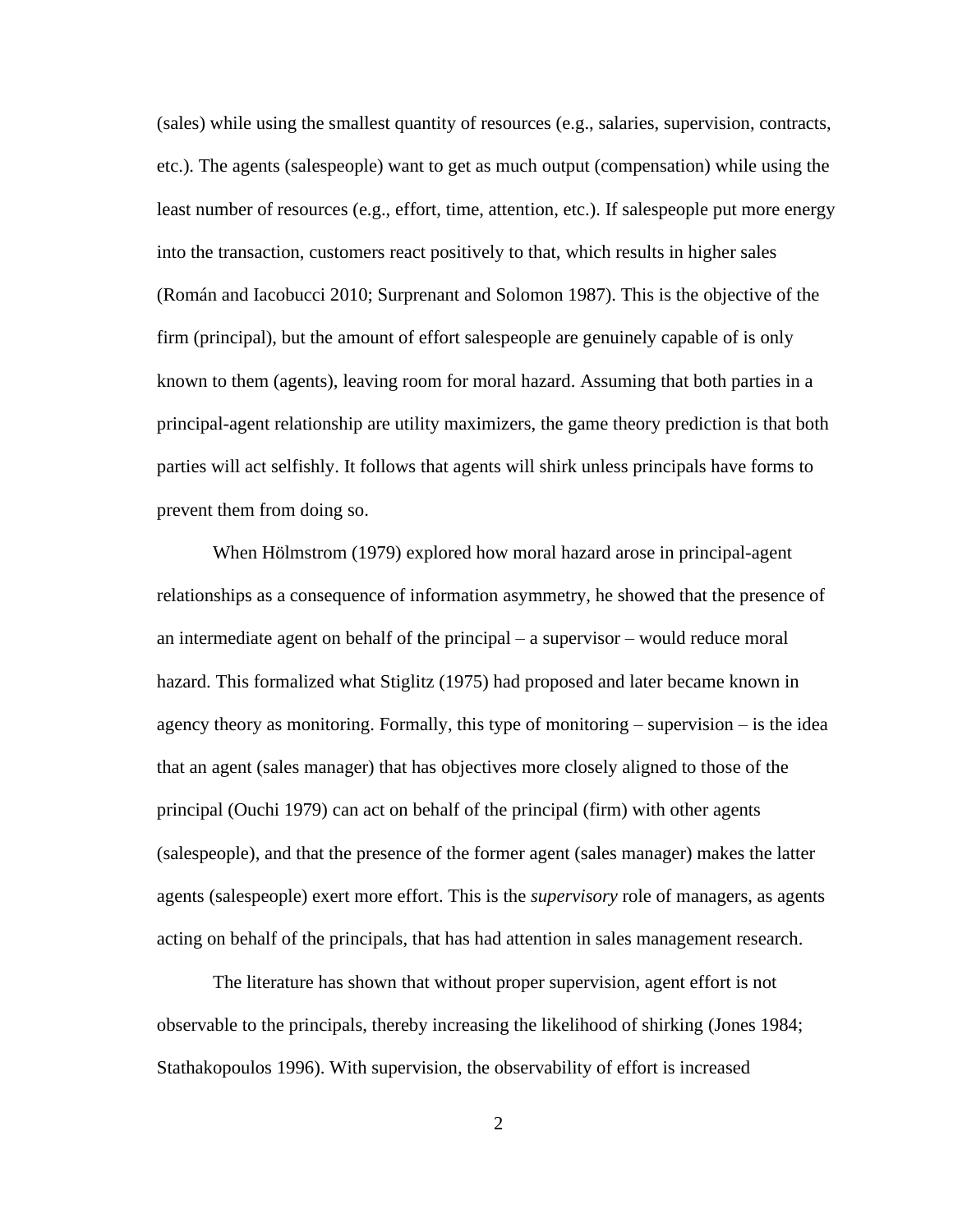(sales) while using the smallest quantity of resources (e.g., salaries, supervision, contracts, etc.). The agents (salespeople) want to get as much output (compensation) while using the least number of resources (e.g., effort, time, attention, etc.). If salespeople put more energy into the transaction, customers react positively to that, which results in higher sales (Román and Iacobucci 2010; Surprenant and Solomon 1987). This is the objective of the firm (principal), but the amount of effort salespeople are genuinely capable of is only known to them (agents), leaving room for moral hazard. Assuming that both parties in a principal-agent relationship are utility maximizers, the game theory prediction is that both parties will act selfishly. It follows that agents will shirk unless principals have forms to prevent them from doing so.

When Hölmstrom (1979) explored how moral hazard arose in principal-agent relationships as a consequence of information asymmetry, he showed that the presence of an intermediate agent on behalf of the principal – a supervisor – would reduce moral hazard. This formalized what Stiglitz (1975) had proposed and later became known in agency theory as monitoring. Formally, this type of monitoring – supervision – is the idea that an agent (sales manager) that has objectives more closely aligned to those of the principal (Ouchi 1979) can act on behalf of the principal (firm) with other agents (salespeople), and that the presence of the former agent (sales manager) makes the latter agents (salespeople) exert more effort. This is the *supervisory* role of managers, as agents acting on behalf of the principals, that has had attention in sales management research.

The literature has shown that without proper supervision, agent effort is not observable to the principals, thereby increasing the likelihood of shirking (Jones 1984; Stathakopoulos 1996). With supervision, the observability of effort is increased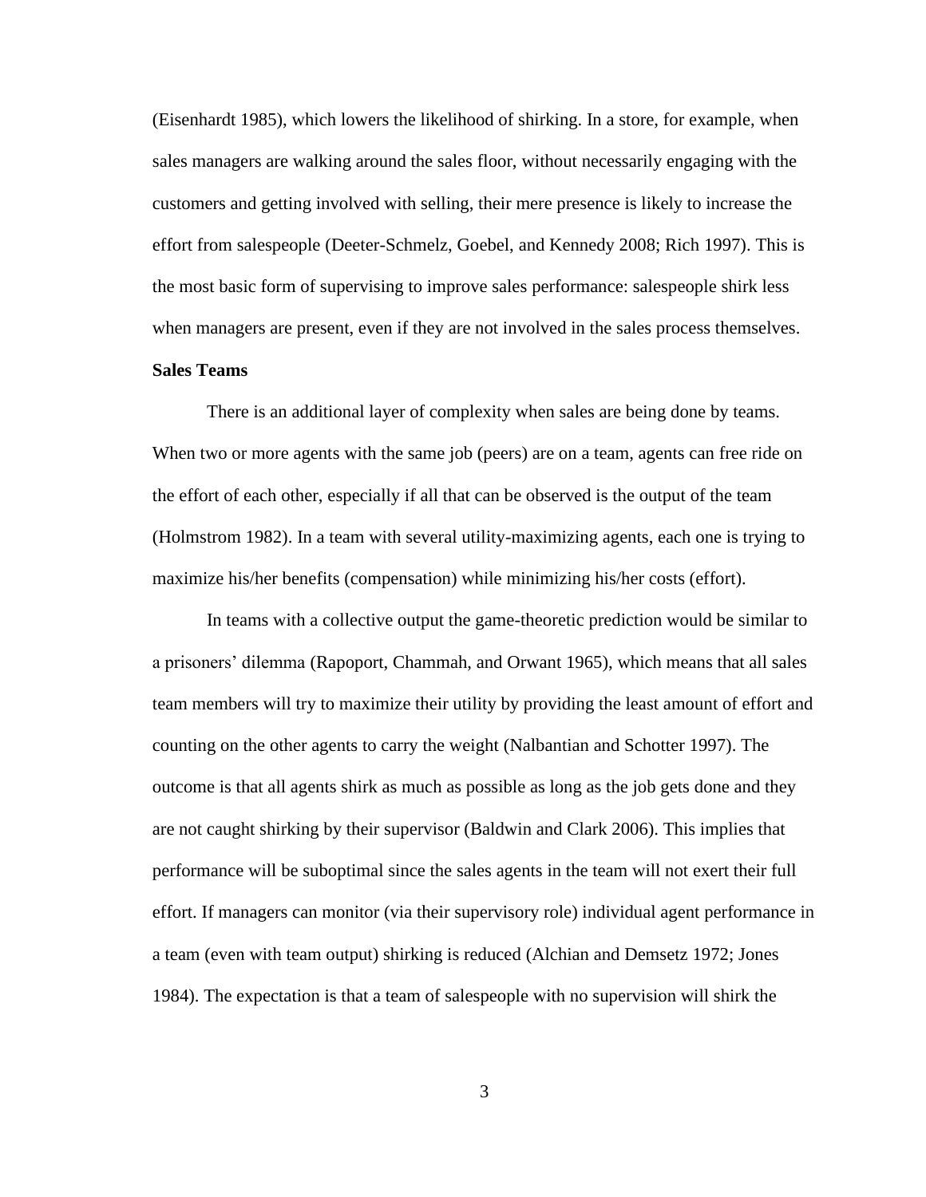(Eisenhardt 1985), which lowers the likelihood of shirking. In a store, for example, when sales managers are walking around the sales floor, without necessarily engaging with the customers and getting involved with selling, their mere presence is likely to increase the effort from salespeople (Deeter-Schmelz, Goebel, and Kennedy 2008; Rich 1997). This is the most basic form of supervising to improve sales performance: salespeople shirk less when managers are present, even if they are not involved in the sales process themselves.

**Sales Teams**

There is an additional layer of complexity when sales are being done by teams. When two or more agents with the same job (peers) are on a team, agents can free ride on the effort of each other, especially if all that can be observed is the output of the team (Holmstrom 1982). In a team with several utility-maximizing agents, each one is trying to maximize his/her benefits (compensation) while minimizing his/her costs (effort).

In teams with a collective output the game-theoretic prediction would be similar to a prisoners' dilemma (Rapoport, Chammah, and Orwant 1965), which means that all sales team members will try to maximize their utility by providing the least amount of effort and counting on the other agents to carry the weight (Nalbantian and Schotter 1997). The outcome is that all agents shirk as much as possible as long as the job gets done and they are not caught shirking by their supervisor (Baldwin and Clark 2006). This implies that performance will be suboptimal since the sales agents in the team will not exert their full effort. If managers can monitor (via their supervisory role) individual agent performance in a team (even with team output) shirking is reduced (Alchian and Demsetz 1972; Jones 1984). The expectation is that a team of salespeople with no supervision will shirk the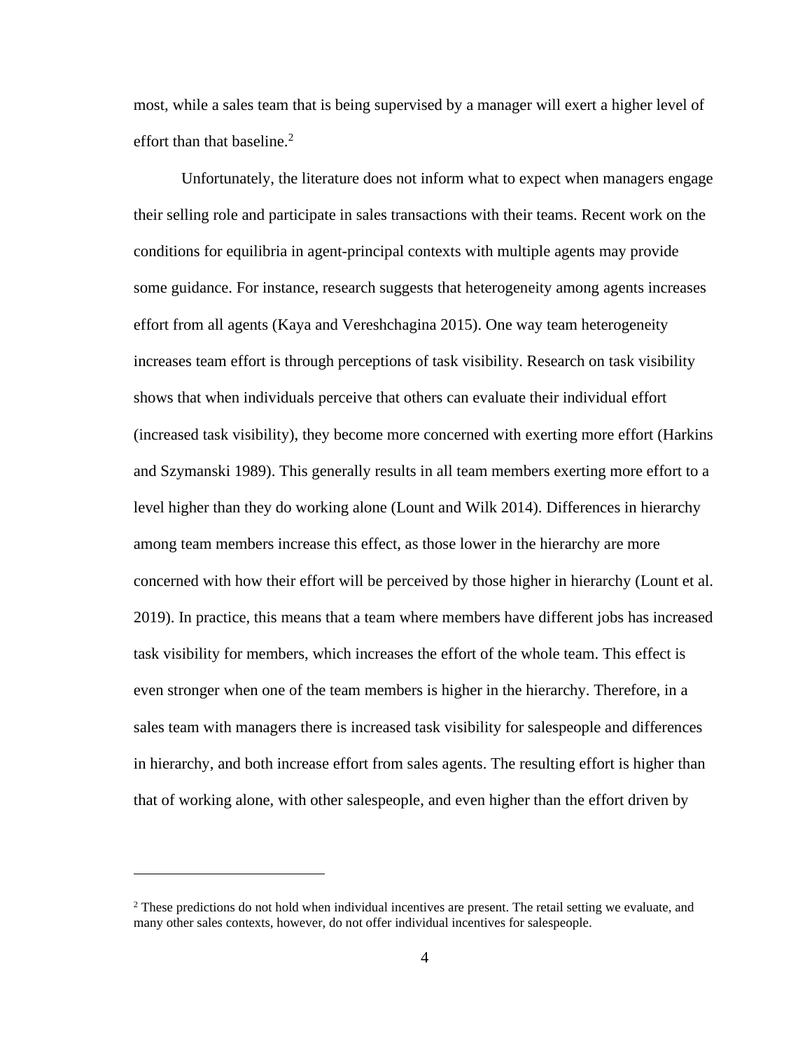most, while a sales team that is being supervised by a manager will exert a higher level of effort than that baseline.[2]

Unfortunately, the literature does not inform what to expect when managers engage their selling role and participate in sales transactions with their teams. Recent work on the conditions for equilibria in agent-principal contexts with multiple agents may provide some guidance. For instance, research suggests that heterogeneity among agents increases effort from all agents (Kaya and Vereshchagina 2015). One way team heterogeneity increases team effort is through perceptions of task visibility. Research on task visibility shows that when individuals perceive that others can evaluate their individual effort (increased task visibility), they become more concerned with exerting more effort (Harkins and Szymanski 1989). This generally results in all team members exerting more effort to a level higher than they do working alone (Lount and Wilk 2014). Differences in hierarchy among team members increase this effect, as those lower in the hierarchy are more concerned with how their effort will be perceived by those higher in hierarchy (Lount et al. 2019). In practice, this means that a team where members have different jobs has increased task visibility for members, which increases the effort of the whole team. This effect is even stronger when one of the team members is higher in the hierarchy. Therefore, in a sales team with managers there is increased task visibility for salespeople and differences in hierarchy, and both increase effort from sales agents. The resulting effort is higher than that of working alone, with other salespeople, and even higher than the effort driven by

[2] These predictions do not hold when individual incentives are present. The retail setting we evaluate, and many other sales contexts, however, do not offer individual incentives for salespeople.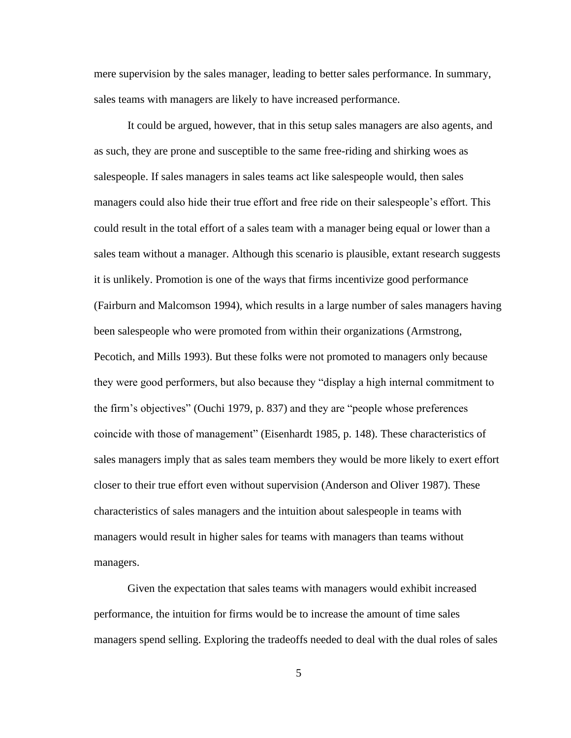mere supervision by the sales manager, leading to better sales performance. In summary, sales teams with managers are likely to have increased performance.

It could be argued, however, that in this setup sales managers are also agents, and as such, they are prone and susceptible to the same free-riding and shirking woes as salespeople. If sales managers in sales teams act like salespeople would, then sales managers could also hide their true effort and free ride on their salespeople's effort. This could result in the total effort of a sales team with a manager being equal or lower than a sales team without a manager. Although this scenario is plausible, extant research suggests it is unlikely. Promotion is one of the ways that firms incentivize good performance (Fairburn and Malcomson 1994), which results in a large number of sales managers having been salespeople who were promoted from within their organizations (Armstrong, Pecotich, and Mills 1993). But these folks were not promoted to managers only because they were good performers, but also because they "display a high internal commitment to the firm's objectives" (Ouchi 1979, p. 837) and they are "people whose preferences coincide with those of management" (Eisenhardt 1985, p. 148). These characteristics of sales managers imply that as sales team members they would be more likely to exert effort closer to their true effort even without supervision (Anderson and Oliver 1987). These characteristics of sales managers and the intuition about salespeople in teams with managers would result in higher sales for teams with managers than teams without managers.

Given the expectation that sales teams with managers would exhibit increased performance, the intuition for firms would be to increase the amount of time sales managers spend selling. Exploring the tradeoffs needed to deal with the dual roles of sales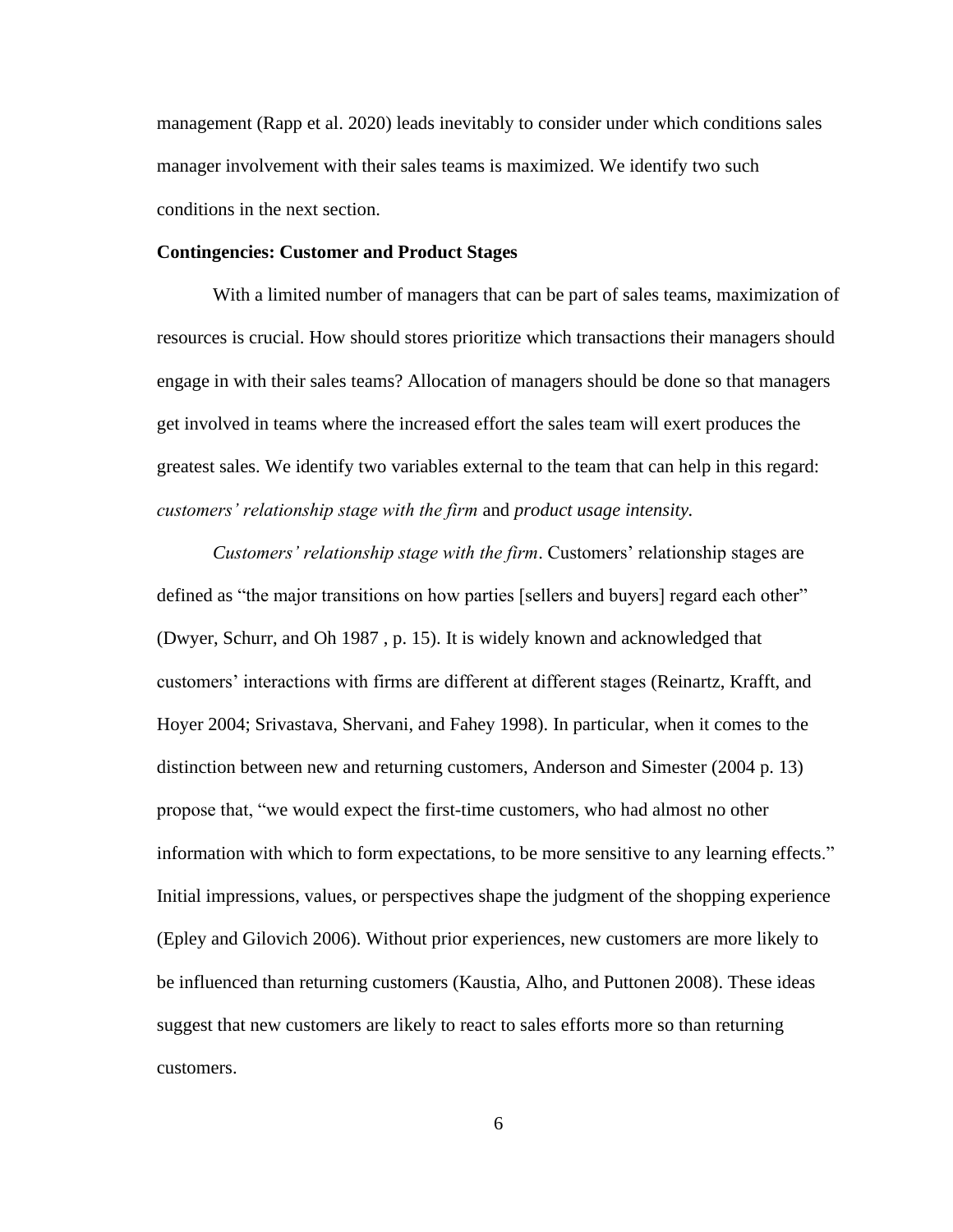management (Rapp et al. 2020) leads inevitably to consider under which conditions sales manager involvement with their sales teams is maximized. We identify two such conditions in the next section.

**Contingencies: Customer and Product Stages**

With a limited number of managers that can be part of sales teams, maximization of resources is crucial. How should stores prioritize which transactions their managers should engage in with their sales teams? Allocation of managers should be done so that managers get involved in teams where the increased effort the sales team will exert produces the greatest sales. We identify two variables external to the team that can help in this regard: *customers' relationship stage with the firm* and *product usage intensity.*

*Customers' relationship stage with the firm*. Customers' relationship stages are defined as "the major transitions on how parties [sellers and buyers] regard each other" (Dwyer, Schurr, and Oh 1987 , p. 15). It is widely known and acknowledged that customers' interactions with firms are different at different stages (Reinartz, Krafft, and Hoyer 2004; Srivastava, Shervani, and Fahey 1998). In particular, when it comes to the distinction between new and returning customers, Anderson and Simester (2004 p. 13) propose that, "we would expect the first-time customers, who had almost no other information with which to form expectations, to be more sensitive to any learning effects." Initial impressions, values, or perspectives shape the judgment of the shopping experience (Epley and Gilovich 2006). Without prior experiences, new customers are more likely to be influenced than returning customers (Kaustia, Alho, and Puttonen 2008). These ideas suggest that new customers are likely to react to sales efforts more so than returning customers.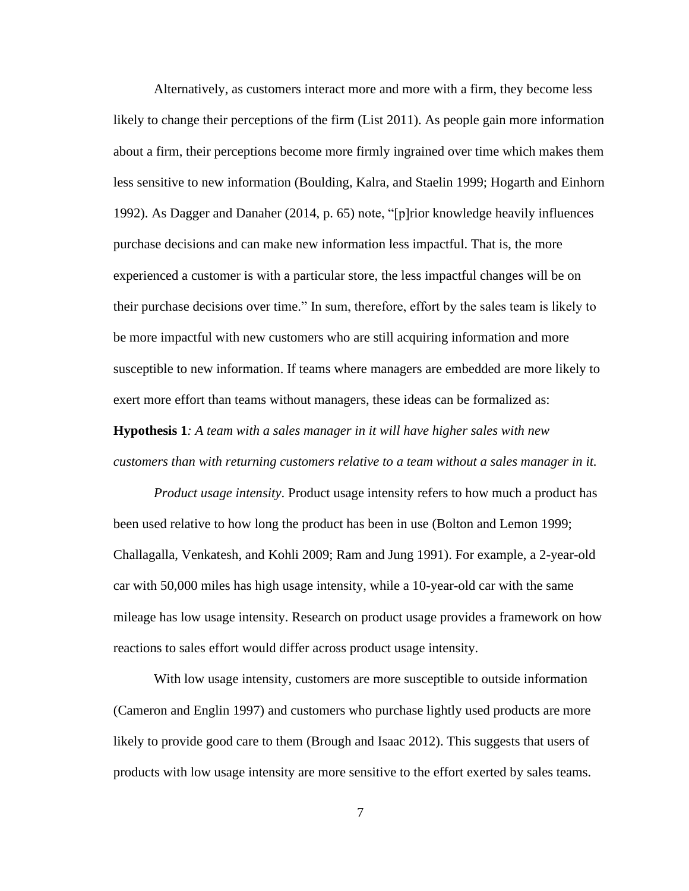Alternatively, as customers interact more and more with a firm, they become less likely to change their perceptions of the firm (List 2011). As people gain more information about a firm, their perceptions become more firmly ingrained over time which makes them less sensitive to new information (Boulding, Kalra, and Staelin 1999; Hogarth and Einhorn 1992). As Dagger and Danaher (2014, p. 65) note, "[p]rior knowledge heavily influences purchase decisions and can make new information less impactful. That is, the more experienced a customer is with a particular store, the less impactful changes will be on their purchase decisions over time." In sum, therefore, effort by the sales team is likely to be more impactful with new customers who are still acquiring information and more susceptible to new information. If teams where managers are embedded are more likely to exert more effort than teams without managers, these ideas can be formalized as:

**Hypothesis 1***: A team with a sales manager in it will have higher sales with new customers than with returning customers relative to a team without a sales manager in it.*

*Product usage intensity*. Product usage intensity refers to how much a product has been used relative to how long the product has been in use (Bolton and Lemon 1999; Challagalla, Venkatesh, and Kohli 2009; Ram and Jung 1991). For example, a 2-year-old car with 50,000 miles has high usage intensity, while a 10-year-old car with the same mileage has low usage intensity. Research on product usage provides a framework on how reactions to sales effort would differ across product usage intensity.

With low usage intensity, customers are more susceptible to outside information (Cameron and Englin 1997) and customers who purchase lightly used products are more likely to provide good care to them (Brough and Isaac 2012). This suggests that users of products with low usage intensity are more sensitive to the effort exerted by sales teams.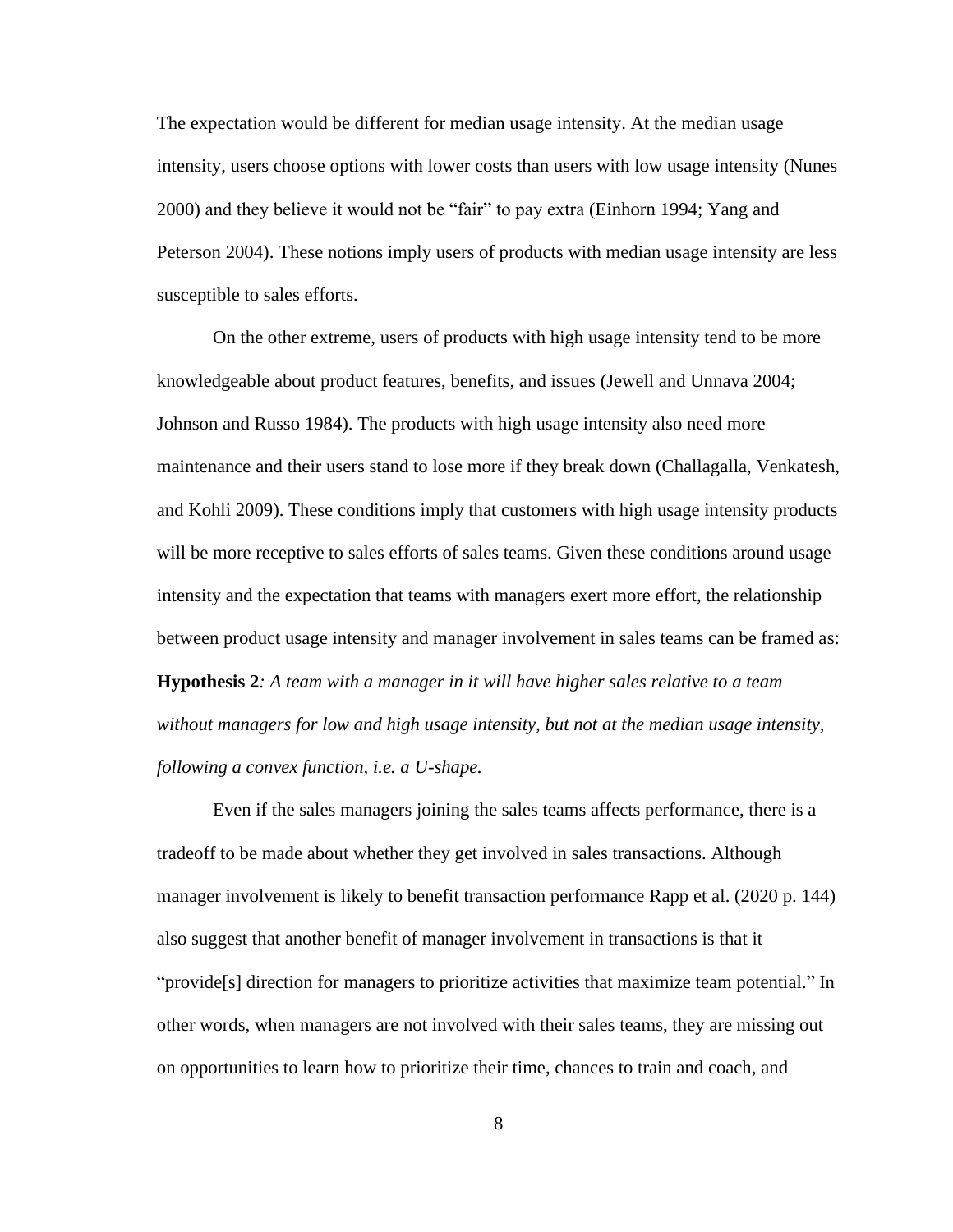The expectation would be different for median usage intensity. At the median usage intensity, users choose options with lower costs than users with low usage intensity (Nunes 2000) and they believe it would not be "fair" to pay extra (Einhorn 1994; Yang and Peterson 2004). These notions imply users of products with median usage intensity are less susceptible to sales efforts.

On the other extreme, users of products with high usage intensity tend to be more knowledgeable about product features, benefits, and issues (Jewell and Unnava 2004; Johnson and Russo 1984). The products with high usage intensity also need more maintenance and their users stand to lose more if they break down (Challagalla, Venkatesh, and Kohli 2009). These conditions imply that customers with high usage intensity products will be more receptive to sales efforts of sales teams. Given these conditions around usage intensity and the expectation that teams with managers exert more effort, the relationship between product usage intensity and manager involvement in sales teams can be framed as:

**Hypothesis 2***: A team with a manager in it will have higher sales relative to a team without managers for low and high usage intensity, but not at the median usage intensity, following a convex function, i.e. a U-shape.*

Even if the sales managers joining the sales teams affects performance, there is a tradeoff to be made about whether they get involved in sales transactions. Although manager involvement is likely to benefit transaction performance Rapp et al. (2020 p. 144) also suggest that another benefit of manager involvement in transactions is that it "provide[s] direction for managers to prioritize activities that maximize team potential." In other words, when managers are not involved with their sales teams, they are missing out on opportunities to learn how to prioritize their time, chances to train and coach, and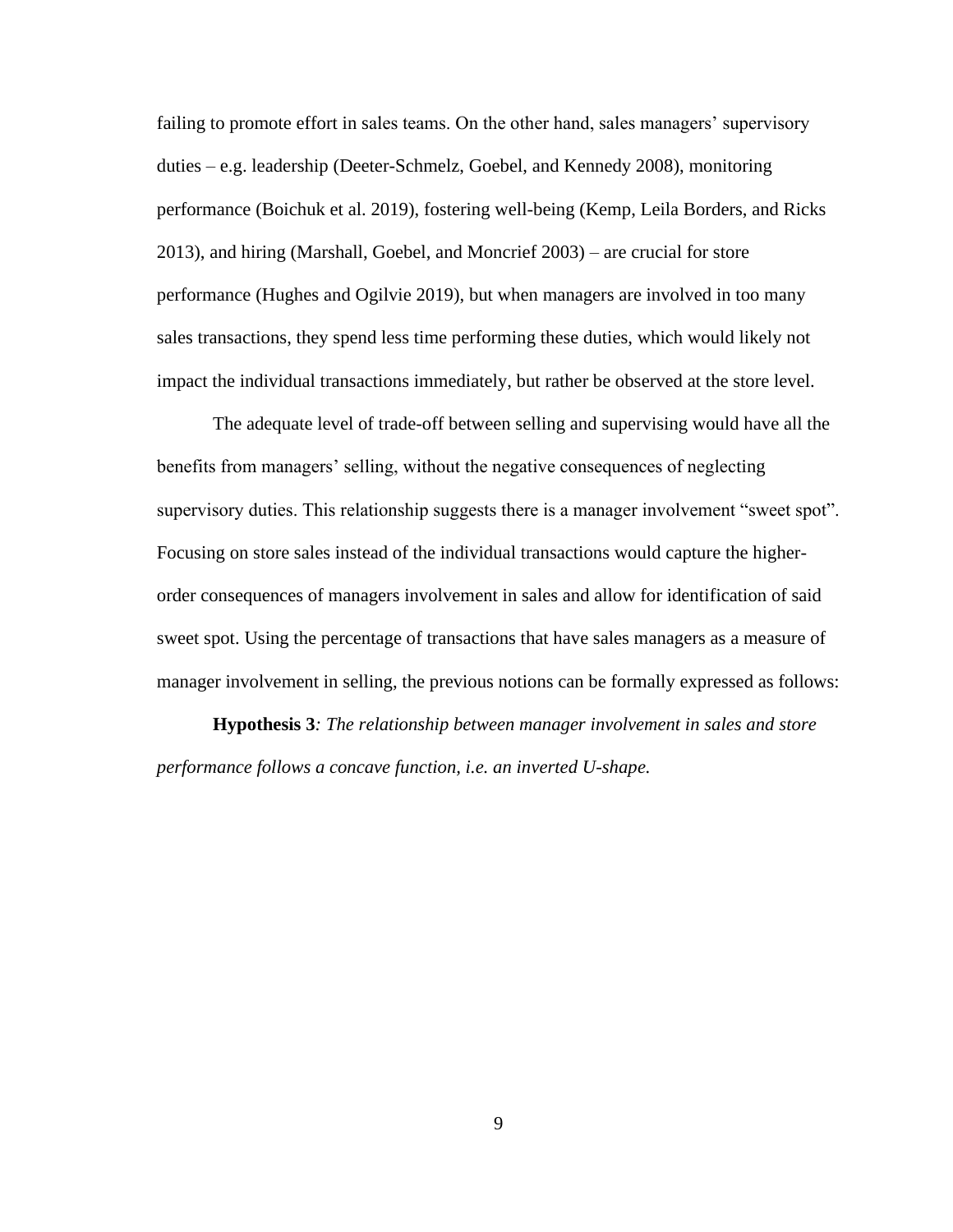failing to promote effort in sales teams. On the other hand, sales managers' supervisory duties – e.g. leadership (Deeter-Schmelz, Goebel, and Kennedy 2008), monitoring performance (Boichuk et al. 2019), fostering well-being (Kemp, Leila Borders, and Ricks 2013), and hiring (Marshall, Goebel, and Moncrief 2003) – are crucial for store performance (Hughes and Ogilvie 2019), but when managers are involved in too many sales transactions, they spend less time performing these duties, which would likely not impact the individual transactions immediately, but rather be observed at the store level.

The adequate level of trade-off between selling and supervising would have all the benefits from managers' selling, without the negative consequences of neglecting supervisory duties. This relationship suggests there is a manager involvement "sweet spot". Focusing on store sales instead of the individual transactions would capture the higher-order consequences of managers involvement in sales and allow for identification of said sweet spot. Using the percentage of transactions that have sales managers as a measure of manager involvement in selling, the previous notions can be formally expressed as follows:

**Hypothesis 3***: The relationship between manager involvement in sales and store performance follows a concave function, i.e. an inverted U-shape.*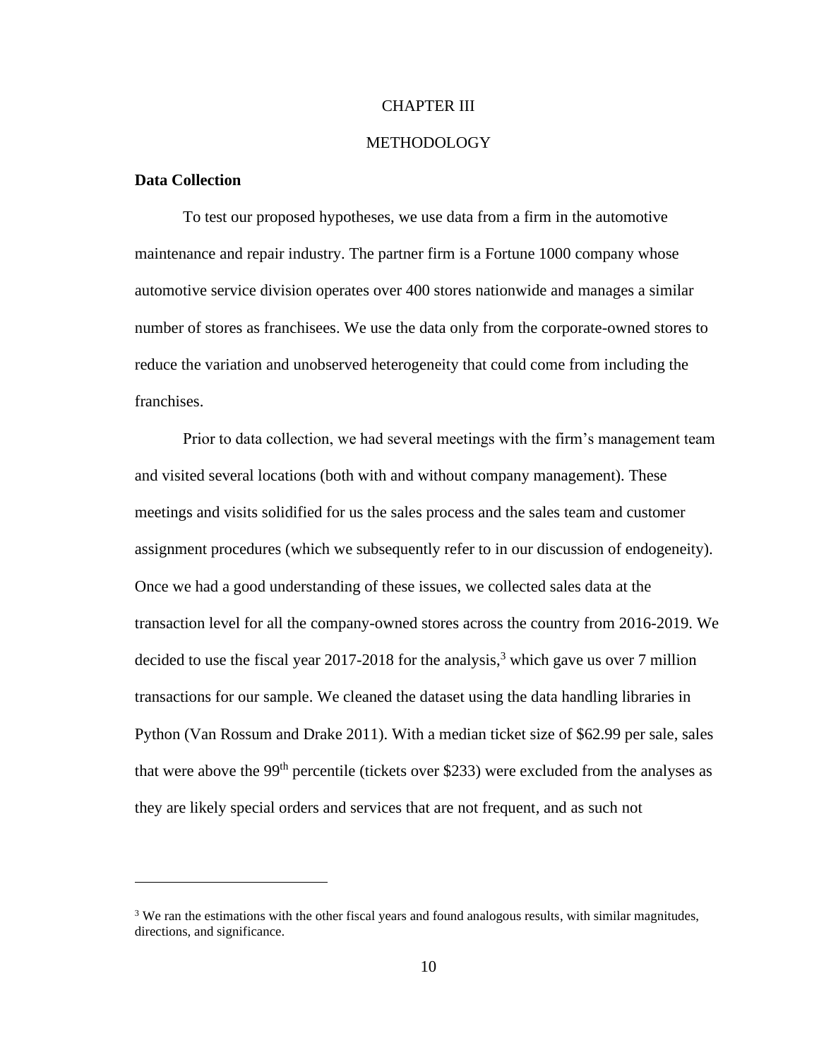# CHAPTER III

# METHODOLOGY

## Data Collection

To test our proposed hypotheses, we use data from a firm in the automotive maintenance and repair industry. The partner firm is a Fortune 1000 company whose automotive service division operates over 400 stores nationwide and manages a similar number of stores as franchisees. We use the data only from the corporate-owned stores to reduce the variation and unobserved heterogeneity that could come from including the franchises.

Prior to data collection, we had several meetings with the firm's management team and visited several locations (both with and without company management). These meetings and visits solidified for us the sales process and the sales team and customer assignment procedures (which we subsequently refer to in our discussion of endogeneity). Once we had a good understanding of these issues, we collected sales data at the transaction level for all the company-owned stores across the country from 2016-2019. We decided to use the fiscal year 2017-2018 for the analysis,[3] which gave us over 7 million transactions for our sample. We cleaned the dataset using the data handling libraries in Python (Van Rossum and Drake 2011). With a median ticket size of $62.99 per sale, sales that were above the 99th percentile (tickets over $233) were excluded from the analyses as they are likely special orders and services that are not frequent, and as such not

---

[3] We ran the estimations with the other fiscal years and found analogous results, with similar magnitudes, directions, and significance.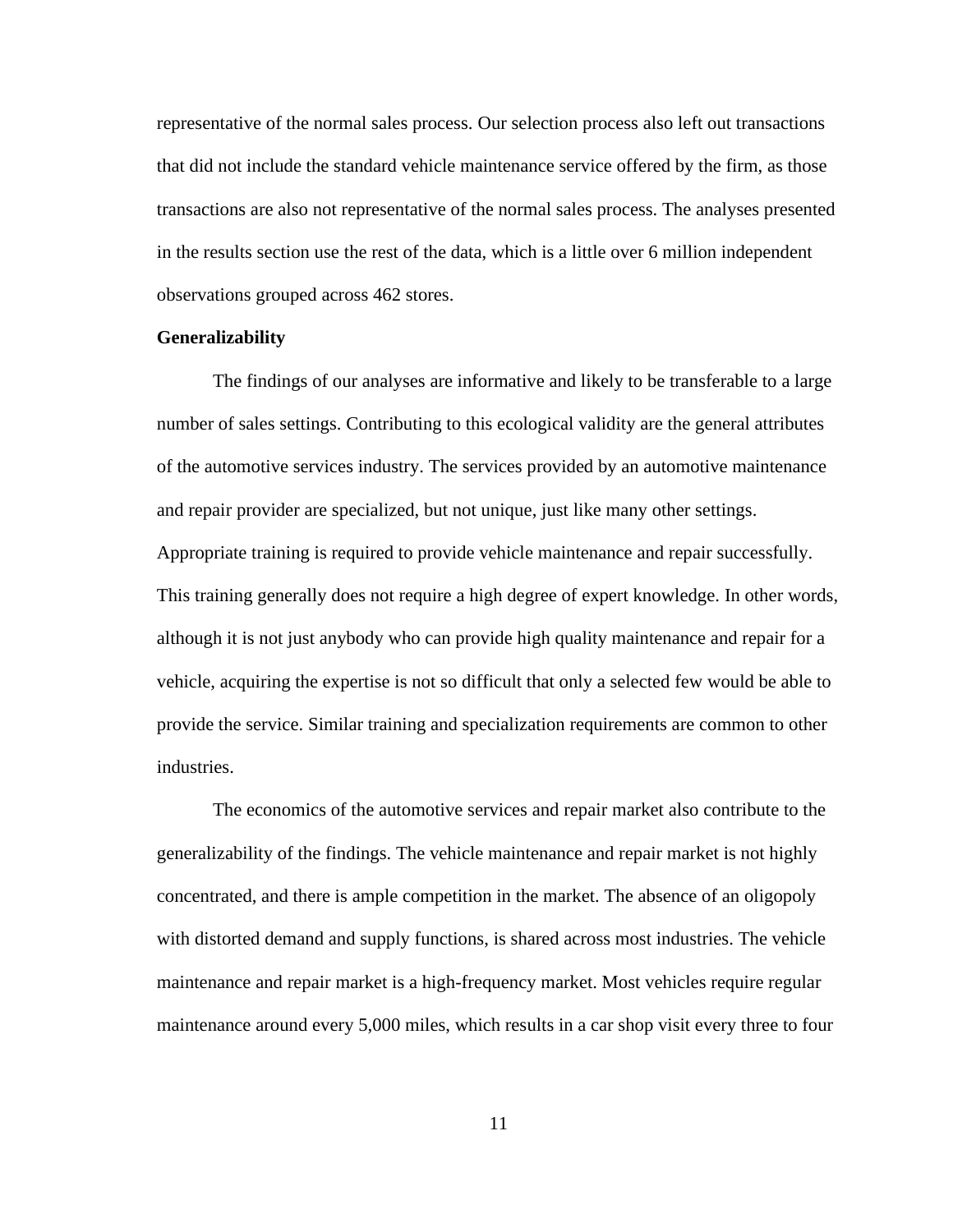representative of the normal sales process. Our selection process also left out transactions that did not include the standard vehicle maintenance service offered by the firm, as those transactions are also not representative of the normal sales process. The analyses presented in the results section use the rest of the data, which is a little over 6 million independent observations grouped across 462 stores.

**Generalizability**

The findings of our analyses are informative and likely to be transferable to a large number of sales settings. Contributing to this ecological validity are the general attributes of the automotive services industry. The services provided by an automotive maintenance and repair provider are specialized, but not unique, just like many other settings. Appropriate training is required to provide vehicle maintenance and repair successfully. This training generally does not require a high degree of expert knowledge. In other words, although it is not just anybody who can provide high quality maintenance and repair for a vehicle, acquiring the expertise is not so difficult that only a selected few would be able to provide the service. Similar training and specialization requirements are common to other industries.

The economics of the automotive services and repair market also contribute to the generalizability of the findings. The vehicle maintenance and repair market is not highly concentrated, and there is ample competition in the market. The absence of an oligopoly with distorted demand and supply functions, is shared across most industries. The vehicle maintenance and repair market is a high-frequency market. Most vehicles require regular maintenance around every 5,000 miles, which results in a car shop visit every three to four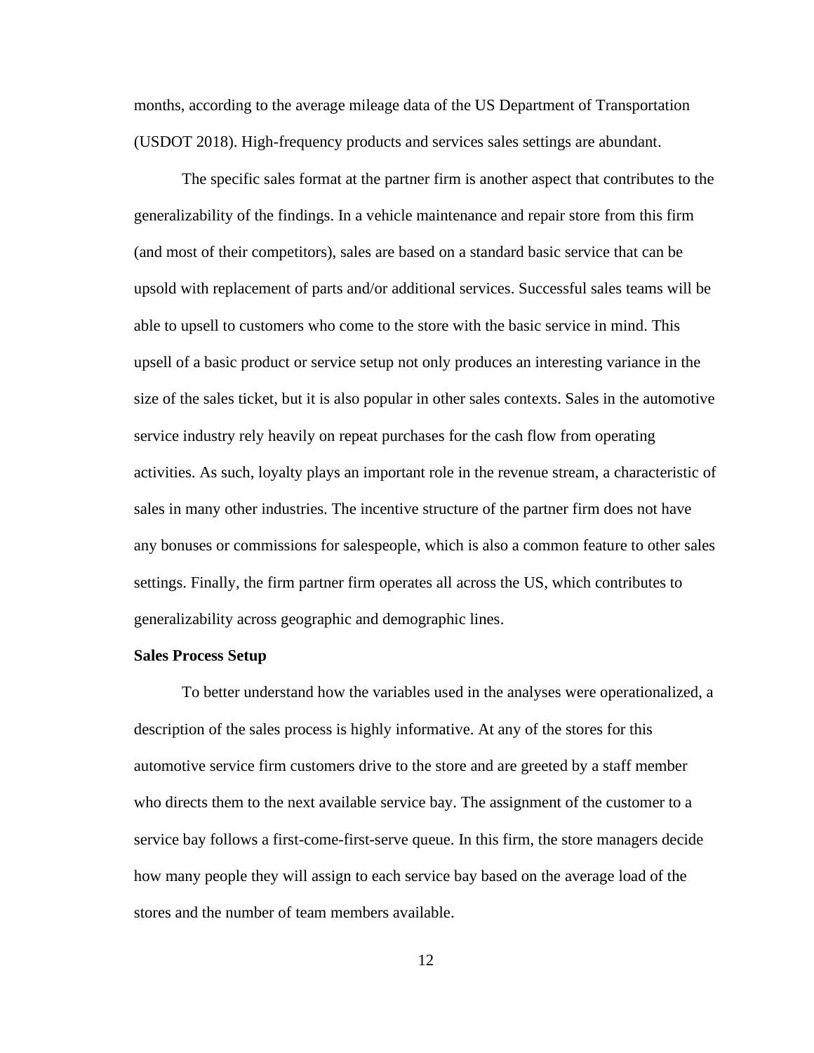months, according to the average mileage data of the US Department of Transportation (USDOT 2018). High-frequency products and services sales settings are abundant.

The specific sales format at the partner firm is another aspect that contributes to the generalizability of the findings. In a vehicle maintenance and repair store from this firm (and most of their competitors), sales are based on a standard basic service that can be upsold with replacement of parts and/or additional services. Successful sales teams will be able to upsell to customers who come to the store with the basic service in mind. This upsell of a basic product or service setup not only produces an interesting variance in the size of the sales ticket, but it is also popular in other sales contexts. Sales in the automotive service industry rely heavily on repeat purchases for the cash flow from operating activities. As such, loyalty plays an important role in the revenue stream, a characteristic of sales in many other industries. The incentive structure of the partner firm does not have any bonuses or commissions for salespeople, which is also a common feature to other sales settings. Finally, the firm partner firm operates all across the US, which contributes to generalizability across geographic and demographic lines.

**Sales Process Setup**

To better understand how the variables used in the analyses were operationalized, a description of the sales process is highly informative. At any of the stores for this automotive service firm customers drive to the store and are greeted by a staff member who directs them to the next available service bay. The assignment of the customer to a service bay follows a first-come-first-serve queue. In this firm, the store managers decide how many people they will assign to each service bay based on the average load of the stores and the number of team members available.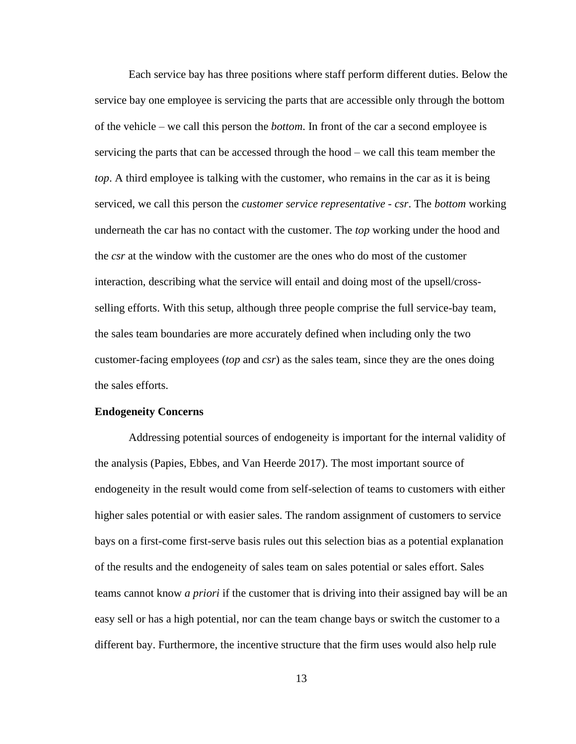Each service bay has three positions where staff perform different duties. Below the service bay one employee is servicing the parts that are accessible only through the bottom of the vehicle – we call this person the *bottom*. In front of the car a second employee is servicing the parts that can be accessed through the hood – we call this team member the *top*. A third employee is talking with the customer, who remains in the car as it is being serviced, we call this person the *customer service representative - csr*. The *bottom* working underneath the car has no contact with the customer. The *top* working under the hood and the *csr* at the window with the customer are the ones who do most of the customer interaction, describing what the service will entail and doing most of the upsell/cross-selling efforts. With this setup, although three people comprise the full service-bay team, the sales team boundaries are more accurately defined when including only the two customer-facing employees (*top* and *csr*) as the sales team, since they are the ones doing the sales efforts.

**Endogeneity Concerns**

Addressing potential sources of endogeneity is important for the internal validity of the analysis (Papies, Ebbes, and Van Heerde 2017). The most important source of endogeneity in the result would come from self-selection of teams to customers with either higher sales potential or with easier sales. The random assignment of customers to service bays on a first-come first-serve basis rules out this selection bias as a potential explanation of the results and the endogeneity of sales team on sales potential or sales effort. Sales teams cannot know *a priori* if the customer that is driving into their assigned bay will be an easy sell or has a high potential, nor can the team change bays or switch the customer to a different bay. Furthermore, the incentive structure that the firm uses would also help rule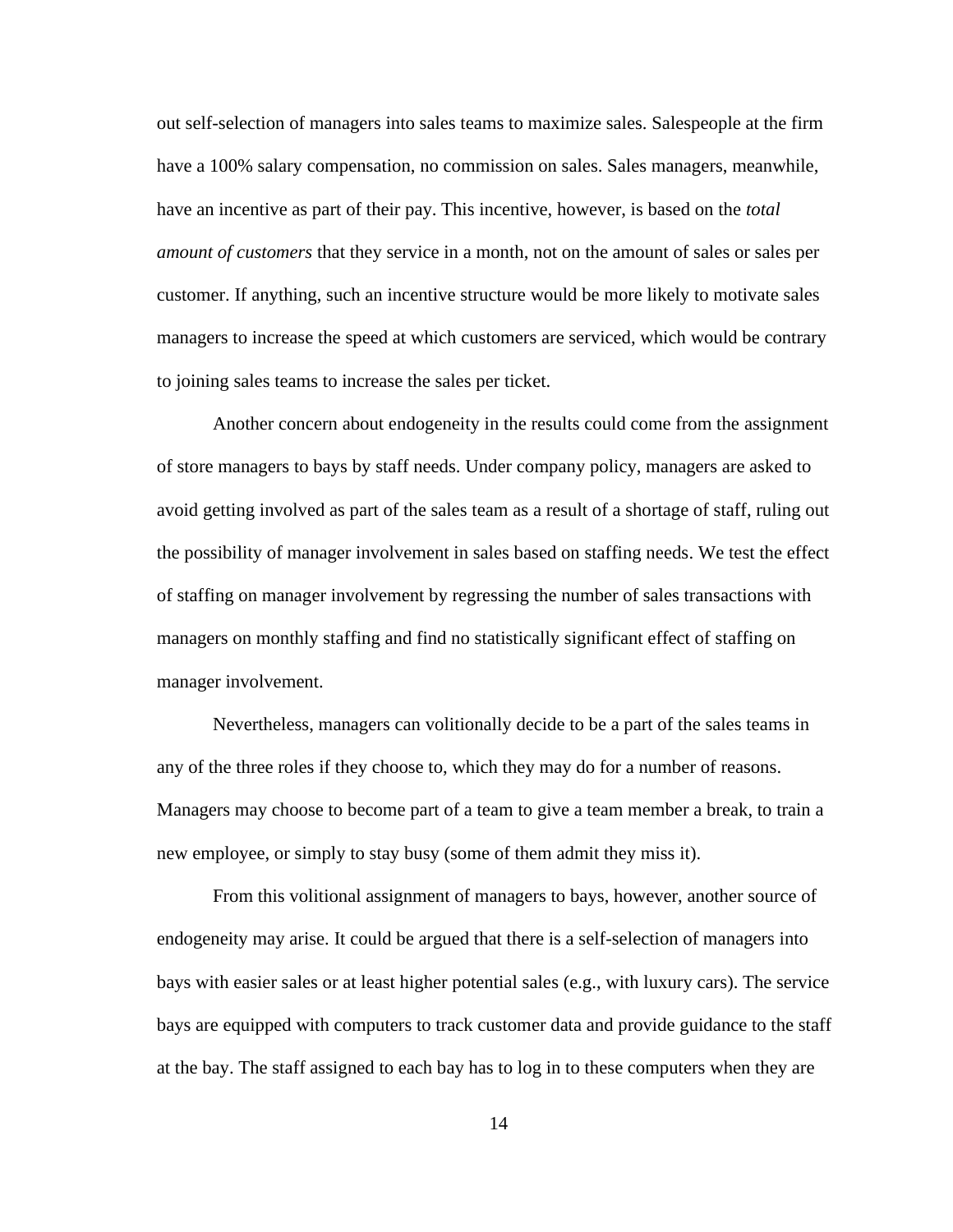out self-selection of managers into sales teams to maximize sales. Salespeople at the firm have a 100% salary compensation, no commission on sales. Sales managers, meanwhile, have an incentive as part of their pay. This incentive, however, is based on the *total amount of customers* that they service in a month, not on the amount of sales or sales per customer. If anything, such an incentive structure would be more likely to motivate sales managers to increase the speed at which customers are serviced, which would be contrary to joining sales teams to increase the sales per ticket.

Another concern about endogeneity in the results could come from the assignment of store managers to bays by staff needs. Under company policy, managers are asked to avoid getting involved as part of the sales team as a result of a shortage of staff, ruling out the possibility of manager involvement in sales based on staffing needs. We test the effect of staffing on manager involvement by regressing the number of sales transactions with managers on monthly staffing and find no statistically significant effect of staffing on manager involvement.

Nevertheless, managers can volitionally decide to be a part of the sales teams in any of the three roles if they choose to, which they may do for a number of reasons. Managers may choose to become part of a team to give a team member a break, to train a new employee, or simply to stay busy (some of them admit they miss it).

From this volitional assignment of managers to bays, however, another source of endogeneity may arise. It could be argued that there is a self-selection of managers into bays with easier sales or at least higher potential sales (e.g., with luxury cars). The service bays are equipped with computers to track customer data and provide guidance to the staff at the bay. The staff assigned to each bay has to log in to these computers when they are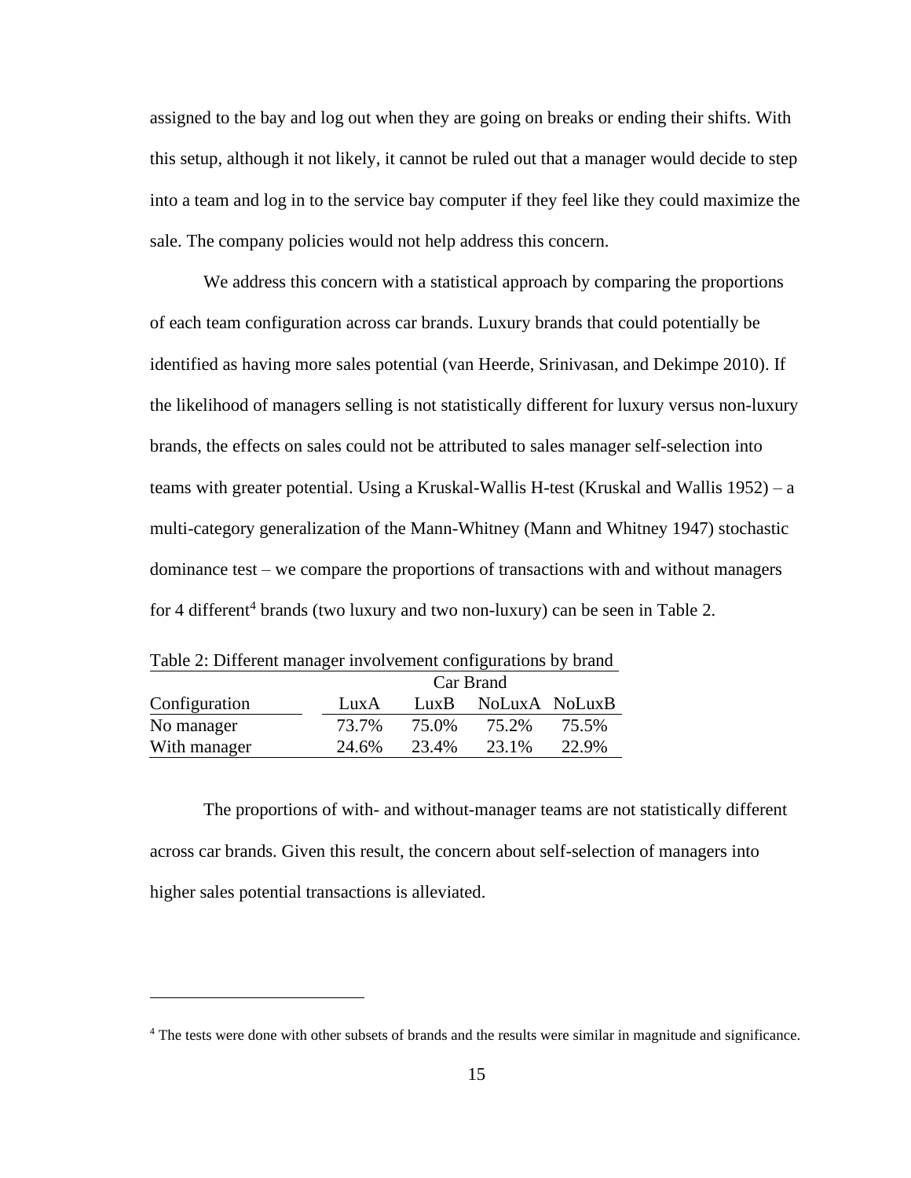assigned to the bay and log out when they are going on breaks or ending their shifts. With this setup, although it not likely, it cannot be ruled out that a manager would decide to step into a team and log in to the service bay computer if they feel like they could maximize the sale. The company policies would not help address this concern.

We address this concern with a statistical approach by comparing the proportions of each team configuration across car brands. Luxury brands that could potentially be identified as having more sales potential (van Heerde, Srinivasan, and Dekimpe 2010). If the likelihood of managers selling is not statistically different for luxury versus non-luxury brands, the effects on sales could not be attributed to sales manager self-selection into teams with greater potential. Using a Kruskal-Wallis H-test (Kruskal and Wallis 1952) – a multi-category generalization of the Mann-Whitney (Mann and Whitney 1947) stochastic dominance test – we compare the proportions of transactions with and without managers for 4 different[4] brands (two luxury and two non-luxury) can be seen in Table 2.

Table 2: Different manager involvement configurations by brand

| | Car Brand | | | |
|---|---|---|---|---|
| Configuration | LuxA | LuxB | NoLuxA | NoLuxB |
| No manager | 73.7% | 75.0% | 75.2% | 75.5% |
| With manager | 24.6% | 23.4% | 23.1% | 22.9% |

The proportions of with- and without-manager teams are not statistically different across car brands. Given this result, the concern about self-selection of managers into higher sales potential transactions is alleviated.

[4] The tests were done with other subsets of brands and the results were similar in magnitude and significance.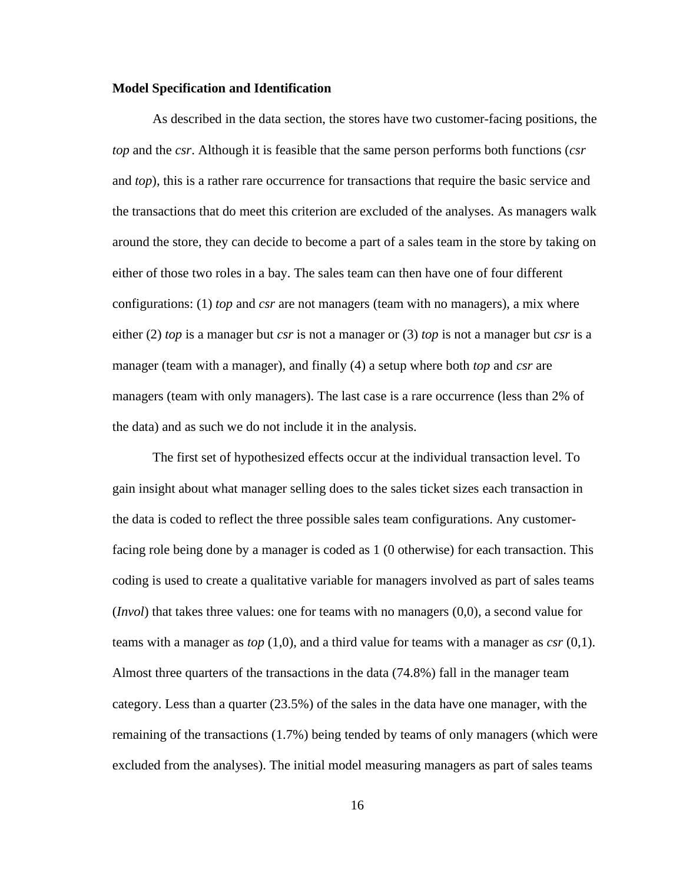**Model Specification and Identification**

As described in the data section, the stores have two customer-facing positions, the *top* and the *csr*. Although it is feasible that the same person performs both functions (*csr* and *top*), this is a rather rare occurrence for transactions that require the basic service and the transactions that do meet this criterion are excluded of the analyses. As managers walk around the store, they can decide to become a part of a sales team in the store by taking on either of those two roles in a bay. The sales team can then have one of four different configurations: (1) *top* and *csr* are not managers (team with no managers), a mix where either (2) *top* is a manager but *csr* is not a manager or (3) *top* is not a manager but *csr* is a manager (team with a manager), and finally (4) a setup where both *top* and *csr* are managers (team with only managers). The last case is a rare occurrence (less than 2% of the data) and as such we do not include it in the analysis.

The first set of hypothesized effects occur at the individual transaction level. To gain insight about what manager selling does to the sales ticket sizes each transaction in the data is coded to reflect the three possible sales team configurations. Any customer-facing role being done by a manager is coded as 1 (0 otherwise) for each transaction. This coding is used to create a qualitative variable for managers involved as part of sales teams (*Invol*) that takes three values: one for teams with no managers (0,0), a second value for teams with a manager as *top* (1,0), and a third value for teams with a manager as *csr* (0,1). Almost three quarters of the transactions in the data (74.8%) fall in the manager team category. Less than a quarter (23.5%) of the sales in the data have one manager, with the remaining of the transactions (1.7%) being tended by teams of only managers (which were excluded from the analyses). The initial model measuring managers as part of sales teams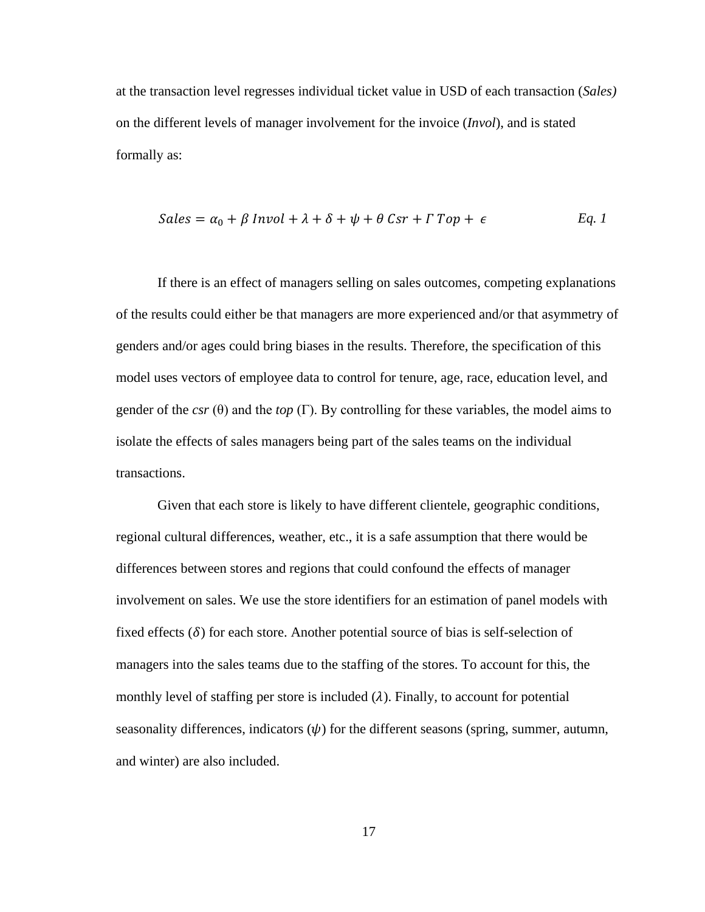at the transaction level regresses individual ticket value in USD of each transaction (*Sales)* on the different levels of manager involvement for the invoice (*Invol*), and is stated formally as:

$$Sales = \alpha_0 + \beta\, Invol + \lambda + \delta + \psi + \theta\, Csr + \Gamma\, Top + \epsilon \qquad \textit{Eq. 1}$$

If there is an effect of managers selling on sales outcomes, competing explanations of the results could either be that managers are more experienced and/or that asymmetry of genders and/or ages could bring biases in the results. Therefore, the specification of this model uses vectors of employee data to control for tenure, age, race, education level, and gender of the *csr* ($\theta$) and the *top* ($\Gamma$). By controlling for these variables, the model aims to isolate the effects of sales managers being part of the sales teams on the individual transactions.

Given that each store is likely to have different clientele, geographic conditions, regional cultural differences, weather, etc., it is a safe assumption that there would be differences between stores and regions that could confound the effects of manager involvement on sales. We use the store identifiers for an estimation of panel models with fixed effects ($\delta$) for each store. Another potential source of bias is self-selection of managers into the sales teams due to the staffing of the stores. To account for this, the monthly level of staffing per store is included ($\lambda$). Finally, to account for potential seasonality differences, indicators ($\psi$) for the different seasons (spring, summer, autumn, and winter) are also included.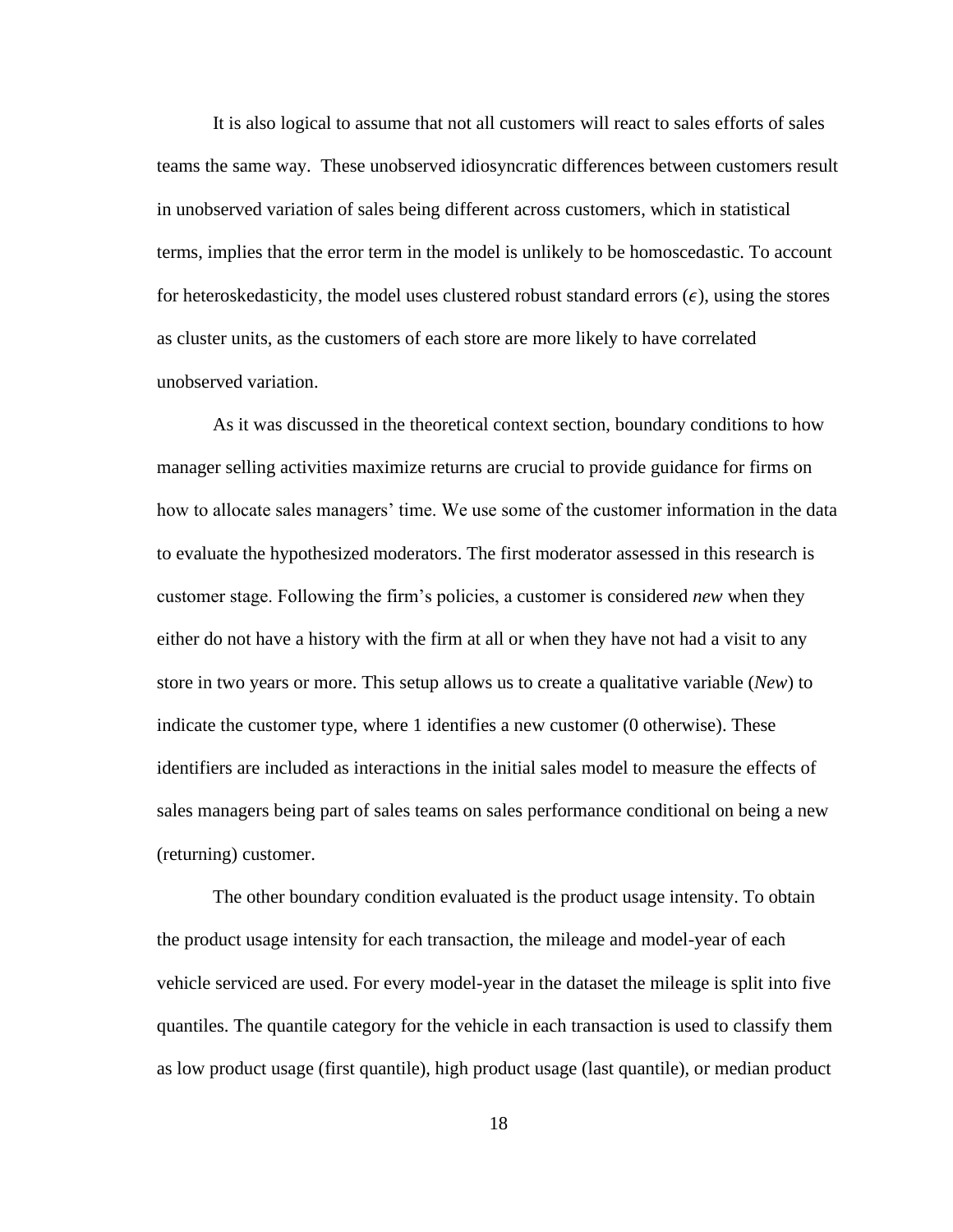It is also logical to assume that not all customers will react to sales efforts of sales teams the same way. These unobserved idiosyncratic differences between customers result in unobserved variation of sales being different across customers, which in statistical terms, implies that the error term in the model is unlikely to be homoscedastic. To account for heteroskedasticity, the model uses clustered robust standard errors ($\epsilon$), using the stores as cluster units, as the customers of each store are more likely to have correlated unobserved variation.

As it was discussed in the theoretical context section, boundary conditions to how manager selling activities maximize returns are crucial to provide guidance for firms on how to allocate sales managers' time. We use some of the customer information in the data to evaluate the hypothesized moderators. The first moderator assessed in this research is customer stage. Following the firm's policies, a customer is considered *new* when they either do not have a history with the firm at all or when they have not had a visit to any store in two years or more. This setup allows us to create a qualitative variable (*New*) to indicate the customer type, where 1 identifies a new customer (0 otherwise). These identifiers are included as interactions in the initial sales model to measure the effects of sales managers being part of sales teams on sales performance conditional on being a new (returning) customer.

The other boundary condition evaluated is the product usage intensity. To obtain the product usage intensity for each transaction, the mileage and model-year of each vehicle serviced are used. For every model-year in the dataset the mileage is split into five quantiles. The quantile category for the vehicle in each transaction is used to classify them as low product usage (first quantile), high product usage (last quantile), or median product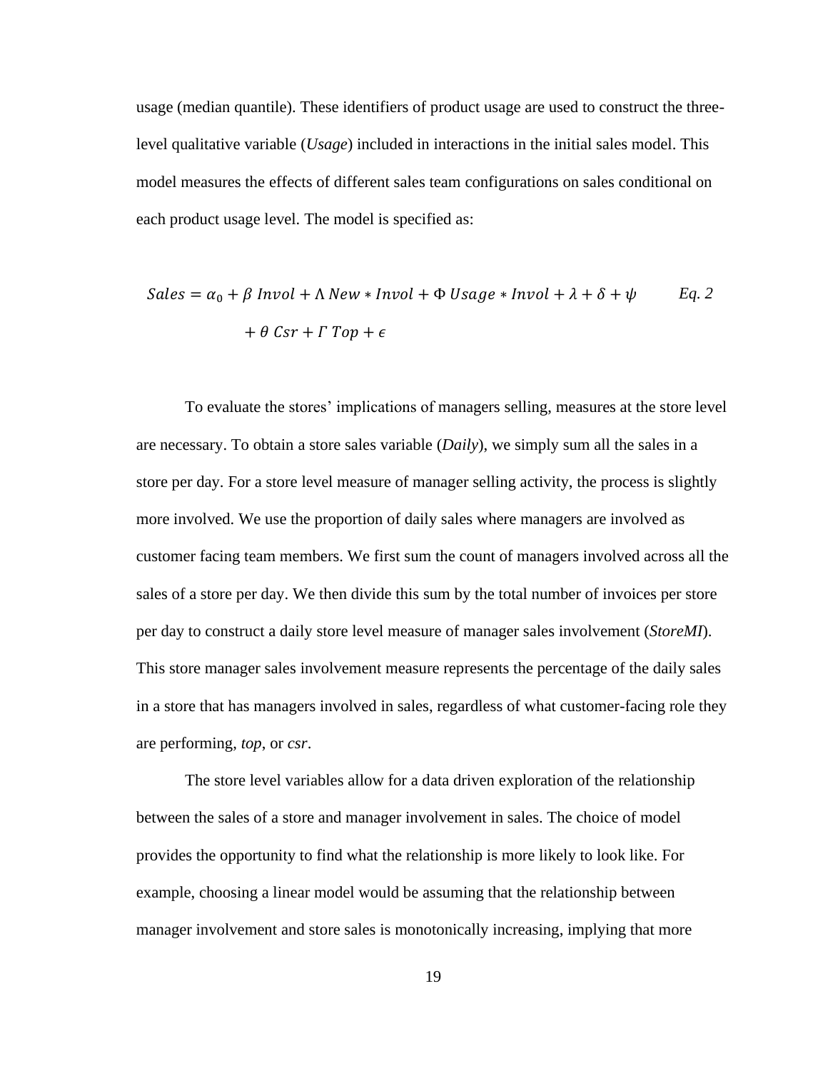usage (median quantile). These identifiers of product usage are used to construct the three-level qualitative variable (*Usage*) included in interactions in the initial sales model. This model measures the effects of different sales team configurations on sales conditional on each product usage level. The model is specified as:

$$Sales = \alpha_0 + \beta\ Invol + \Lambda\ New * Invol + \Phi\ Usage * Invol + \lambda + \delta + \psi + \theta\ Csr + \Gamma\ Top + \epsilon \qquad \textit{Eq. 2}$$

To evaluate the stores' implications of managers selling, measures at the store level are necessary. To obtain a store sales variable (*Daily*), we simply sum all the sales in a store per day. For a store level measure of manager selling activity, the process is slightly more involved. We use the proportion of daily sales where managers are involved as customer facing team members. We first sum the count of managers involved across all the sales of a store per day. We then divide this sum by the total number of invoices per store per day to construct a daily store level measure of manager sales involvement (*StoreMI*). This store manager sales involvement measure represents the percentage of the daily sales in a store that has managers involved in sales, regardless of what customer-facing role they are performing, *top*, or *csr*.

The store level variables allow for a data driven exploration of the relationship between the sales of a store and manager involvement in sales. The choice of model provides the opportunity to find what the relationship is more likely to look like. For example, choosing a linear model would be assuming that the relationship between manager involvement and store sales is monotonically increasing, implying that more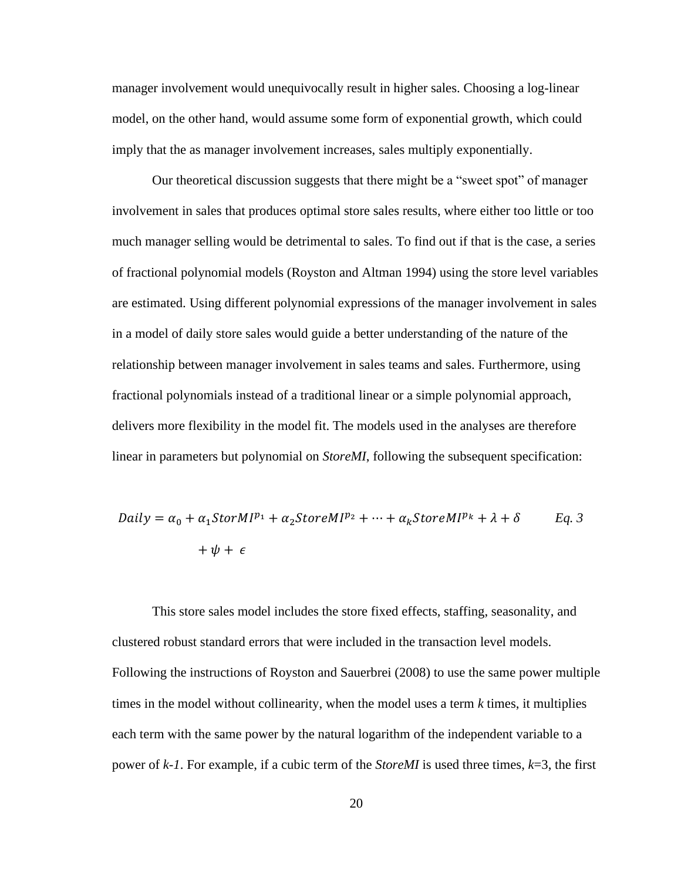manager involvement would unequivocally result in higher sales. Choosing a log-linear model, on the other hand, would assume some form of exponential growth, which could imply that the as manager involvement increases, sales multiply exponentially.

Our theoretical discussion suggests that there might be a “sweet spot” of manager involvement in sales that produces optimal store sales results, where either too little or too much manager selling would be detrimental to sales. To find out if that is the case, a series of fractional polynomial models (Royston and Altman 1994) using the store level variables are estimated. Using different polynomial expressions of the manager involvement in sales in a model of daily store sales would guide a better understanding of the nature of the relationship between manager involvement in sales teams and sales. Furthermore, using fractional polynomials instead of a traditional linear or a simple polynomial approach, delivers more flexibility in the model fit. The models used in the analyses are therefore linear in parameters but polynomial on *StoreMI*, following the subsequent specification:

$$Daily = \alpha_0 + \alpha_1 StorMI^{p_1} + \alpha_2 StoreMI^{p_2} + \cdots + \alpha_k StoreMI^{p_k} + \lambda + \delta + \psi + \epsilon \qquad \textit{Eq. 3}$$

This store sales model includes the store fixed effects, staffing, seasonality, and clustered robust standard errors that were included in the transaction level models. Following the instructions of Royston and Sauerbrei (2008) to use the same power multiple times in the model without collinearity, when the model uses a term $k$ times, it multiplies each term with the same power by the natural logarithm of the independent variable to a power of $k$-$1$. For example, if a cubic term of the *StoreMI* is used three times, $k$=3, the first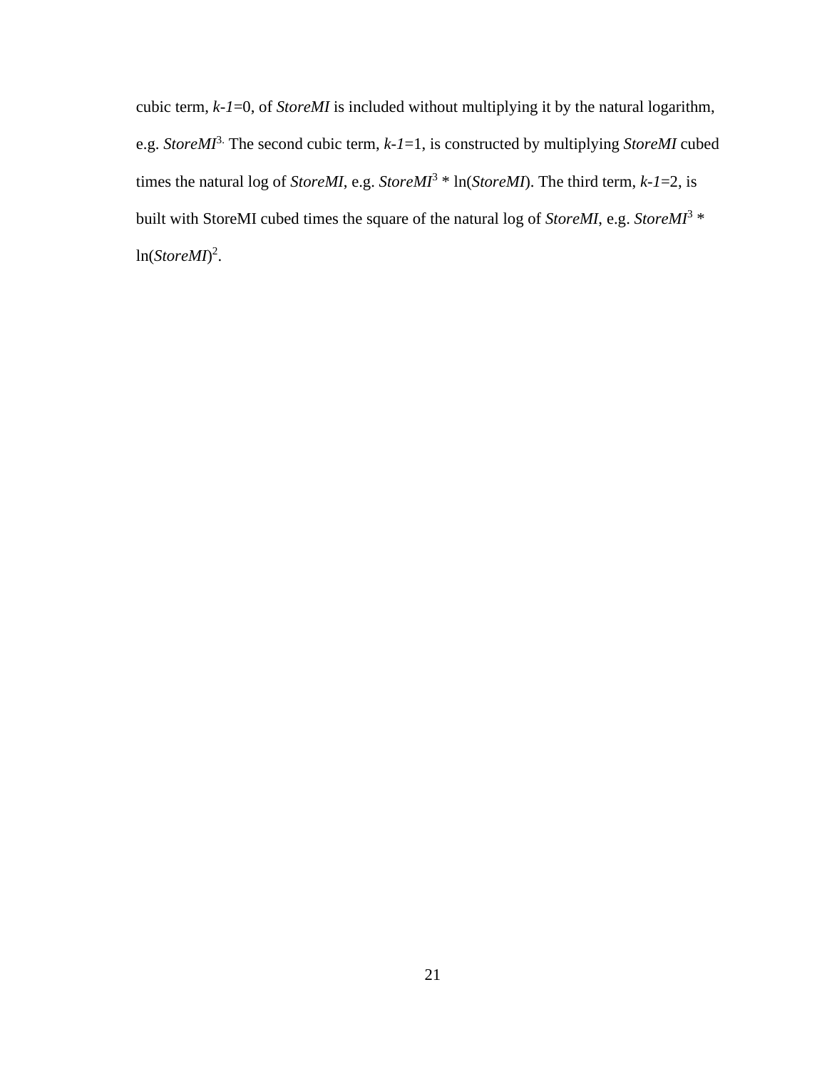cubic term, $k\text{-}1=0$, of *StoreMI* is included without multiplying it by the natural logarithm, e.g. $StoreMI^{3.}$ The second cubic term, $k\text{-}1=1$, is constructed by multiplying *StoreMI* cubed times the natural log of *StoreMI*, e.g. $StoreMI^3 * \ln(StoreMI)$. The third term, $k\text{-}1=2$, is built with StoreMI cubed times the square of the natural log of *StoreMI*, e.g. $StoreMI^3 * \ln(StoreMI)^2$.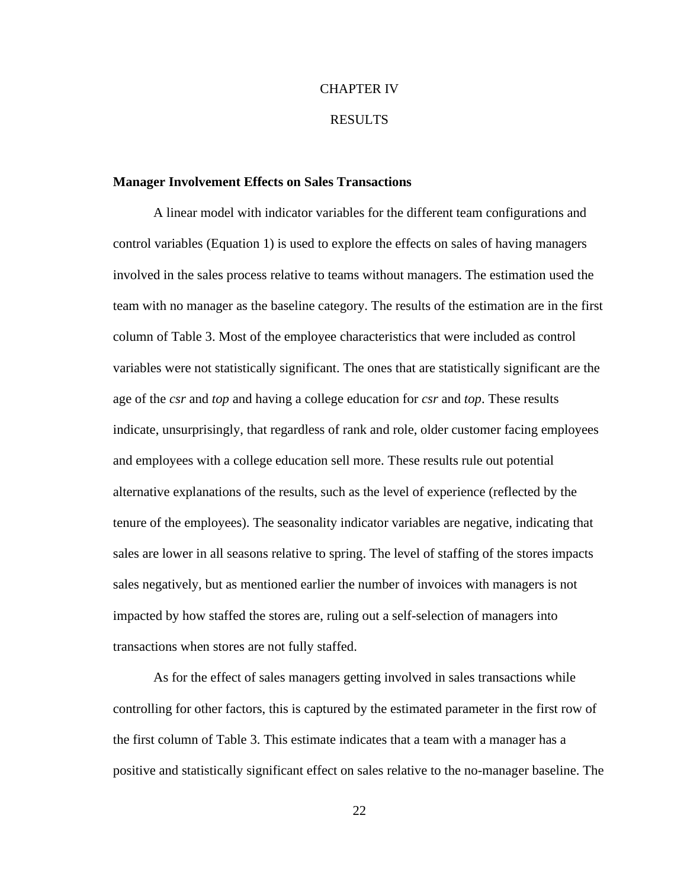# CHAPTER IV

# RESULTS

### Manager Involvement Effects on Sales Transactions

A linear model with indicator variables for the different team configurations and control variables (Equation 1) is used to explore the effects on sales of having managers involved in the sales process relative to teams without managers. The estimation used the team with no manager as the baseline category. The results of the estimation are in the first column of Table 3. Most of the employee characteristics that were included as control variables were not statistically significant. The ones that are statistically significant are the age of the *csr* and *top* and having a college education for *csr* and *top*. These results indicate, unsurprisingly, that regardless of rank and role, older customer facing employees and employees with a college education sell more. These results rule out potential alternative explanations of the results, such as the level of experience (reflected by the tenure of the employees). The seasonality indicator variables are negative, indicating that sales are lower in all seasons relative to spring. The level of staffing of the stores impacts sales negatively, but as mentioned earlier the number of invoices with managers is not impacted by how staffed the stores are, ruling out a self-selection of managers into transactions when stores are not fully staffed.

As for the effect of sales managers getting involved in sales transactions while controlling for other factors, this is captured by the estimated parameter in the first row of the first column of Table 3. This estimate indicates that a team with a manager has a positive and statistically significant effect on sales relative to the no-manager baseline. The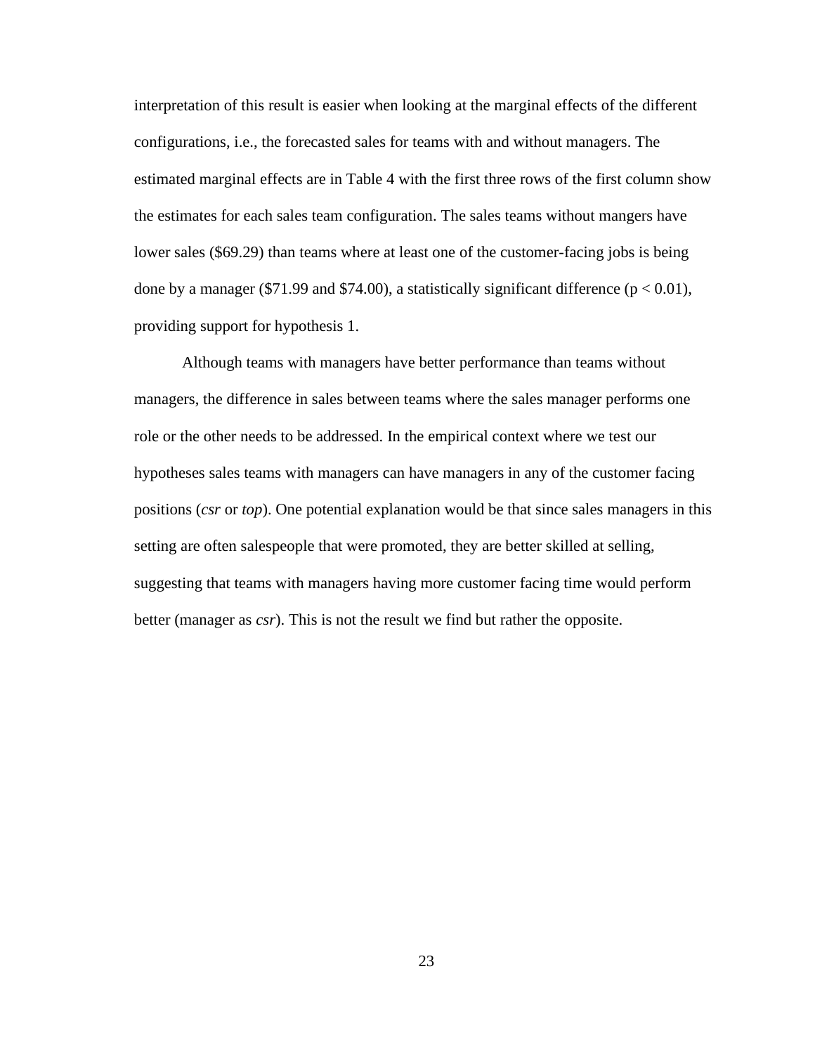interpretation of this result is easier when looking at the marginal effects of the different configurations, i.e., the forecasted sales for teams with and without managers. The estimated marginal effects are in Table 4 with the first three rows of the first column show the estimates for each sales team configuration. The sales teams without mangers have lower sales ($69.29) than teams where at least one of the customer-facing jobs is being done by a manager ($71.99 and $74.00), a statistically significant difference ($p < 0.01$), providing support for hypothesis 1.

Although teams with managers have better performance than teams without managers, the difference in sales between teams where the sales manager performs one role or the other needs to be addressed. In the empirical context where we test our hypotheses sales teams with managers can have managers in any of the customer facing positions (*csr* or *top*). One potential explanation would be that since sales managers in this setting are often salespeople that were promoted, they are better skilled at selling, suggesting that teams with managers having more customer facing time would perform better (manager as *csr*). This is not the result we find but rather the opposite.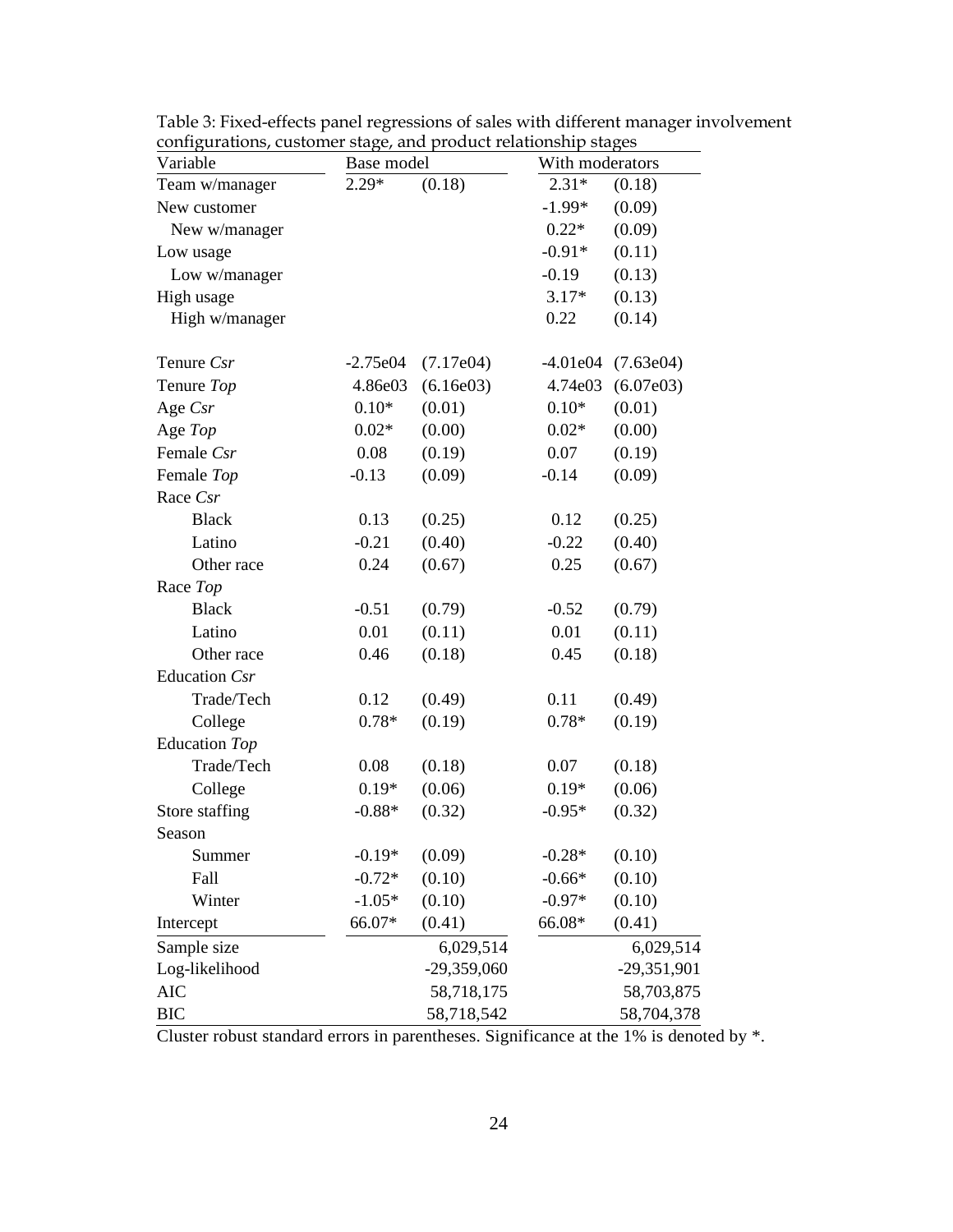Table 3: Fixed-effects panel regressions of sales with different manager involvement configurations, customer stage, and product relationship stages

| Variable | Base model | | With moderators | |
|---|---|---|---|---|
| Team w/manager | 2.29* | (0.18) | 2.31* | (0.18) |
| New customer | | | -1.99* | (0.09) |
| New w/manager | | | 0.22* | (0.09) |
| Low usage | | | -0.91* | (0.11) |
| Low w/manager | | | -0.19 | (0.13) |
| High usage | | | 3.17* | (0.13) |
| High w/manager | | | 0.22 | (0.14) |
| | | | | |
| Tenure *Csr* | -2.75e04 | (7.17e04) | -4.01e04 | (7.63e04) |
| Tenure *Top* | 4.86e03 | (6.16e03) | 4.74e03 | (6.07e03) |
| Age *Csr* | 0.10* | (0.01) | 0.10* | (0.01) |
| Age *Top* | 0.02* | (0.00) | 0.02* | (0.00) |
| Female *Csr* | 0.08 | (0.19) | 0.07 | (0.19) |
| Female *Top* | -0.13 | (0.09) | -0.14 | (0.09) |
| Race *Csr* | | | | |
| Black | 0.13 | (0.25) | 0.12 | (0.25) |
| Latino | -0.21 | (0.40) | -0.22 | (0.40) |
| Other race | 0.24 | (0.67) | 0.25 | (0.67) |
| Race *Top* | | | | |
| Black | -0.51 | (0.79) | -0.52 | (0.79) |
| Latino | 0.01 | (0.11) | 0.01 | (0.11) |
| Other race | 0.46 | (0.18) | 0.45 | (0.18) |
| Education *Csr* | | | | |
| Trade/Tech | 0.12 | (0.49) | 0.11 | (0.49) |
| College | 0.78* | (0.19) | 0.78* | (0.19) |
| Education *Top* | | | | |
| Trade/Tech | 0.08 | (0.18) | 0.07 | (0.18) |
| College | 0.19* | (0.06) | 0.19* | (0.06) |
| Store staffing | -0.88* | (0.32) | -0.95* | (0.32) |
| Season | | | | |
| Summer | -0.19* | (0.09) | -0.28* | (0.10) |
| Fall | -0.72* | (0.10) | -0.66* | (0.10) |
| Winter | -1.05* | (0.10) | -0.97* | (0.10) |
| Intercept | 66.07* | (0.41) | 66.08* | (0.41) |
| Sample size | | 6,029,514 | | 6,029,514 |
| Log-likelihood | | -29,359,060 | | -29,351,901 |
| AIC | | 58,718,175 | | 58,703,875 |
| BIC | | 58,718,542 | | 58,704,378 |

Cluster robust standard errors in parentheses. Significance at the 1% is denoted by *.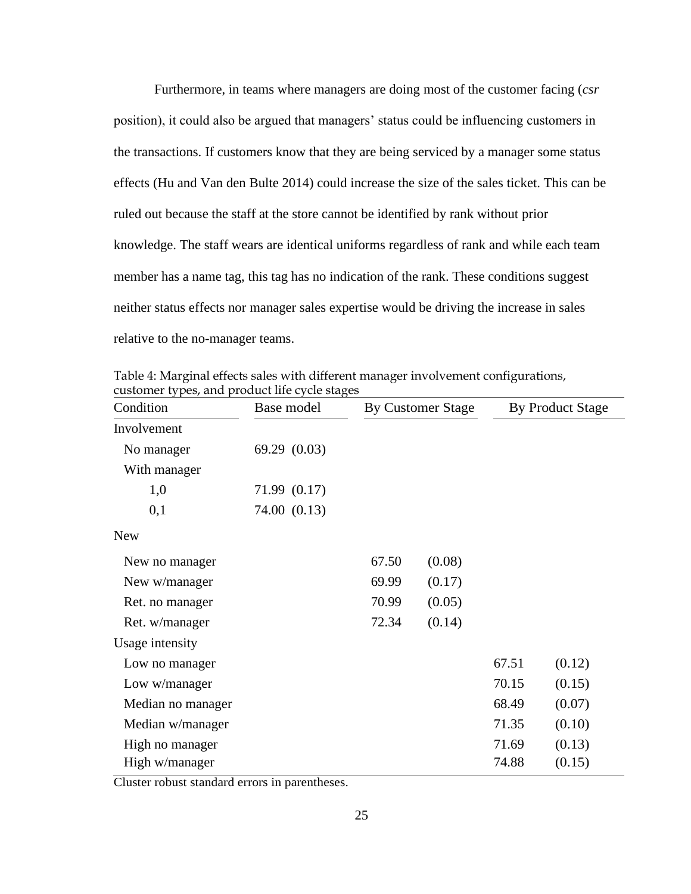Furthermore, in teams where managers are doing most of the customer facing (*csr* position), it could also be argued that managers' status could be influencing customers in the transactions. If customers know that they are being serviced by a manager some status effects (Hu and Van den Bulte 2014) could increase the size of the sales ticket. This can be ruled out because the staff at the store cannot be identified by rank without prior knowledge. The staff wears are identical uniforms regardless of rank and while each team member has a name tag, this tag has no indication of the rank. These conditions suggest neither status effects nor manager sales expertise would be driving the increase in sales relative to the no-manager teams.

Table 4: Marginal effects sales with different manager involvement configurations, customer types, and product life cycle stages

| Condition | Base model | By Customer Stage | | By Product Stage | |
|---|---|---|---|---|---|
| Involvement | | | | | |
| No manager | 69.29 (0.03) | | | | |
| With manager | | | | | |
| 1,0 | 71.99 (0.17) | | | | |
| 0,1 | 74.00 (0.13) | | | | |
| New | | | | | |
| New no manager | | 67.50 | (0.08) | | |
| New w/manager | | 69.99 | (0.17) | | |
| Ret. no manager | | 70.99 | (0.05) | | |
| Ret. w/manager | | 72.34 | (0.14) | | |
| Usage intensity | | | | | |
| Low no manager | | | | 67.51 | (0.12) |
| Low w/manager | | | | 70.15 | (0.15) |
| Median no manager | | | | 68.49 | (0.07) |
| Median w/manager | | | | 71.35 | (0.10) |
| High no manager | | | | 71.69 | (0.13) |
| High w/manager | | | | 74.88 | (0.15) |

Cluster robust standard errors in parentheses.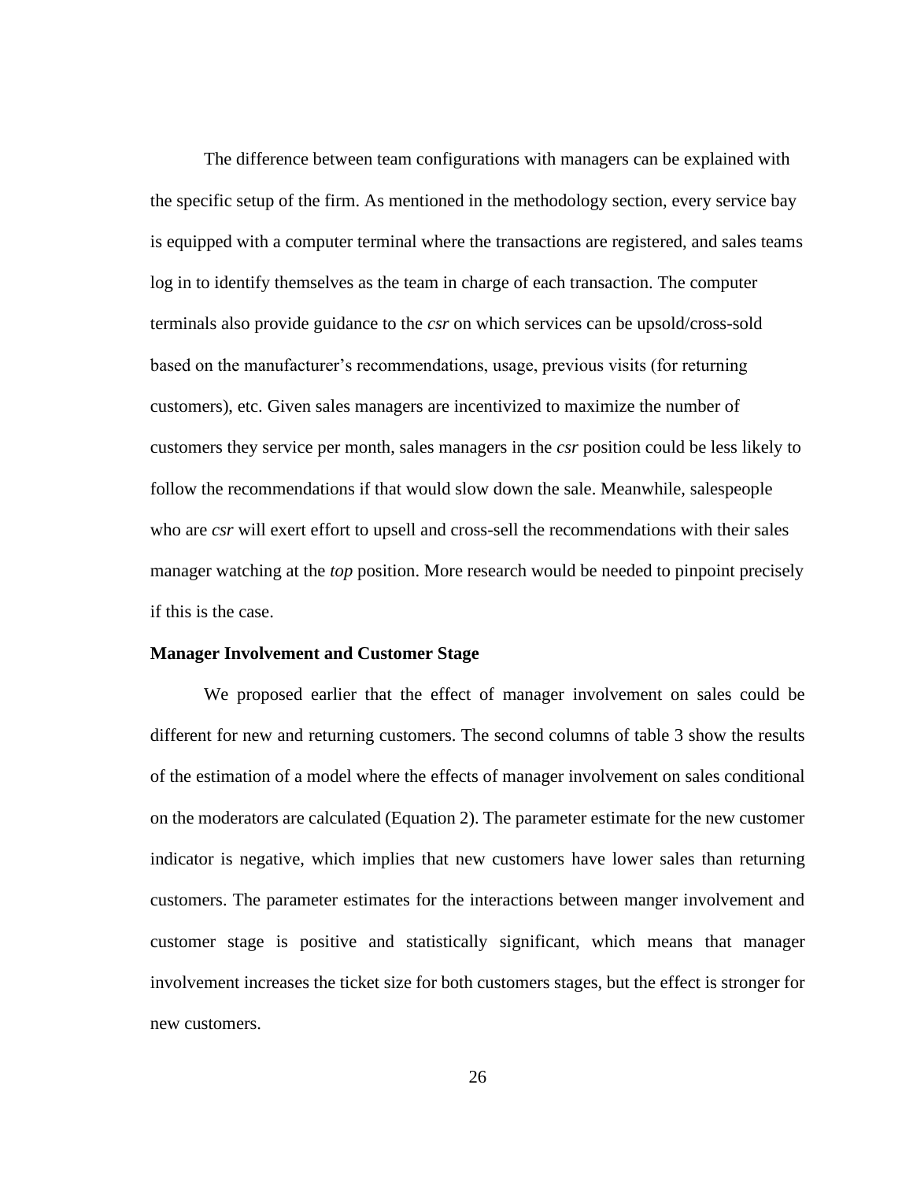The difference between team configurations with managers can be explained with the specific setup of the firm. As mentioned in the methodology section, every service bay is equipped with a computer terminal where the transactions are registered, and sales teams log in to identify themselves as the team in charge of each transaction. The computer terminals also provide guidance to the *csr* on which services can be upsold/cross-sold based on the manufacturer's recommendations, usage, previous visits (for returning customers), etc. Given sales managers are incentivized to maximize the number of customers they service per month, sales managers in the *csr* position could be less likely to follow the recommendations if that would slow down the sale. Meanwhile, salespeople who are *csr* will exert effort to upsell and cross-sell the recommendations with their sales manager watching at the *top* position. More research would be needed to pinpoint precisely if this is the case.

**Manager Involvement and Customer Stage**

We proposed earlier that the effect of manager involvement on sales could be different for new and returning customers. The second columns of table 3 show the results of the estimation of a model where the effects of manager involvement on sales conditional on the moderators are calculated (Equation 2). The parameter estimate for the new customer indicator is negative, which implies that new customers have lower sales than returning customers. The parameter estimates for the interactions between manger involvement and customer stage is positive and statistically significant, which means that manager involvement increases the ticket size for both customers stages, but the effect is stronger for new customers.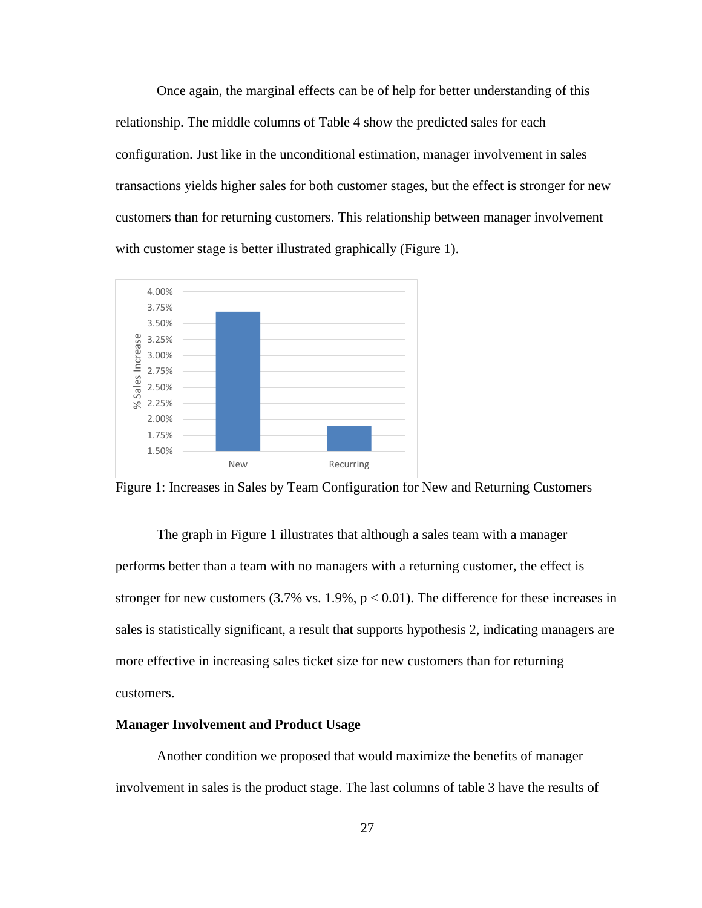Once again, the marginal effects can be of help for better understanding of this relationship. The middle columns of Table 4 show the predicted sales for each configuration. Just like in the unconditional estimation, manager involvement in sales transactions yields higher sales for both customer stages, but the effect is stronger for new customers than for returning customers. This relationship between manager involvement with customer stage is better illustrated graphically (Figure 1).

4.00%
3.75%
3.50%
3.25%
3.00%
2.75%
2.50%
2.25%
2.00%
1.75%
1.50%
% Sales Increase
New
Recurring

Figure 1: Increases in Sales by Team Configuration for New and Returning Customers

The graph in Figure 1 illustrates that although a sales team with a manager performs better than a team with no managers with a returning customer, the effect is stronger for new customers (3.7% vs. 1.9%, $p < 0.01$). The difference for these increases in sales is statistically significant, a result that supports hypothesis 2, indicating managers are more effective in increasing sales ticket size for new customers than for returning customers.

**Manager Involvement and Product Usage**

Another condition we proposed that would maximize the benefits of manager involvement in sales is the product stage. The last columns of table 3 have the results of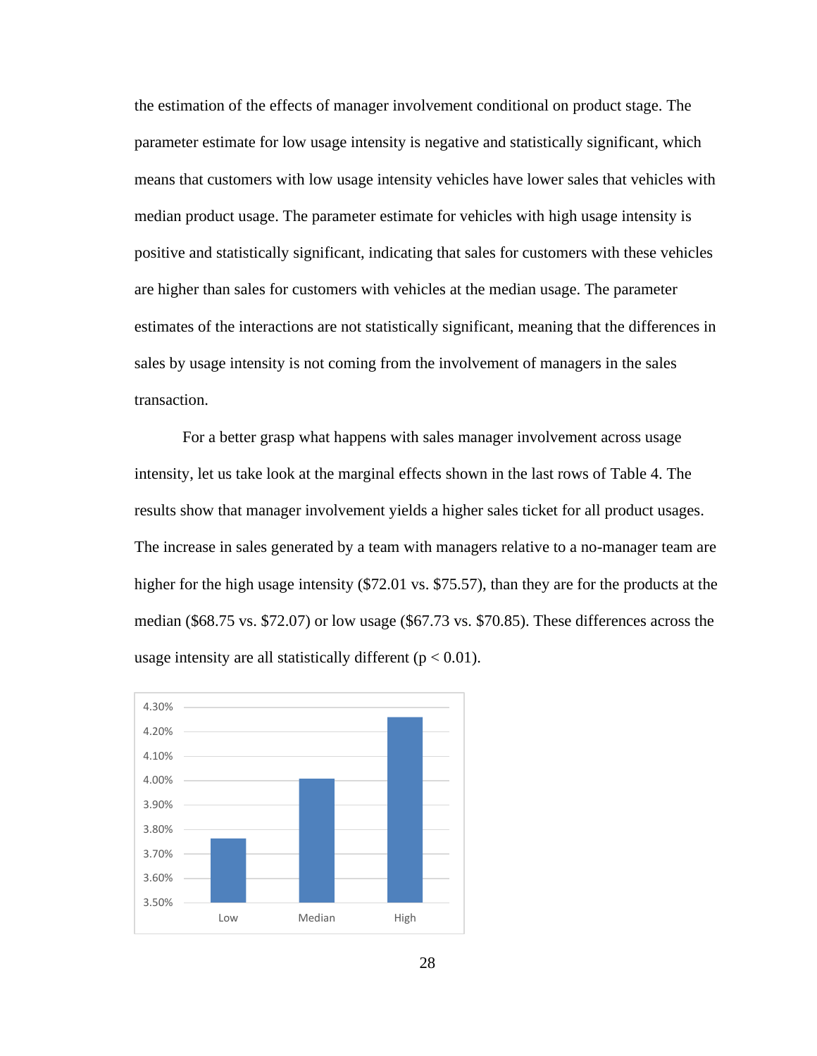the estimation of the effects of manager involvement conditional on product stage. The parameter estimate for low usage intensity is negative and statistically significant, which means that customers with low usage intensity vehicles have lower sales that vehicles with median product usage. The parameter estimate for vehicles with high usage intensity is positive and statistically significant, indicating that sales for customers with these vehicles are higher than sales for customers with vehicles at the median usage. The parameter estimates of the interactions are not statistically significant, meaning that the differences in sales by usage intensity is not coming from the involvement of managers in the sales transaction.

For a better grasp what happens with sales manager involvement across usage intensity, let us take look at the marginal effects shown in the last rows of Table 4. The results show that manager involvement yields a higher sales ticket for all product usages. The increase in sales generated by a team with managers relative to a no-manager team are higher for the high usage intensity ($72.01 vs. $75.57), than they are for the products at the median ($68.75 vs. $72.07) or low usage ($67.73 vs. $70.85). These differences across the usage intensity are all statistically different ($p < 0.01$).

4.30%
4.20%
4.10%
4.00%
3.90%
3.80%
3.70%
3.60%
3.50%

Low
Median
High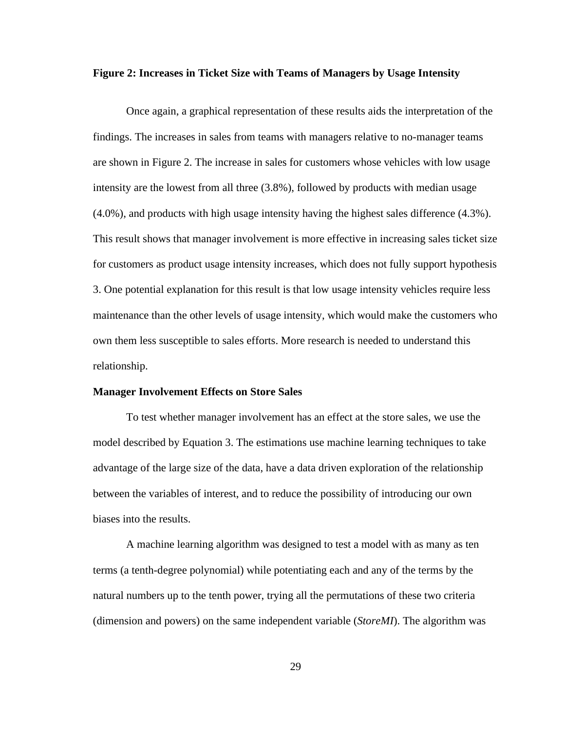**Figure 2: Increases in Ticket Size with Teams of Managers by Usage Intensity**

Once again, a graphical representation of these results aids the interpretation of the findings. The increases in sales from teams with managers relative to no-manager teams are shown in Figure 2. The increase in sales for customers whose vehicles with low usage intensity are the lowest from all three (3.8%), followed by products with median usage (4.0%), and products with high usage intensity having the highest sales difference (4.3%). This result shows that manager involvement is more effective in increasing sales ticket size for customers as product usage intensity increases, which does not fully support hypothesis 3. One potential explanation for this result is that low usage intensity vehicles require less maintenance than the other levels of usage intensity, which would make the customers who own them less susceptible to sales efforts. More research is needed to understand this relationship.

### Manager Involvement Effects on Store Sales

To test whether manager involvement has an effect at the store sales, we use the model described by Equation 3. The estimations use machine learning techniques to take advantage of the large size of the data, have a data driven exploration of the relationship between the variables of interest, and to reduce the possibility of introducing our own biases into the results.

A machine learning algorithm was designed to test a model with as many as ten terms (a tenth-degree polynomial) while potentiating each and any of the terms by the natural numbers up to the tenth power, trying all the permutations of these two criteria (dimension and powers) on the same independent variable (*StoreMI*). The algorithm was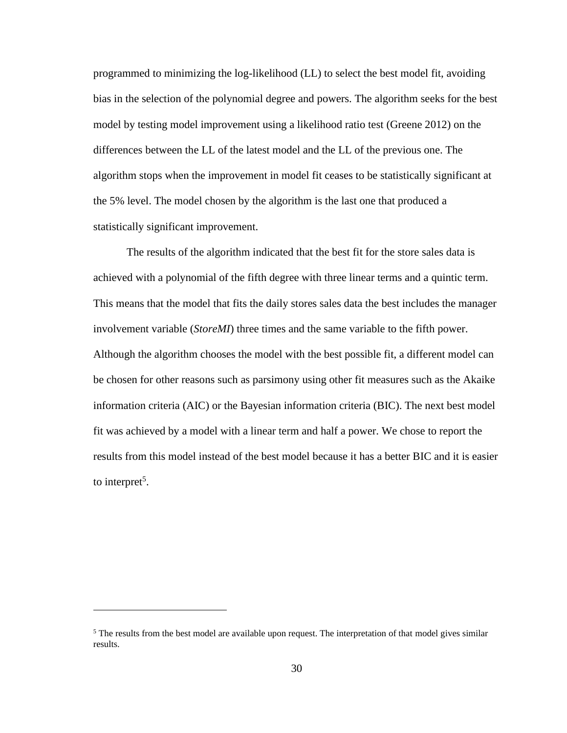programmed to minimizing the log-likelihood (LL) to select the best model fit, avoiding bias in the selection of the polynomial degree and powers. The algorithm seeks for the best model by testing model improvement using a likelihood ratio test (Greene 2012) on the differences between the LL of the latest model and the LL of the previous one. The algorithm stops when the improvement in model fit ceases to be statistically significant at the 5% level. The model chosen by the algorithm is the last one that produced a statistically significant improvement.

The results of the algorithm indicated that the best fit for the store sales data is achieved with a polynomial of the fifth degree with three linear terms and a quintic term. This means that the model that fits the daily stores sales data the best includes the manager involvement variable (*StoreMI*) three times and the same variable to the fifth power. Although the algorithm chooses the model with the best possible fit, a different model can be chosen for other reasons such as parsimony using other fit measures such as the Akaike information criteria (AIC) or the Bayesian information criteria (BIC). The next best model fit was achieved by a model with a linear term and half a power. We chose to report the results from this model instead of the best model because it has a better BIC and it is easier to interpret[5].

---

[5] The results from the best model are available upon request. The interpretation of that model gives similar results.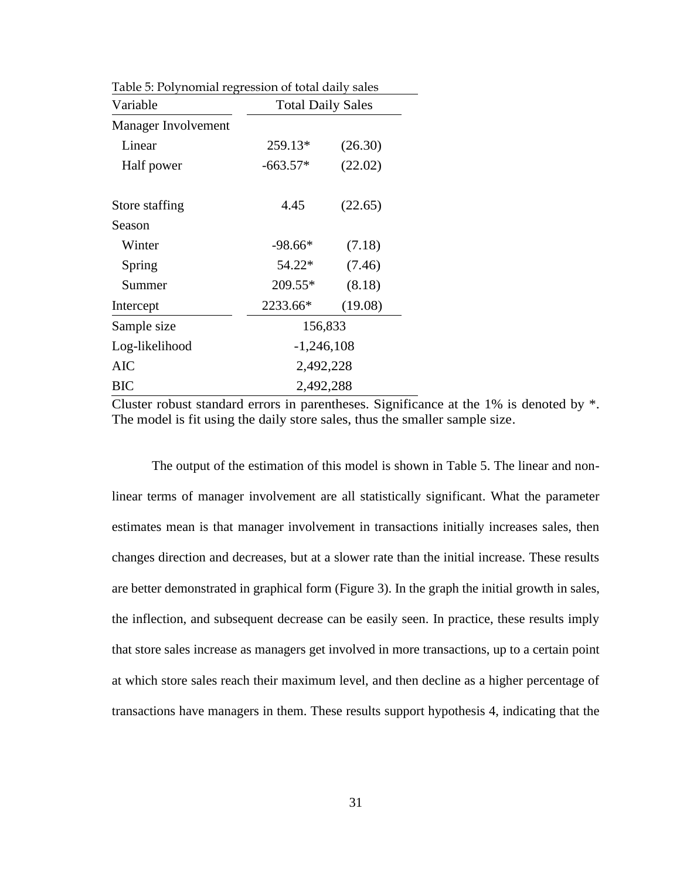Table 5: Polynomial regression of total daily sales

| Variable | Total Daily Sales | |
|---|---|---|
| Manager Involvement | | |
| Linear | 259.13* | (26.30) |
| Half power | -663.57* | (22.02) |
| | | |
| Store staffing | 4.45 | (22.65) |
| Season | | |
| Winter | -98.66* | (7.18) |
| Spring | 54.22* | (7.46) |
| Summer | 209.55* | (8.18) |
| Intercept | 2233.66* | (19.08) |
| Sample size | 156,833 | |
| Log-likelihood | -1,246,108 | |
| AIC | 2,492,228 | |
| BIC | 2,492,288 | |

Cluster robust standard errors in parentheses. Significance at the 1% is denoted by *. The model is fit using the daily store sales, thus the smaller sample size.

The output of the estimation of this model is shown in Table 5. The linear and non-linear terms of manager involvement are all statistically significant. What the parameter estimates mean is that manager involvement in transactions initially increases sales, then changes direction and decreases, but at a slower rate than the initial increase. These results are better demonstrated in graphical form (Figure 3). In the graph the initial growth in sales, the inflection, and subsequent decrease can be easily seen. In practice, these results imply that store sales increase as managers get involved in more transactions, up to a certain point at which store sales reach their maximum level, and then decline as a higher percentage of transactions have managers in them. These results support hypothesis 4, indicating that the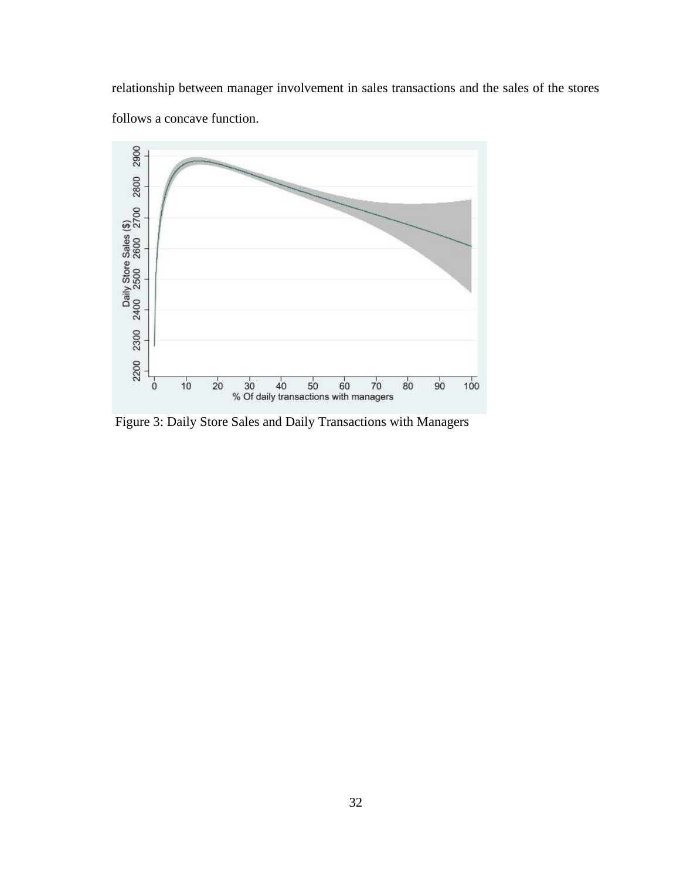relationship between manager involvement in sales transactions and the sales of the stores follows a concave function.

Daily Store Sales ($)
2200
2300
2400
2500
2600
2700
2800
2900
0
10
20
30
40
50
60
70
80
90
100
% Of daily transactions with managers

Figure 3: Daily Store Sales and Daily Transactions with Managers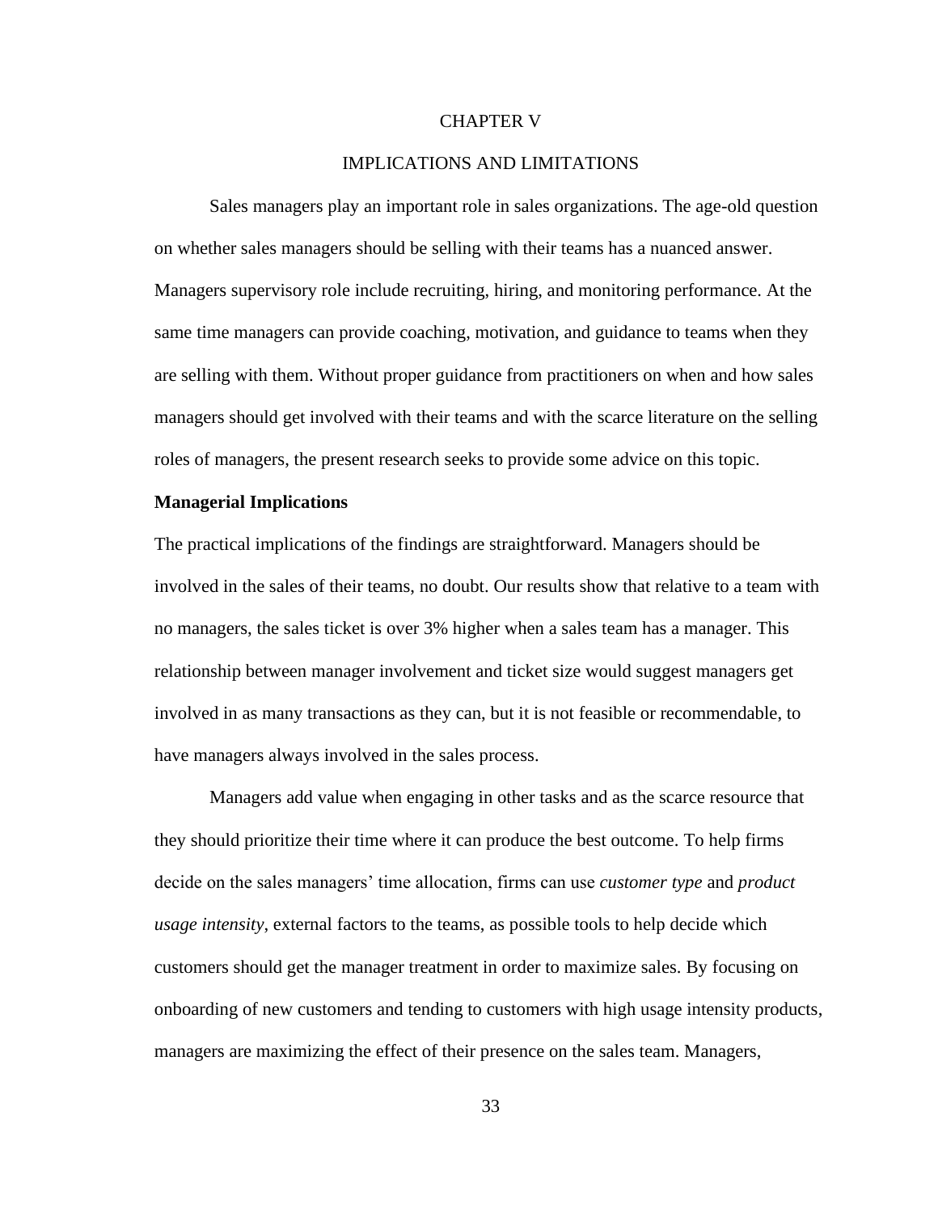# CHAPTER V

# IMPLICATIONS AND LIMITATIONS

Sales managers play an important role in sales organizations. The age-old question on whether sales managers should be selling with their teams has a nuanced answer. Managers supervisory role include recruiting, hiring, and monitoring performance. At the same time managers can provide coaching, motivation, and guidance to teams when they are selling with them. Without proper guidance from practitioners on when and how sales managers should get involved with their teams and with the scarce literature on the selling roles of managers, the present research seeks to provide some advice on this topic.

**Managerial Implications**

The practical implications of the findings are straightforward. Managers should be involved in the sales of their teams, no doubt. Our results show that relative to a team with no managers, the sales ticket is over 3% higher when a sales team has a manager. This relationship between manager involvement and ticket size would suggest managers get involved in as many transactions as they can, but it is not feasible or recommendable, to have managers always involved in the sales process.

Managers add value when engaging in other tasks and as the scarce resource that they should prioritize their time where it can produce the best outcome. To help firms decide on the sales managers' time allocation, firms can use *customer type* and *product usage intensity*, external factors to the teams, as possible tools to help decide which customers should get the manager treatment in order to maximize sales. By focusing on onboarding of new customers and tending to customers with high usage intensity products, managers are maximizing the effect of their presence on the sales team. Managers,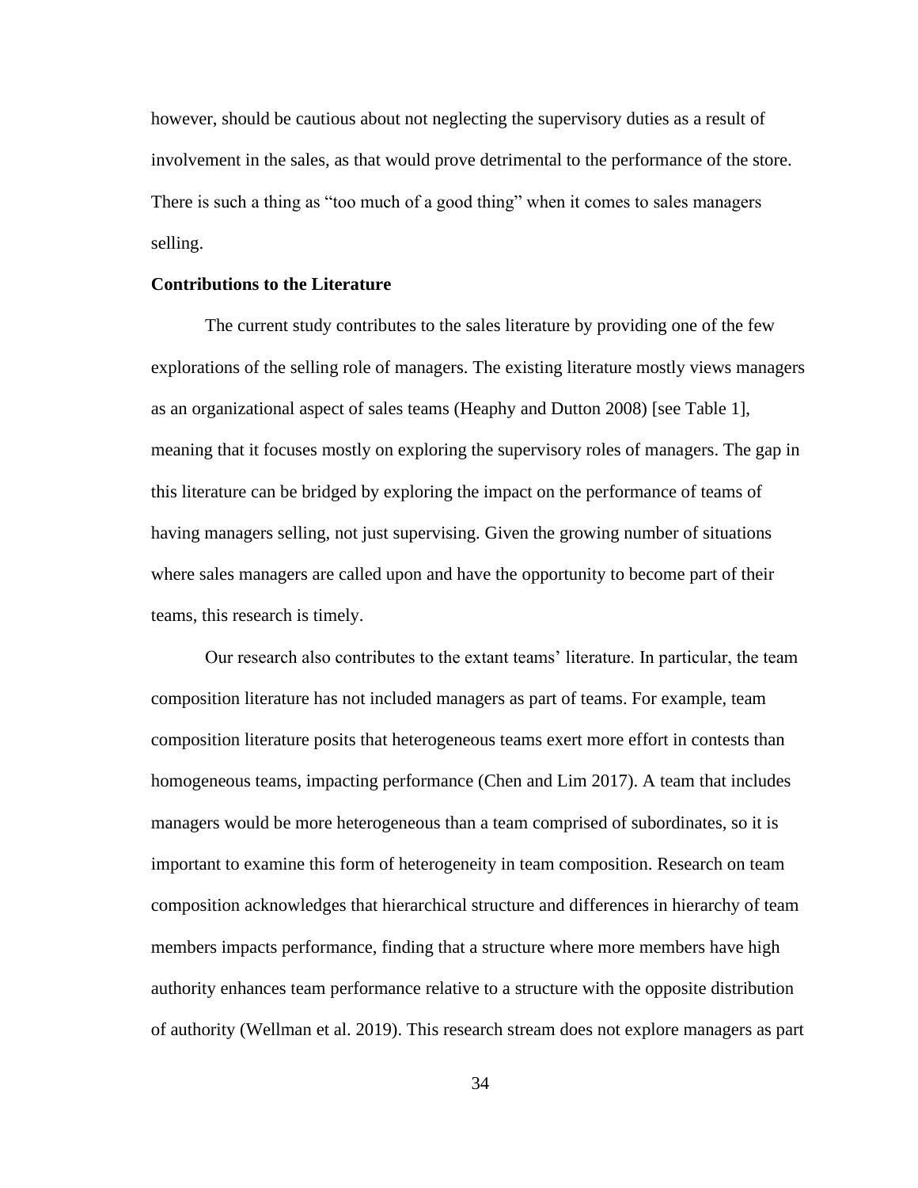however, should be cautious about not neglecting the supervisory duties as a result of involvement in the sales, as that would prove detrimental to the performance of the store. There is such a thing as "too much of a good thing" when it comes to sales managers selling.

**Contributions to the Literature**

The current study contributes to the sales literature by providing one of the few explorations of the selling role of managers. The existing literature mostly views managers as an organizational aspect of sales teams (Heaphy and Dutton 2008) [see Table 1], meaning that it focuses mostly on exploring the supervisory roles of managers. The gap in this literature can be bridged by exploring the impact on the performance of teams of having managers selling, not just supervising. Given the growing number of situations where sales managers are called upon and have the opportunity to become part of their teams, this research is timely.

Our research also contributes to the extant teams' literature. In particular, the team composition literature has not included managers as part of teams. For example, team composition literature posits that heterogeneous teams exert more effort in contests than homogeneous teams, impacting performance (Chen and Lim 2017). A team that includes managers would be more heterogeneous than a team comprised of subordinates, so it is important to examine this form of heterogeneity in team composition. Research on team composition acknowledges that hierarchical structure and differences in hierarchy of team members impacts performance, finding that a structure where more members have high authority enhances team performance relative to a structure with the opposite distribution of authority (Wellman et al. 2019). This research stream does not explore managers as part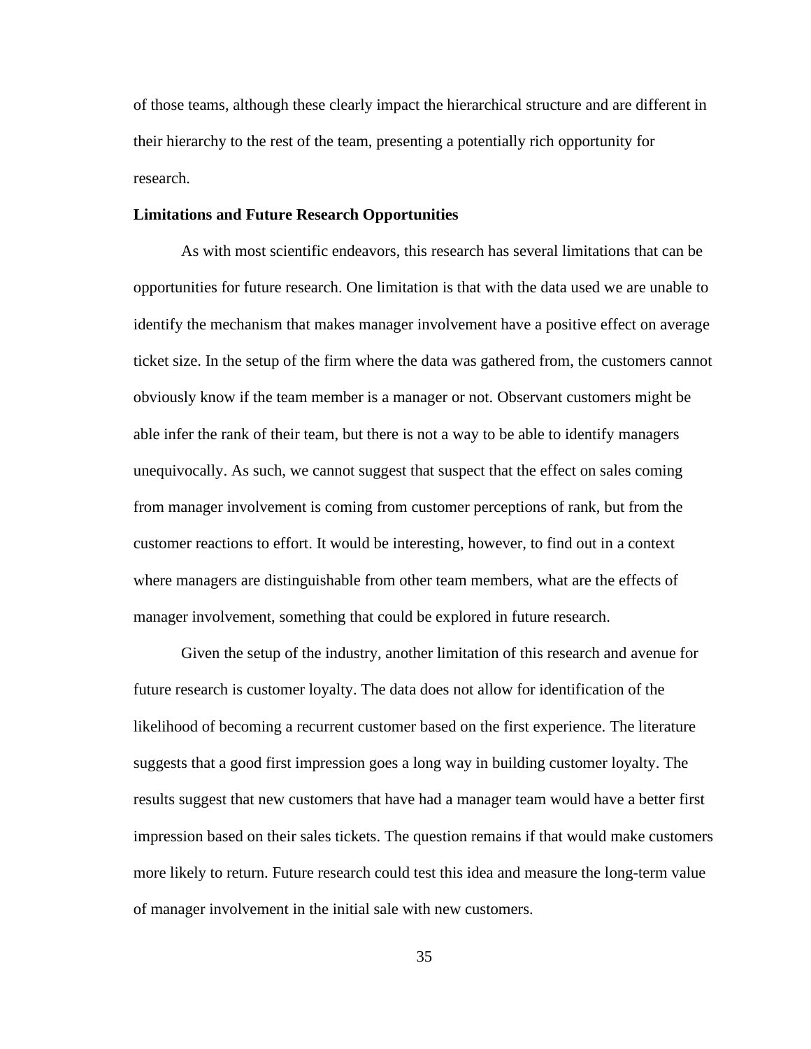of those teams, although these clearly impact the hierarchical structure and are different in their hierarchy to the rest of the team, presenting a potentially rich opportunity for research.

**Limitations and Future Research Opportunities**

As with most scientific endeavors, this research has several limitations that can be opportunities for future research. One limitation is that with the data used we are unable to identify the mechanism that makes manager involvement have a positive effect on average ticket size. In the setup of the firm where the data was gathered from, the customers cannot obviously know if the team member is a manager or not. Observant customers might be able infer the rank of their team, but there is not a way to be able to identify managers unequivocally. As such, we cannot suggest that suspect that the effect on sales coming from manager involvement is coming from customer perceptions of rank, but from the customer reactions to effort. It would be interesting, however, to find out in a context where managers are distinguishable from other team members, what are the effects of manager involvement, something that could be explored in future research.

Given the setup of the industry, another limitation of this research and avenue for future research is customer loyalty. The data does not allow for identification of the likelihood of becoming a recurrent customer based on the first experience. The literature suggests that a good first impression goes a long way in building customer loyalty. The results suggest that new customers that have had a manager team would have a better first impression based on their sales tickets. The question remains if that would make customers more likely to return. Future research could test this idea and measure the long-term value of manager involvement in the initial sale with new customers.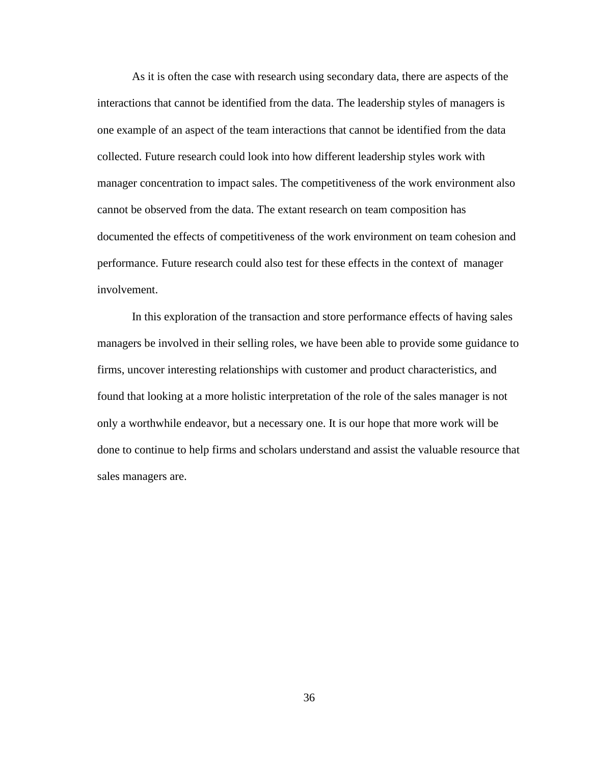As it is often the case with research using secondary data, there are aspects of the interactions that cannot be identified from the data. The leadership styles of managers is one example of an aspect of the team interactions that cannot be identified from the data collected. Future research could look into how different leadership styles work with manager concentration to impact sales. The competitiveness of the work environment also cannot be observed from the data. The extant research on team composition has documented the effects of competitiveness of the work environment on team cohesion and performance. Future research could also test for these effects in the context of manager involvement.

In this exploration of the transaction and store performance effects of having sales managers be involved in their selling roles, we have been able to provide some guidance to firms, uncover interesting relationships with customer and product characteristics, and found that looking at a more holistic interpretation of the role of the sales manager is not only a worthwhile endeavor, but a necessary one. It is our hope that more work will be done to continue to help firms and scholars understand and assist the valuable resource that sales managers are.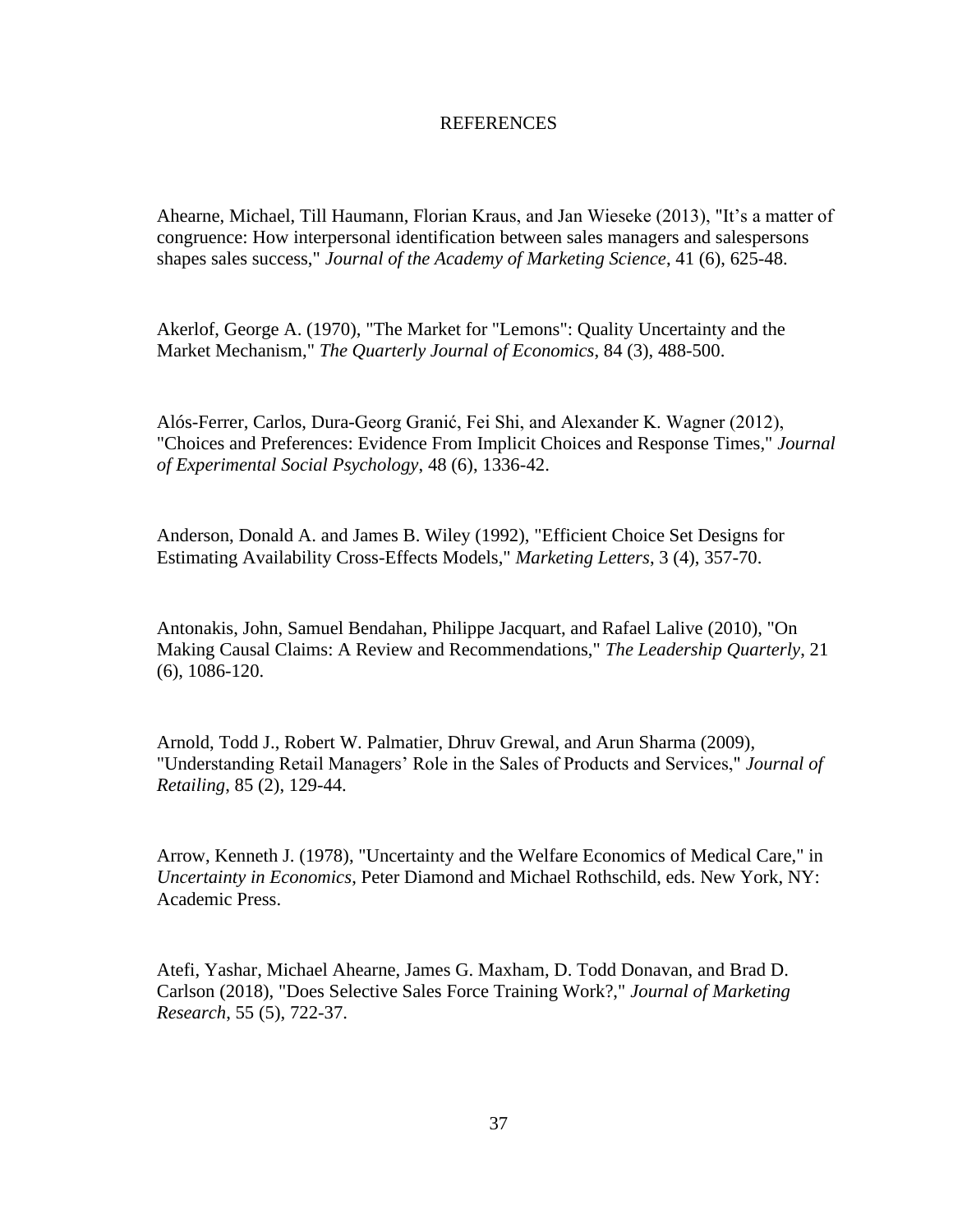# REFERENCES

Ahearne, Michael, Till Haumann, Florian Kraus, and Jan Wieseke (2013), "It's a matter of congruence: How interpersonal identification between sales managers and salespersons shapes sales success," *Journal of the Academy of Marketing Science*, 41 (6), 625-48.

Akerlof, George A. (1970), "The Market for "Lemons": Quality Uncertainty and the Market Mechanism," *The Quarterly Journal of Economics*, 84 (3), 488-500.

Alós-Ferrer, Carlos, Dura-Georg Granić, Fei Shi, and Alexander K. Wagner (2012), "Choices and Preferences: Evidence From Implicit Choices and Response Times," *Journal of Experimental Social Psychology*, 48 (6), 1336-42.

Anderson, Donald A. and James B. Wiley (1992), "Efficient Choice Set Designs for Estimating Availability Cross-Effects Models," *Marketing Letters*, 3 (4), 357-70.

Antonakis, John, Samuel Bendahan, Philippe Jacquart, and Rafael Lalive (2010), "On Making Causal Claims: A Review and Recommendations," *The Leadership Quarterly*, 21 (6), 1086-120.

Arnold, Todd J., Robert W. Palmatier, Dhruv Grewal, and Arun Sharma (2009), "Understanding Retail Managers' Role in the Sales of Products and Services," *Journal of Retailing*, 85 (2), 129-44.

Arrow, Kenneth J. (1978), "Uncertainty and the Welfare Economics of Medical Care," in *Uncertainty in Economics*, Peter Diamond and Michael Rothschild, eds. New York, NY: Academic Press.

Atefi, Yashar, Michael Ahearne, James G. Maxham, D. Todd Donavan, and Brad D. Carlson (2018), "Does Selective Sales Force Training Work?," *Journal of Marketing Research*, 55 (5), 722-37.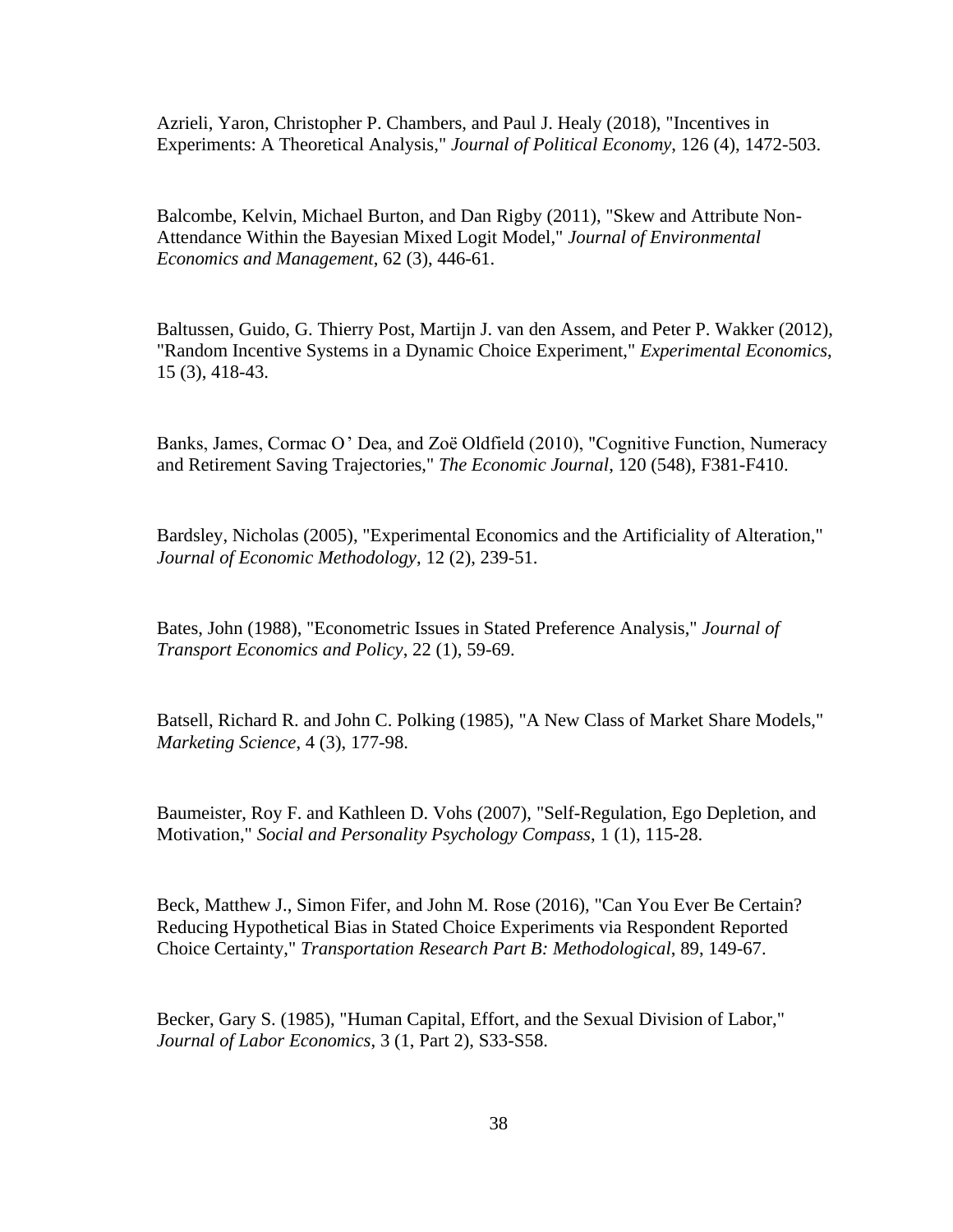Azrieli, Yaron, Christopher P. Chambers, and Paul J. Healy (2018), "Incentives in Experiments: A Theoretical Analysis," *Journal of Political Economy*, 126 (4), 1472-503.

Balcombe, Kelvin, Michael Burton, and Dan Rigby (2011), "Skew and Attribute Non-Attendance Within the Bayesian Mixed Logit Model," *Journal of Environmental Economics and Management*, 62 (3), 446-61.

Baltussen, Guido, G. Thierry Post, Martijn J. van den Assem, and Peter P. Wakker (2012), "Random Incentive Systems in a Dynamic Choice Experiment," *Experimental Economics*, 15 (3), 418-43.

Banks, James, Cormac O' Dea, and Zoë Oldfield (2010), "Cognitive Function, Numeracy and Retirement Saving Trajectories," *The Economic Journal*, 120 (548), F381-F410.

Bardsley, Nicholas (2005), "Experimental Economics and the Artificiality of Alteration," *Journal of Economic Methodology*, 12 (2), 239-51.

Bates, John (1988), "Econometric Issues in Stated Preference Analysis," *Journal of Transport Economics and Policy*, 22 (1), 59-69.

Batsell, Richard R. and John C. Polking (1985), "A New Class of Market Share Models," *Marketing Science*, 4 (3), 177-98.

Baumeister, Roy F. and Kathleen D. Vohs (2007), "Self-Regulation, Ego Depletion, and Motivation," *Social and Personality Psychology Compass*, 1 (1), 115-28.

Beck, Matthew J., Simon Fifer, and John M. Rose (2016), "Can You Ever Be Certain? Reducing Hypothetical Bias in Stated Choice Experiments via Respondent Reported Choice Certainty," *Transportation Research Part B: Methodological*, 89, 149-67.

Becker, Gary S. (1985), "Human Capital, Effort, and the Sexual Division of Labor," *Journal of Labor Economics*, 3 (1, Part 2), S33-S58.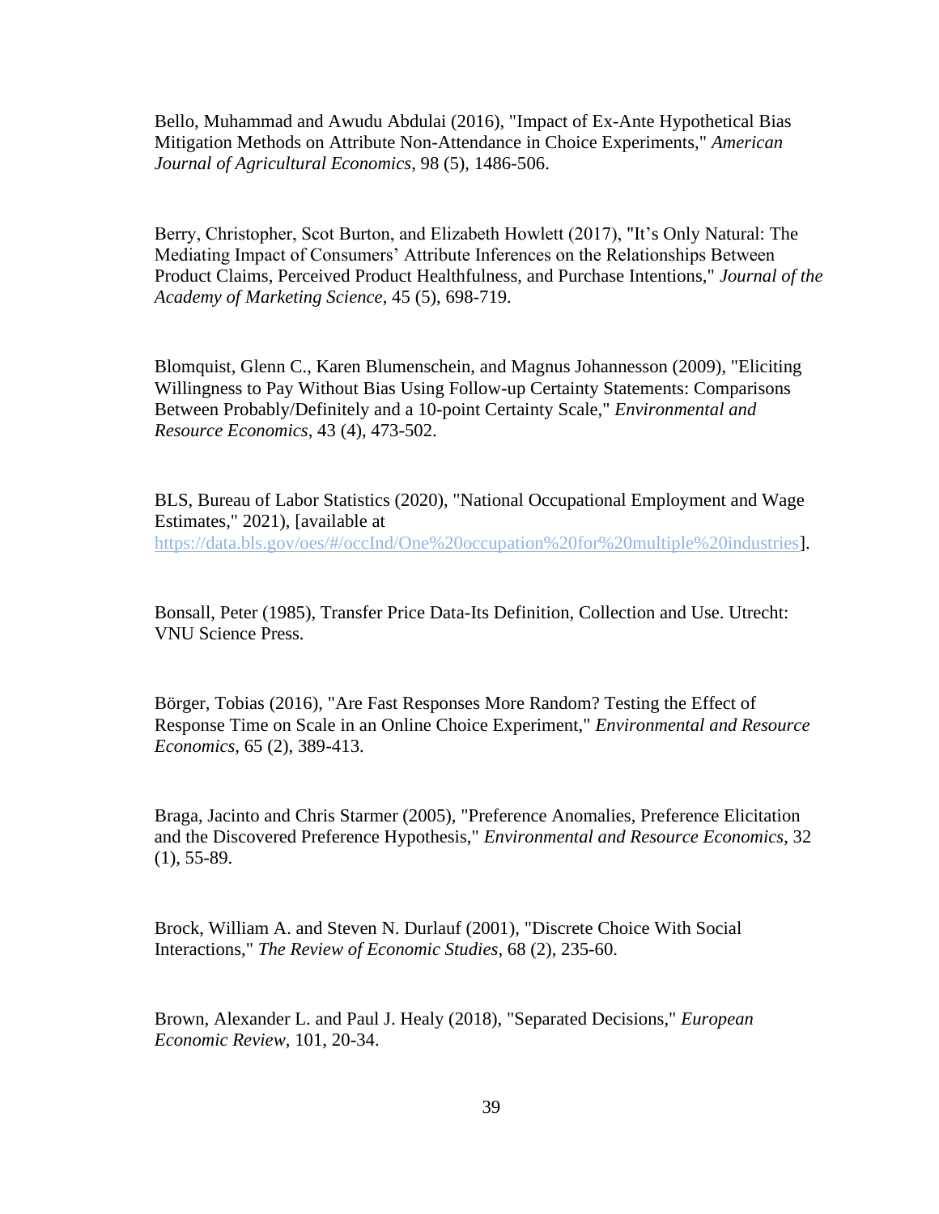Bello, Muhammad and Awudu Abdulai (2016), "Impact of Ex-Ante Hypothetical Bias Mitigation Methods on Attribute Non-Attendance in Choice Experiments," *American Journal of Agricultural Economics*, 98 (5), 1486-506.

Berry, Christopher, Scot Burton, and Elizabeth Howlett (2017), "It's Only Natural: The Mediating Impact of Consumers' Attribute Inferences on the Relationships Between Product Claims, Perceived Product Healthfulness, and Purchase Intentions," *Journal of the Academy of Marketing Science*, 45 (5), 698-719.

Blomquist, Glenn C., Karen Blumenschein, and Magnus Johannesson (2009), "Eliciting Willingness to Pay Without Bias Using Follow-up Certainty Statements: Comparisons Between Probably/Definitely and a 10-point Certainty Scale," *Environmental and Resource Economics*, 43 (4), 473-502.

BLS, Bureau of Labor Statistics (2020), "National Occupational Employment and Wage Estimates," 2021), [available at https://data.bls.gov/oes/#/occInd/One%20occupation%20for%20multiple%20industries].

Bonsall, Peter (1985), Transfer Price Data-Its Definition, Collection and Use. Utrecht: VNU Science Press.

Börger, Tobias (2016), "Are Fast Responses More Random? Testing the Effect of Response Time on Scale in an Online Choice Experiment," *Environmental and Resource Economics*, 65 (2), 389-413.

Braga, Jacinto and Chris Starmer (2005), "Preference Anomalies, Preference Elicitation and the Discovered Preference Hypothesis," *Environmental and Resource Economics*, 32 (1), 55-89.

Brock, William A. and Steven N. Durlauf (2001), "Discrete Choice With Social Interactions," *The Review of Economic Studies*, 68 (2), 235-60.

Brown, Alexander L. and Paul J. Healy (2018), "Separated Decisions," *European Economic Review*, 101, 20-34.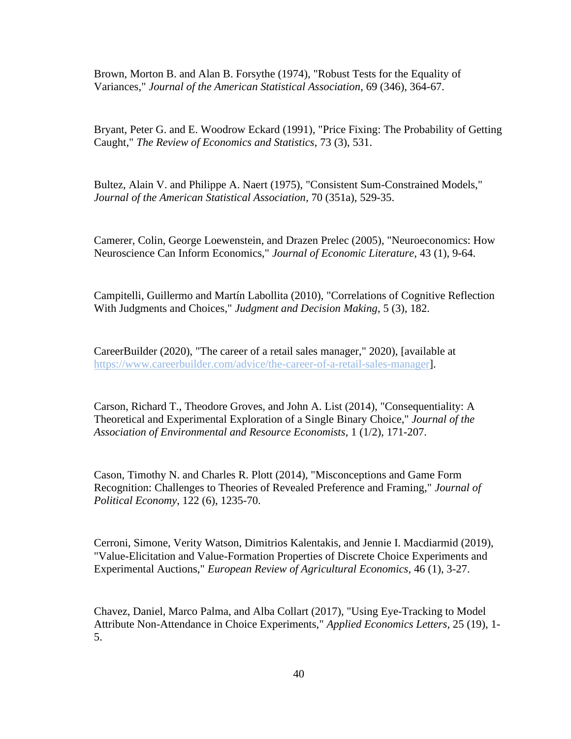Brown, Morton B. and Alan B. Forsythe (1974), "Robust Tests for the Equality of Variances," *Journal of the American Statistical Association*, 69 (346), 364-67.

Bryant, Peter G. and E. Woodrow Eckard (1991), "Price Fixing: The Probability of Getting Caught," *The Review of Economics and Statistics*, 73 (3), 531.

Bultez, Alain V. and Philippe A. Naert (1975), "Consistent Sum-Constrained Models," *Journal of the American Statistical Association*, 70 (351a), 529-35.

Camerer, Colin, George Loewenstein, and Drazen Prelec (2005), "Neuroeconomics: How Neuroscience Can Inform Economics," *Journal of Economic Literature*, 43 (1), 9-64.

Campitelli, Guillermo and Martín Labollita (2010), "Correlations of Cognitive Reflection With Judgments and Choices," *Judgment and Decision Making*, 5 (3), 182.

CareerBuilder (2020), "The career of a retail sales manager," 2020), [available at https://www.careerbuilder.com/advice/the-career-of-a-retail-sales-manager].

Carson, Richard T., Theodore Groves, and John A. List (2014), "Consequentiality: A Theoretical and Experimental Exploration of a Single Binary Choice," *Journal of the Association of Environmental and Resource Economists*, 1 (1/2), 171-207.

Cason, Timothy N. and Charles R. Plott (2014), "Misconceptions and Game Form Recognition: Challenges to Theories of Revealed Preference and Framing," *Journal of Political Economy*, 122 (6), 1235-70.

Cerroni, Simone, Verity Watson, Dimitrios Kalentakis, and Jennie I. Macdiarmid (2019), "Value-Elicitation and Value-Formation Properties of Discrete Choice Experiments and Experimental Auctions," *European Review of Agricultural Economics*, 46 (1), 3-27.

Chavez, Daniel, Marco Palma, and Alba Collart (2017), "Using Eye-Tracking to Model Attribute Non-Attendance in Choice Experiments," *Applied Economics Letters*, 25 (19), 1-5.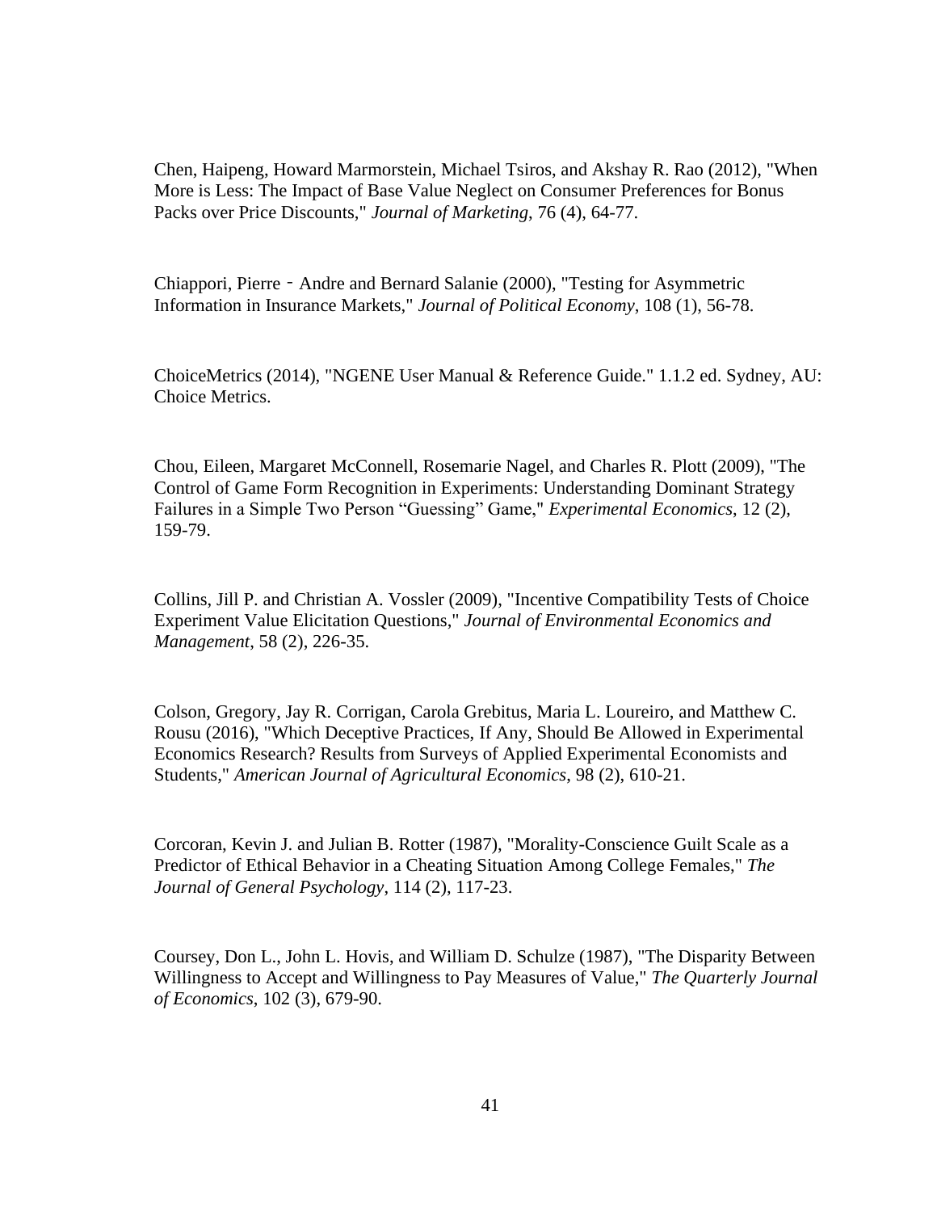Chen, Haipeng, Howard Marmorstein, Michael Tsiros, and Akshay R. Rao (2012), "When More is Less: The Impact of Base Value Neglect on Consumer Preferences for Bonus Packs over Price Discounts," *Journal of Marketing*, 76 (4), 64-77.

Chiappori, Pierre‐Andre and Bernard Salanie (2000), "Testing for Asymmetric Information in Insurance Markets," *Journal of Political Economy*, 108 (1), 56-78.

ChoiceMetrics (2014), "NGENE User Manual & Reference Guide." 1.1.2 ed. Sydney, AU: Choice Metrics.

Chou, Eileen, Margaret McConnell, Rosemarie Nagel, and Charles R. Plott (2009), "The Control of Game Form Recognition in Experiments: Understanding Dominant Strategy Failures in a Simple Two Person "Guessing" Game," *Experimental Economics*, 12 (2), 159-79.

Collins, Jill P. and Christian A. Vossler (2009), "Incentive Compatibility Tests of Choice Experiment Value Elicitation Questions," *Journal of Environmental Economics and Management*, 58 (2), 226-35.

Colson, Gregory, Jay R. Corrigan, Carola Grebitus, Maria L. Loureiro, and Matthew C. Rousu (2016), "Which Deceptive Practices, If Any, Should Be Allowed in Experimental Economics Research? Results from Surveys of Applied Experimental Economists and Students," *American Journal of Agricultural Economics*, 98 (2), 610-21.

Corcoran, Kevin J. and Julian B. Rotter (1987), "Morality-Conscience Guilt Scale as a Predictor of Ethical Behavior in a Cheating Situation Among College Females," *The Journal of General Psychology*, 114 (2), 117-23.

Coursey, Don L., John L. Hovis, and William D. Schulze (1987), "The Disparity Between Willingness to Accept and Willingness to Pay Measures of Value," *The Quarterly Journal of Economics*, 102 (3), 679-90.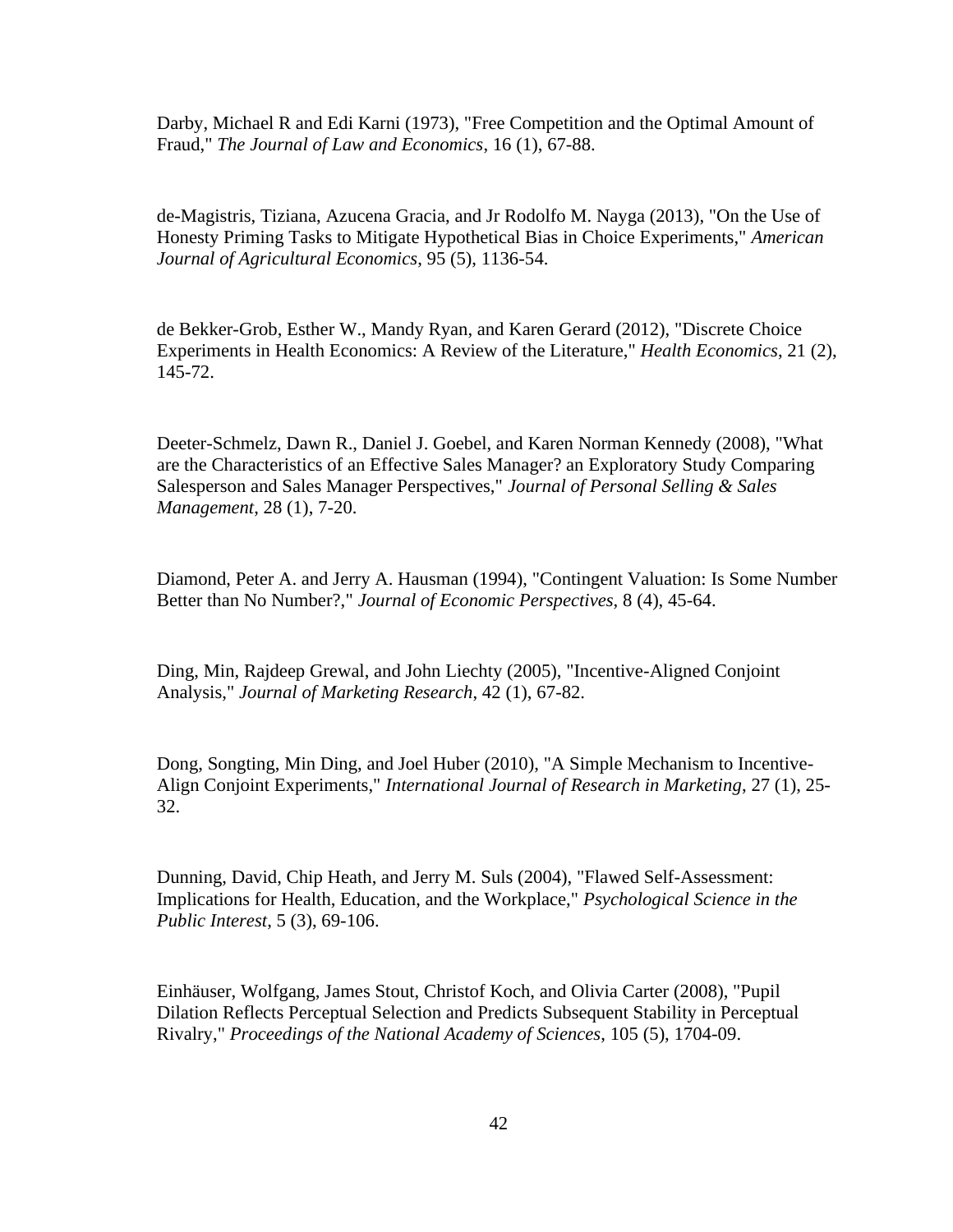Darby, Michael R and Edi Karni (1973), "Free Competition and the Optimal Amount of Fraud," *The Journal of Law and Economics*, 16 (1), 67-88.

de-Magistris, Tiziana, Azucena Gracia, and Jr Rodolfo M. Nayga (2013), "On the Use of Honesty Priming Tasks to Mitigate Hypothetical Bias in Choice Experiments," *American Journal of Agricultural Economics*, 95 (5), 1136-54.

de Bekker-Grob, Esther W., Mandy Ryan, and Karen Gerard (2012), "Discrete Choice Experiments in Health Economics: A Review of the Literature," *Health Economics*, 21 (2), 145-72.

Deeter-Schmelz, Dawn R., Daniel J. Goebel, and Karen Norman Kennedy (2008), "What are the Characteristics of an Effective Sales Manager? an Exploratory Study Comparing Salesperson and Sales Manager Perspectives," *Journal of Personal Selling & Sales Management*, 28 (1), 7-20.

Diamond, Peter A. and Jerry A. Hausman (1994), "Contingent Valuation: Is Some Number Better than No Number?," *Journal of Economic Perspectives*, 8 (4), 45-64.

Ding, Min, Rajdeep Grewal, and John Liechty (2005), "Incentive-Aligned Conjoint Analysis," *Journal of Marketing Research*, 42 (1), 67-82.

Dong, Songting, Min Ding, and Joel Huber (2010), "A Simple Mechanism to Incentive-Align Conjoint Experiments," *International Journal of Research in Marketing*, 27 (1), 25-32.

Dunning, David, Chip Heath, and Jerry M. Suls (2004), "Flawed Self-Assessment: Implications for Health, Education, and the Workplace," *Psychological Science in the Public Interest*, 5 (3), 69-106.

Einhäuser, Wolfgang, James Stout, Christof Koch, and Olivia Carter (2008), "Pupil Dilation Reflects Perceptual Selection and Predicts Subsequent Stability in Perceptual Rivalry," *Proceedings of the National Academy of Sciences*, 105 (5), 1704-09.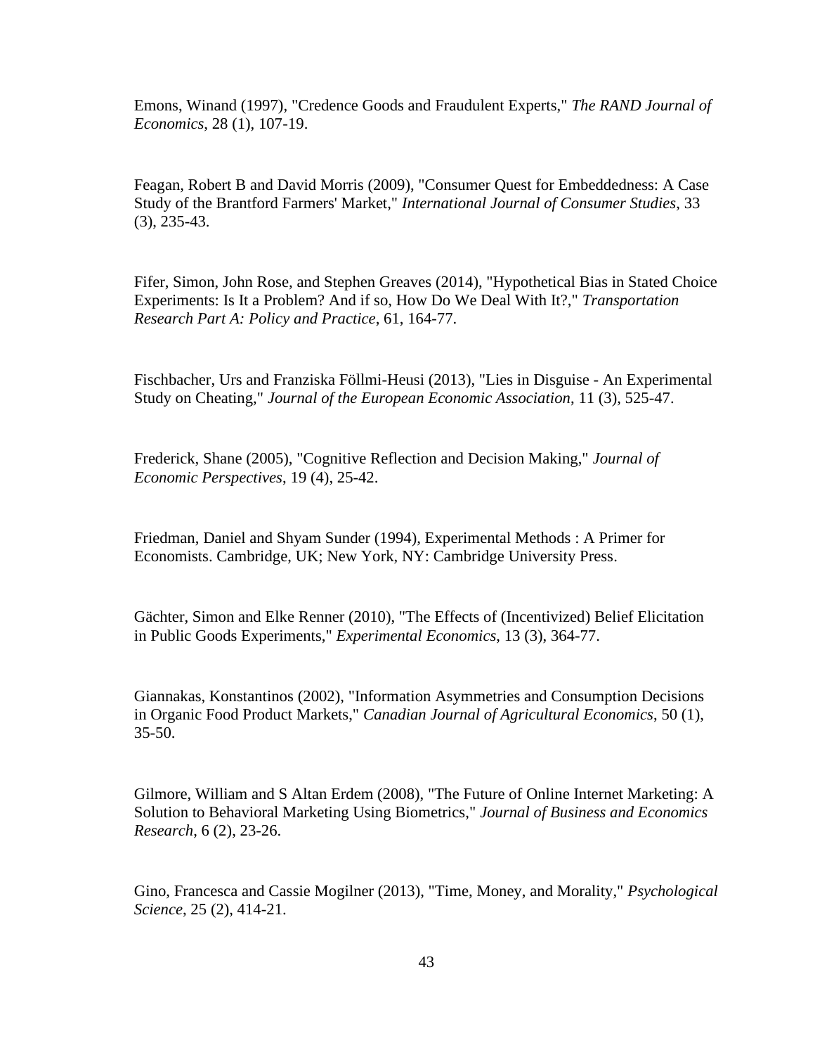Emons, Winand (1997), "Credence Goods and Fraudulent Experts," *The RAND Journal of Economics*, 28 (1), 107-19.

Feagan, Robert B and David Morris (2009), "Consumer Quest for Embeddedness: A Case Study of the Brantford Farmers' Market," *International Journal of Consumer Studies*, 33 (3), 235-43.

Fifer, Simon, John Rose, and Stephen Greaves (2014), "Hypothetical Bias in Stated Choice Experiments: Is It a Problem? And if so, How Do We Deal With It?," *Transportation Research Part A: Policy and Practice*, 61, 164-77.

Fischbacher, Urs and Franziska Föllmi-Heusi (2013), "Lies in Disguise - An Experimental Study on Cheating," *Journal of the European Economic Association*, 11 (3), 525-47.

Frederick, Shane (2005), "Cognitive Reflection and Decision Making," *Journal of Economic Perspectives*, 19 (4), 25-42.

Friedman, Daniel and Shyam Sunder (1994), Experimental Methods : A Primer for Economists. Cambridge, UK; New York, NY: Cambridge University Press.

Gächter, Simon and Elke Renner (2010), "The Effects of (Incentivized) Belief Elicitation in Public Goods Experiments," *Experimental Economics*, 13 (3), 364-77.

Giannakas, Konstantinos (2002), "Information Asymmetries and Consumption Decisions in Organic Food Product Markets," *Canadian Journal of Agricultural Economics*, 50 (1), 35-50.

Gilmore, William and S Altan Erdem (2008), "The Future of Online Internet Marketing: A Solution to Behavioral Marketing Using Biometrics," *Journal of Business and Economics Research*, 6 (2), 23-26.

Gino, Francesca and Cassie Mogilner (2013), "Time, Money, and Morality," *Psychological Science*, 25 (2), 414-21.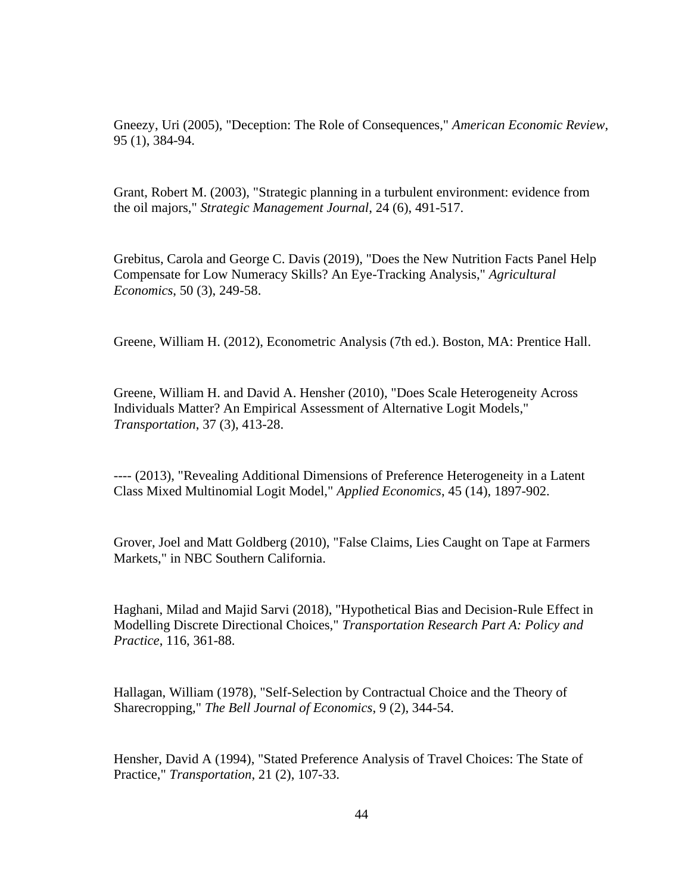Gneezy, Uri (2005), "Deception: The Role of Consequences," *American Economic Review*, 95 (1), 384-94.

Grant, Robert M. (2003), "Strategic planning in a turbulent environment: evidence from the oil majors," *Strategic Management Journal*, 24 (6), 491-517.

Grebitus, Carola and George C. Davis (2019), "Does the New Nutrition Facts Panel Help Compensate for Low Numeracy Skills? An Eye-Tracking Analysis," *Agricultural Economics*, 50 (3), 249-58.

Greene, William H. (2012), Econometric Analysis (7th ed.). Boston, MA: Prentice Hall.

Greene, William H. and David A. Hensher (2010), "Does Scale Heterogeneity Across Individuals Matter? An Empirical Assessment of Alternative Logit Models," *Transportation*, 37 (3), 413-28.

---- (2013), "Revealing Additional Dimensions of Preference Heterogeneity in a Latent Class Mixed Multinomial Logit Model," *Applied Economics*, 45 (14), 1897-902.

Grover, Joel and Matt Goldberg (2010), "False Claims, Lies Caught on Tape at Farmers Markets," in NBC Southern California.

Haghani, Milad and Majid Sarvi (2018), "Hypothetical Bias and Decision-Rule Effect in Modelling Discrete Directional Choices," *Transportation Research Part A: Policy and Practice*, 116, 361-88.

Hallagan, William (1978), "Self-Selection by Contractual Choice and the Theory of Sharecropping," *The Bell Journal of Economics*, 9 (2), 344-54.

Hensher, David A (1994), "Stated Preference Analysis of Travel Choices: The State of Practice," *Transportation*, 21 (2), 107-33.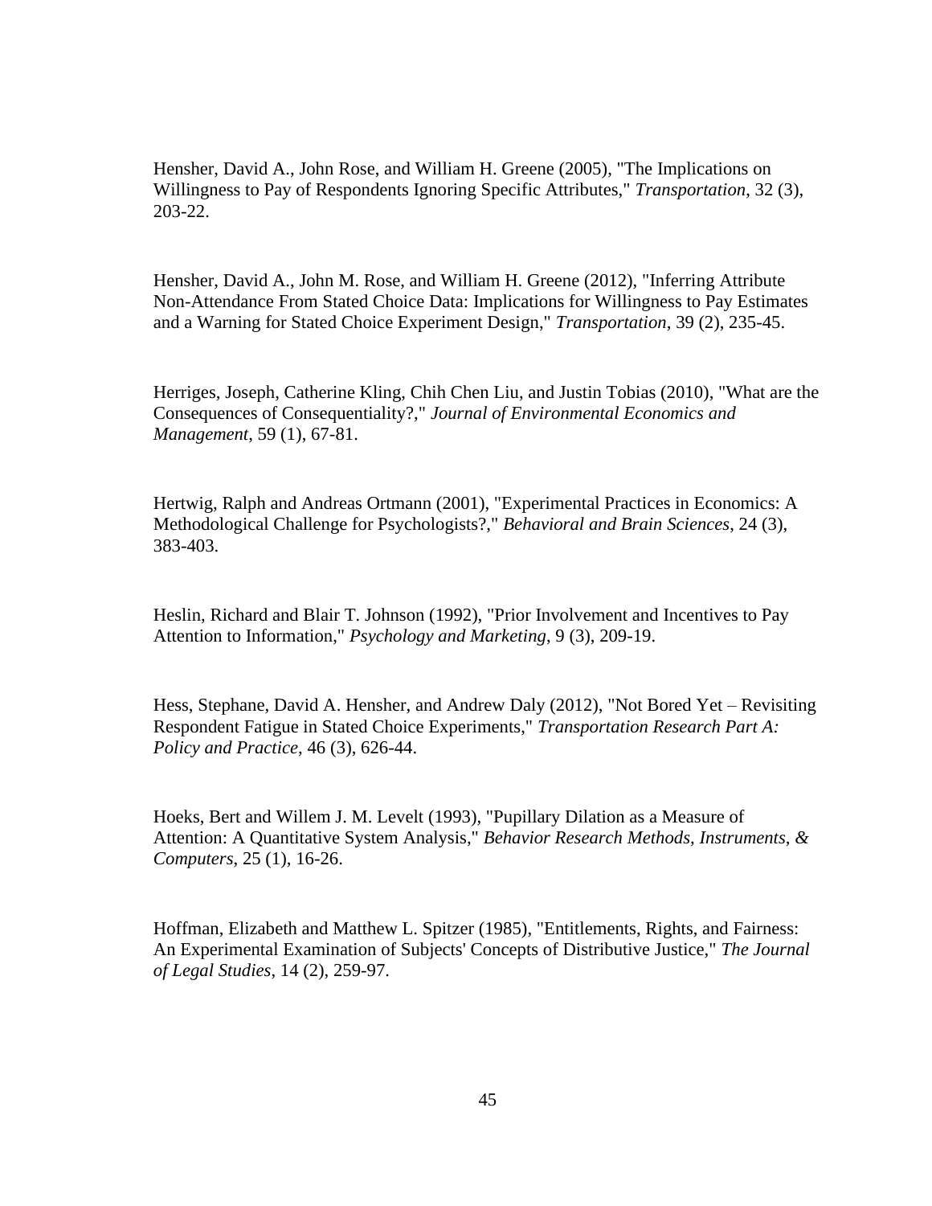Hensher, David A., John Rose, and William H. Greene (2005), "The Implications on Willingness to Pay of Respondents Ignoring Specific Attributes," *Transportation*, 32 (3), 203-22.

Hensher, David A., John M. Rose, and William H. Greene (2012), "Inferring Attribute Non-Attendance From Stated Choice Data: Implications for Willingness to Pay Estimates and a Warning for Stated Choice Experiment Design," *Transportation*, 39 (2), 235-45.

Herriges, Joseph, Catherine Kling, Chih Chen Liu, and Justin Tobias (2010), "What are the Consequences of Consequentiality?," *Journal of Environmental Economics and Management*, 59 (1), 67-81.

Hertwig, Ralph and Andreas Ortmann (2001), "Experimental Practices in Economics: A Methodological Challenge for Psychologists?," *Behavioral and Brain Sciences*, 24 (3), 383-403.

Heslin, Richard and Blair T. Johnson (1992), "Prior Involvement and Incentives to Pay Attention to Information," *Psychology and Marketing*, 9 (3), 209-19.

Hess, Stephane, David A. Hensher, and Andrew Daly (2012), "Not Bored Yet – Revisiting Respondent Fatigue in Stated Choice Experiments," *Transportation Research Part A: Policy and Practice*, 46 (3), 626-44.

Hoeks, Bert and Willem J. M. Levelt (1993), "Pupillary Dilation as a Measure of Attention: A Quantitative System Analysis," *Behavior Research Methods, Instruments, & Computers*, 25 (1), 16-26.

Hoffman, Elizabeth and Matthew L. Spitzer (1985), "Entitlements, Rights, and Fairness: An Experimental Examination of Subjects' Concepts of Distributive Justice," *The Journal of Legal Studies*, 14 (2), 259-97.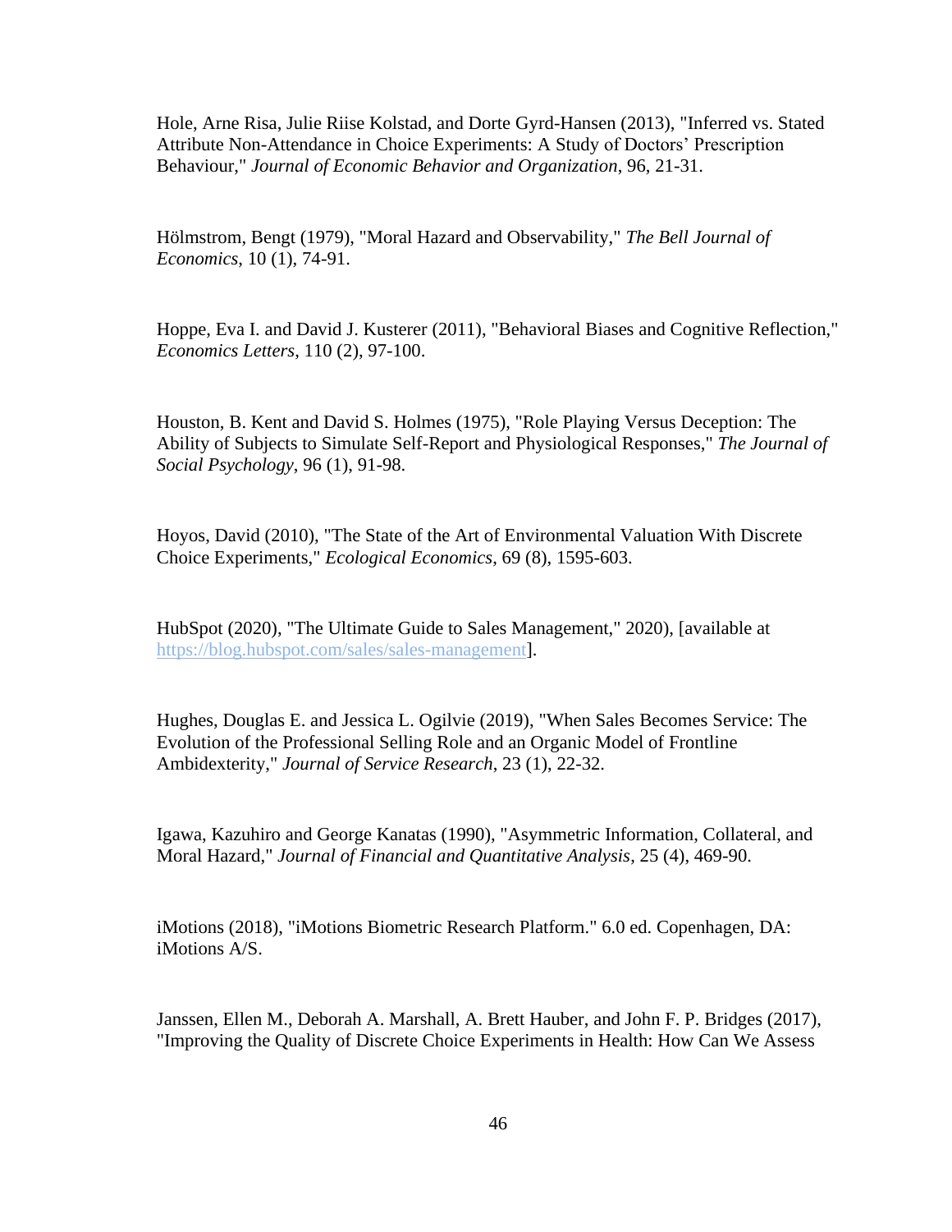Hole, Arne Risa, Julie Riise Kolstad, and Dorte Gyrd-Hansen (2013), "Inferred vs. Stated Attribute Non-Attendance in Choice Experiments: A Study of Doctors' Prescription Behaviour," *Journal of Economic Behavior and Organization*, 96, 21-31.

Hölmstrom, Bengt (1979), "Moral Hazard and Observability," *The Bell Journal of Economics*, 10 (1), 74-91.

Hoppe, Eva I. and David J. Kusterer (2011), "Behavioral Biases and Cognitive Reflection," *Economics Letters*, 110 (2), 97-100.

Houston, B. Kent and David S. Holmes (1975), "Role Playing Versus Deception: The Ability of Subjects to Simulate Self-Report and Physiological Responses," *The Journal of Social Psychology*, 96 (1), 91-98.

Hoyos, David (2010), "The State of the Art of Environmental Valuation With Discrete Choice Experiments," *Ecological Economics*, 69 (8), 1595-603.

HubSpot (2020), "The Ultimate Guide to Sales Management," 2020), [available at https://blog.hubspot.com/sales/sales-management].

Hughes, Douglas E. and Jessica L. Ogilvie (2019), "When Sales Becomes Service: The Evolution of the Professional Selling Role and an Organic Model of Frontline Ambidexterity," *Journal of Service Research*, 23 (1), 22-32.

Igawa, Kazuhiro and George Kanatas (1990), "Asymmetric Information, Collateral, and Moral Hazard," *Journal of Financial and Quantitative Analysis*, 25 (4), 469-90.

iMotions (2018), "iMotions Biometric Research Platform." 6.0 ed. Copenhagen, DA: iMotions A/S.

Janssen, Ellen M., Deborah A. Marshall, A. Brett Hauber, and John F. P. Bridges (2017), "Improving the Quality of Discrete Choice Experiments in Health: How Can We Assess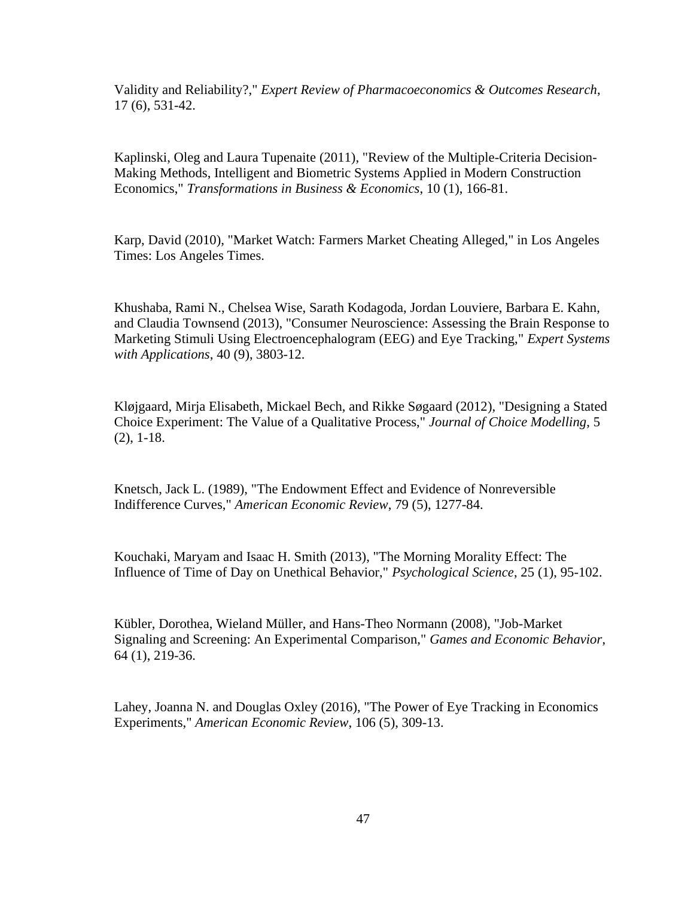Validity and Reliability?," *Expert Review of Pharmacoeconomics & Outcomes Research*, 17 (6), 531-42.

Kaplinski, Oleg and Laura Tupenaite (2011), "Review of the Multiple-Criteria Decision-Making Methods, Intelligent and Biometric Systems Applied in Modern Construction Economics," *Transformations in Business & Economics*, 10 (1), 166-81.

Karp, David (2010), "Market Watch: Farmers Market Cheating Alleged," in Los Angeles Times: Los Angeles Times.

Khushaba, Rami N., Chelsea Wise, Sarath Kodagoda, Jordan Louviere, Barbara E. Kahn, and Claudia Townsend (2013), "Consumer Neuroscience: Assessing the Brain Response to Marketing Stimuli Using Electroencephalogram (EEG) and Eye Tracking," *Expert Systems with Applications*, 40 (9), 3803-12.

Kløjgaard, Mirja Elisabeth, Mickael Bech, and Rikke Søgaard (2012), "Designing a Stated Choice Experiment: The Value of a Qualitative Process," *Journal of Choice Modelling*, 5 (2), 1-18.

Knetsch, Jack L. (1989), "The Endowment Effect and Evidence of Nonreversible Indifference Curves," *American Economic Review*, 79 (5), 1277-84.

Kouchaki, Maryam and Isaac H. Smith (2013), "The Morning Morality Effect: The Influence of Time of Day on Unethical Behavior," *Psychological Science*, 25 (1), 95-102.

Kübler, Dorothea, Wieland Müller, and Hans-Theo Normann (2008), "Job-Market Signaling and Screening: An Experimental Comparison," *Games and Economic Behavior*, 64 (1), 219-36.

Lahey, Joanna N. and Douglas Oxley (2016), "The Power of Eye Tracking in Economics Experiments," *American Economic Review*, 106 (5), 309-13.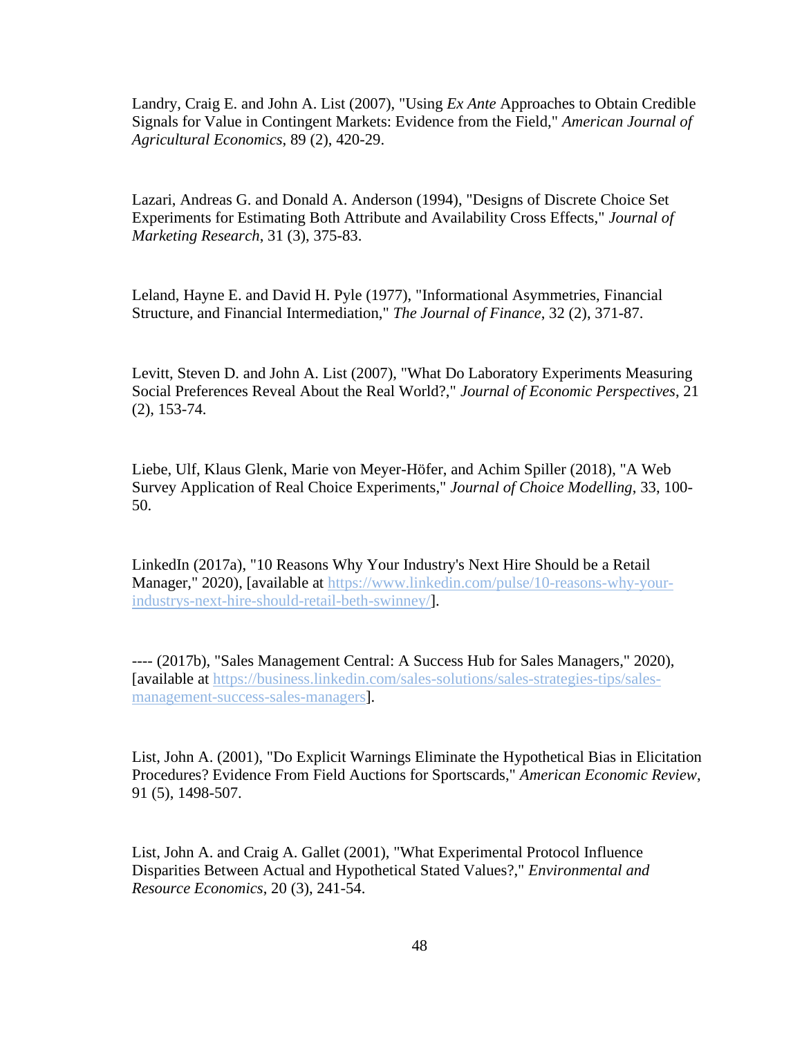Landry, Craig E. and John A. List (2007), "Using *Ex Ante* Approaches to Obtain Credible Signals for Value in Contingent Markets: Evidence from the Field," *American Journal of Agricultural Economics*, 89 (2), 420-29.

Lazari, Andreas G. and Donald A. Anderson (1994), "Designs of Discrete Choice Set Experiments for Estimating Both Attribute and Availability Cross Effects," *Journal of Marketing Research*, 31 (3), 375-83.

Leland, Hayne E. and David H. Pyle (1977), "Informational Asymmetries, Financial Structure, and Financial Intermediation," *The Journal of Finance*, 32 (2), 371-87.

Levitt, Steven D. and John A. List (2007), "What Do Laboratory Experiments Measuring Social Preferences Reveal About the Real World?," *Journal of Economic Perspectives*, 21 (2), 153-74.

Liebe, Ulf, Klaus Glenk, Marie von Meyer-Höfer, and Achim Spiller (2018), "A Web Survey Application of Real Choice Experiments," *Journal of Choice Modelling*, 33, 100-50.

LinkedIn (2017a), "10 Reasons Why Your Industry's Next Hire Should be a Retail Manager," 2020), [available at https://www.linkedin.com/pulse/10-reasons-why-your-industrys-next-hire-should-retail-beth-swinney/].

---- (2017b), "Sales Management Central: A Success Hub for Sales Managers," 2020), [available at https://business.linkedin.com/sales-solutions/sales-strategies-tips/sales-management-success-sales-managers].

List, John A. (2001), "Do Explicit Warnings Eliminate the Hypothetical Bias in Elicitation Procedures? Evidence From Field Auctions for Sportscards," *American Economic Review*, 91 (5), 1498-507.

List, John A. and Craig A. Gallet (2001), "What Experimental Protocol Influence Disparities Between Actual and Hypothetical Stated Values?," *Environmental and Resource Economics*, 20 (3), 241-54.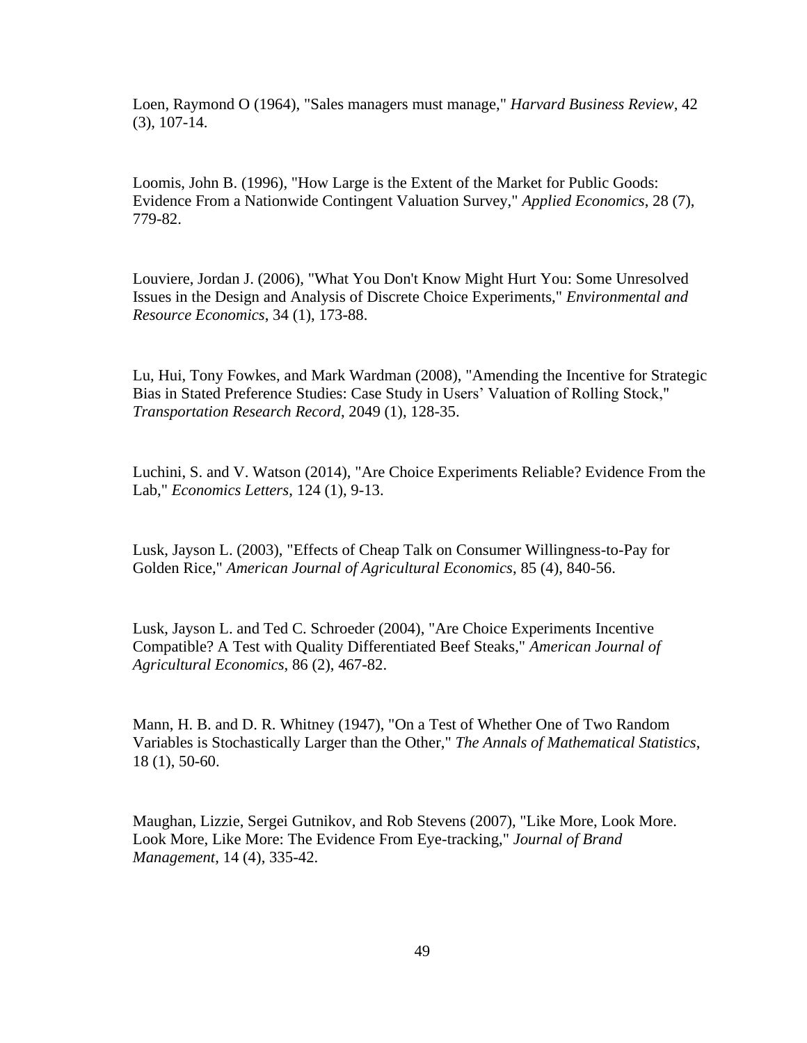Loen, Raymond O (1964), "Sales managers must manage," *Harvard Business Review*, 42 (3), 107-14.

Loomis, John B. (1996), "How Large is the Extent of the Market for Public Goods: Evidence From a Nationwide Contingent Valuation Survey," *Applied Economics*, 28 (7), 779-82.

Louviere, Jordan J. (2006), "What You Don't Know Might Hurt You: Some Unresolved Issues in the Design and Analysis of Discrete Choice Experiments," *Environmental and Resource Economics*, 34 (1), 173-88.

Lu, Hui, Tony Fowkes, and Mark Wardman (2008), "Amending the Incentive for Strategic Bias in Stated Preference Studies: Case Study in Users' Valuation of Rolling Stock," *Transportation Research Record*, 2049 (1), 128-35.

Luchini, S. and V. Watson (2014), "Are Choice Experiments Reliable? Evidence From the Lab," *Economics Letters*, 124 (1), 9-13.

Lusk, Jayson L. (2003), "Effects of Cheap Talk on Consumer Willingness-to-Pay for Golden Rice," *American Journal of Agricultural Economics*, 85 (4), 840-56.

Lusk, Jayson L. and Ted C. Schroeder (2004), "Are Choice Experiments Incentive Compatible? A Test with Quality Differentiated Beef Steaks," *American Journal of Agricultural Economics*, 86 (2), 467-82.

Mann, H. B. and D. R. Whitney (1947), "On a Test of Whether One of Two Random Variables is Stochastically Larger than the Other," *The Annals of Mathematical Statistics*, 18 (1), 50-60.

Maughan, Lizzie, Sergei Gutnikov, and Rob Stevens (2007), "Like More, Look More. Look More, Like More: The Evidence From Eye-tracking," *Journal of Brand Management*, 14 (4), 335-42.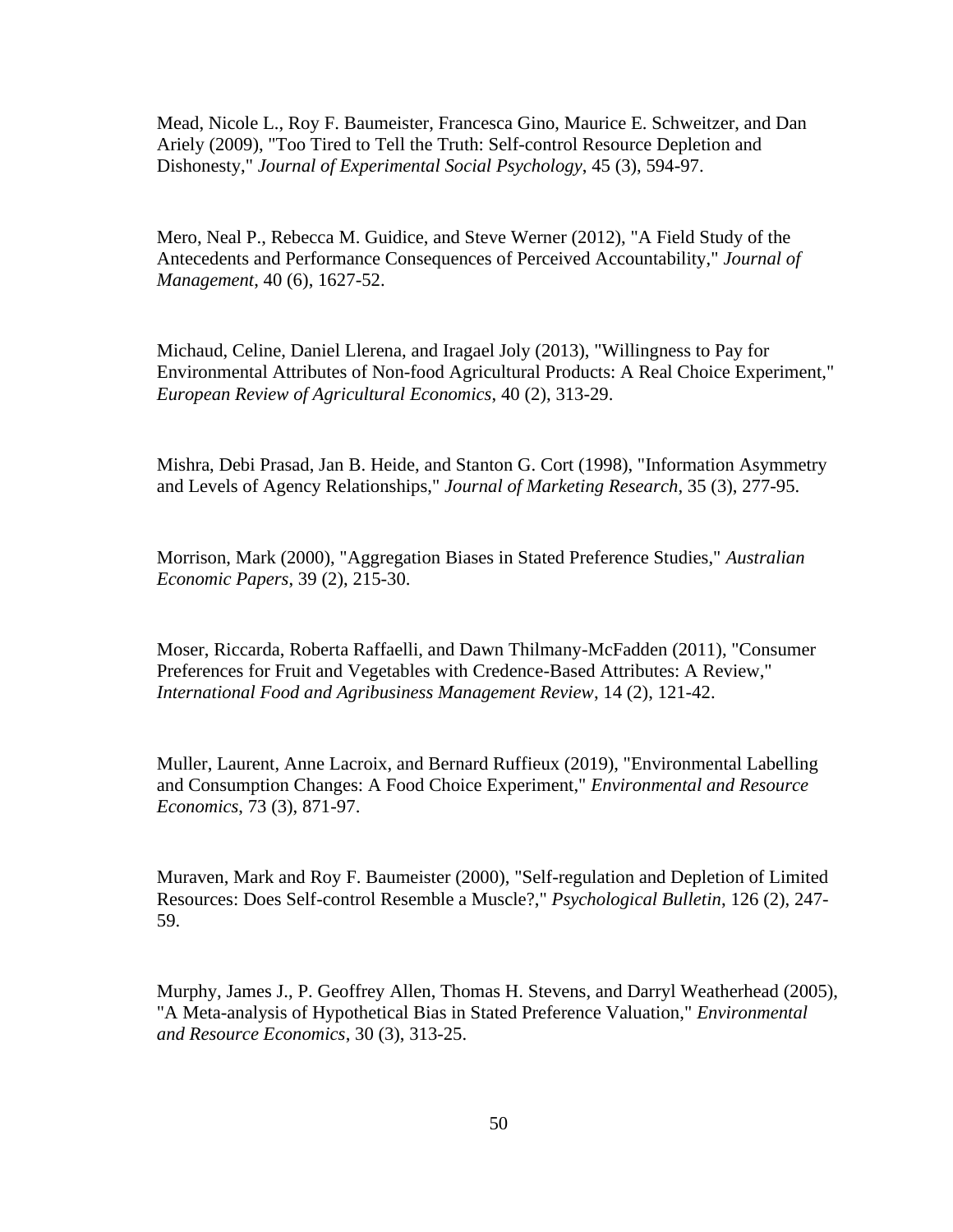Mead, Nicole L., Roy F. Baumeister, Francesca Gino, Maurice E. Schweitzer, and Dan Ariely (2009), "Too Tired to Tell the Truth: Self-control Resource Depletion and Dishonesty," *Journal of Experimental Social Psychology*, 45 (3), 594-97.

Mero, Neal P., Rebecca M. Guidice, and Steve Werner (2012), "A Field Study of the Antecedents and Performance Consequences of Perceived Accountability," *Journal of Management*, 40 (6), 1627-52.

Michaud, Celine, Daniel Llerena, and Iragael Joly (2013), "Willingness to Pay for Environmental Attributes of Non-food Agricultural Products: A Real Choice Experiment," *European Review of Agricultural Economics*, 40 (2), 313-29.

Mishra, Debi Prasad, Jan B. Heide, and Stanton G. Cort (1998), "Information Asymmetry and Levels of Agency Relationships," *Journal of Marketing Research*, 35 (3), 277-95.

Morrison, Mark (2000), "Aggregation Biases in Stated Preference Studies," *Australian Economic Papers*, 39 (2), 215-30.

Moser, Riccarda, Roberta Raffaelli, and Dawn Thilmany-McFadden (2011), "Consumer Preferences for Fruit and Vegetables with Credence-Based Attributes: A Review," *International Food and Agribusiness Management Review*, 14 (2), 121-42.

Muller, Laurent, Anne Lacroix, and Bernard Ruffieux (2019), "Environmental Labelling and Consumption Changes: A Food Choice Experiment," *Environmental and Resource Economics*, 73 (3), 871-97.

Muraven, Mark and Roy F. Baumeister (2000), "Self-regulation and Depletion of Limited Resources: Does Self-control Resemble a Muscle?," *Psychological Bulletin*, 126 (2), 247-59.

Murphy, James J., P. Geoffrey Allen, Thomas H. Stevens, and Darryl Weatherhead (2005), "A Meta-analysis of Hypothetical Bias in Stated Preference Valuation," *Environmental and Resource Economics*, 30 (3), 313-25.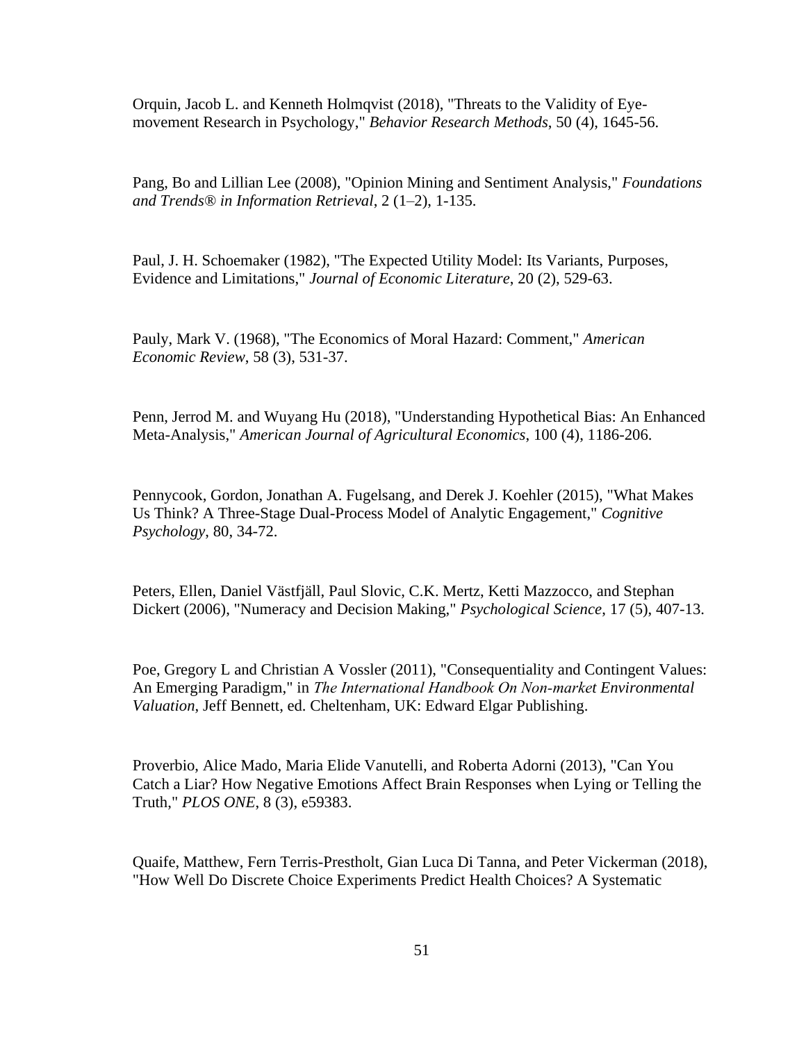Orquin, Jacob L. and Kenneth Holmqvist (2018), "Threats to the Validity of Eye-movement Research in Psychology," *Behavior Research Methods*, 50 (4), 1645-56.

Pang, Bo and Lillian Lee (2008), "Opinion Mining and Sentiment Analysis," *Foundations and Trends® in Information Retrieval*, 2 (1–2), 1-135.

Paul, J. H. Schoemaker (1982), "The Expected Utility Model: Its Variants, Purposes, Evidence and Limitations," *Journal of Economic Literature*, 20 (2), 529-63.

Pauly, Mark V. (1968), "The Economics of Moral Hazard: Comment," *American Economic Review*, 58 (3), 531-37.

Penn, Jerrod M. and Wuyang Hu (2018), "Understanding Hypothetical Bias: An Enhanced Meta-Analysis," *American Journal of Agricultural Economics*, 100 (4), 1186-206.

Pennycook, Gordon, Jonathan A. Fugelsang, and Derek J. Koehler (2015), "What Makes Us Think? A Three-Stage Dual-Process Model of Analytic Engagement," *Cognitive Psychology*, 80, 34-72.

Peters, Ellen, Daniel Västfjäll, Paul Slovic, C.K. Mertz, Ketti Mazzocco, and Stephan Dickert (2006), "Numeracy and Decision Making," *Psychological Science*, 17 (5), 407-13.

Poe, Gregory L and Christian A Vossler (2011), "Consequentiality and Contingent Values: An Emerging Paradigm," in *The International Handbook On Non-market Environmental Valuation*, Jeff Bennett, ed. Cheltenham, UK: Edward Elgar Publishing.

Proverbio, Alice Mado, Maria Elide Vanutelli, and Roberta Adorni (2013), "Can You Catch a Liar? How Negative Emotions Affect Brain Responses when Lying or Telling the Truth," *PLOS ONE*, 8 (3), e59383.

Quaife, Matthew, Fern Terris-Prestholt, Gian Luca Di Tanna, and Peter Vickerman (2018), "How Well Do Discrete Choice Experiments Predict Health Choices? A Systematic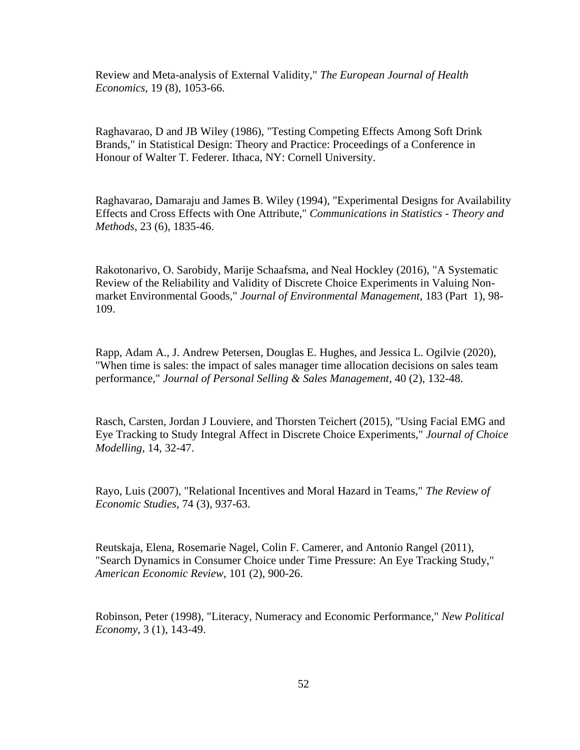Review and Meta-analysis of External Validity," *The European Journal of Health Economics*, 19 (8), 1053-66.

Raghavarao, D and JB Wiley (1986), "Testing Competing Effects Among Soft Drink Brands," in Statistical Design: Theory and Practice: Proceedings of a Conference in Honour of Walter T. Federer. Ithaca, NY: Cornell University.

Raghavarao, Damaraju and James B. Wiley (1994), "Experimental Designs for Availability Effects and Cross Effects with One Attribute," *Communications in Statistics - Theory and Methods*, 23 (6), 1835-46.

Rakotonarivo, O. Sarobidy, Marije Schaafsma, and Neal Hockley (2016), "A Systematic Review of the Reliability and Validity of Discrete Choice Experiments in Valuing Non-market Environmental Goods," *Journal of Environmental Management*, 183 (Part 1), 98-109.

Rapp, Adam A., J. Andrew Petersen, Douglas E. Hughes, and Jessica L. Ogilvie (2020), "When time is sales: the impact of sales manager time allocation decisions on sales team performance," *Journal of Personal Selling & Sales Management*, 40 (2), 132-48.

Rasch, Carsten, Jordan J Louviere, and Thorsten Teichert (2015), "Using Facial EMG and Eye Tracking to Study Integral Affect in Discrete Choice Experiments," *Journal of Choice Modelling*, 14, 32-47.

Rayo, Luis (2007), "Relational Incentives and Moral Hazard in Teams," *The Review of Economic Studies*, 74 (3), 937-63.

Reutskaja, Elena, Rosemarie Nagel, Colin F. Camerer, and Antonio Rangel (2011), "Search Dynamics in Consumer Choice under Time Pressure: An Eye Tracking Study," *American Economic Review*, 101 (2), 900-26.

Robinson, Peter (1998), "Literacy, Numeracy and Economic Performance," *New Political Economy*, 3 (1), 143-49.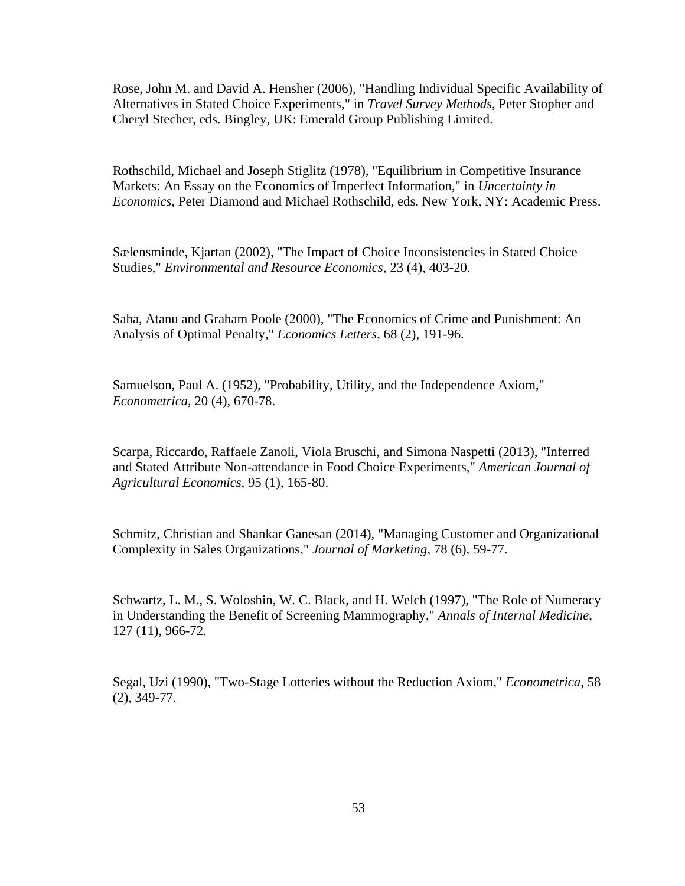Rose, John M. and David A. Hensher (2006), "Handling Individual Specific Availability of Alternatives in Stated Choice Experiments," in *Travel Survey Methods*, Peter Stopher and Cheryl Stecher, eds. Bingley, UK: Emerald Group Publishing Limited.

Rothschild, Michael and Joseph Stiglitz (1978), "Equilibrium in Competitive Insurance Markets: An Essay on the Economics of Imperfect Information," in *Uncertainty in Economics*, Peter Diamond and Michael Rothschild, eds. New York, NY: Academic Press.

Sælensminde, Kjartan (2002), "The Impact of Choice Inconsistencies in Stated Choice Studies," *Environmental and Resource Economics*, 23 (4), 403-20.

Saha, Atanu and Graham Poole (2000), "The Economics of Crime and Punishment: An Analysis of Optimal Penalty," *Economics Letters*, 68 (2), 191-96.

Samuelson, Paul A. (1952), "Probability, Utility, and the Independence Axiom," *Econometrica*, 20 (4), 670-78.

Scarpa, Riccardo, Raffaele Zanoli, Viola Bruschi, and Simona Naspetti (2013), "Inferred and Stated Attribute Non-attendance in Food Choice Experiments," *American Journal of Agricultural Economics*, 95 (1), 165-80.

Schmitz, Christian and Shankar Ganesan (2014), "Managing Customer and Organizational Complexity in Sales Organizations," *Journal of Marketing*, 78 (6), 59-77.

Schwartz, L. M., S. Woloshin, W. C. Black, and H. Welch (1997), "The Role of Numeracy in Understanding the Benefit of Screening Mammography," *Annals of Internal Medicine*, 127 (11), 966-72.

Segal, Uzi (1990), "Two-Stage Lotteries without the Reduction Axiom," *Econometrica*, 58 (2), 349-77.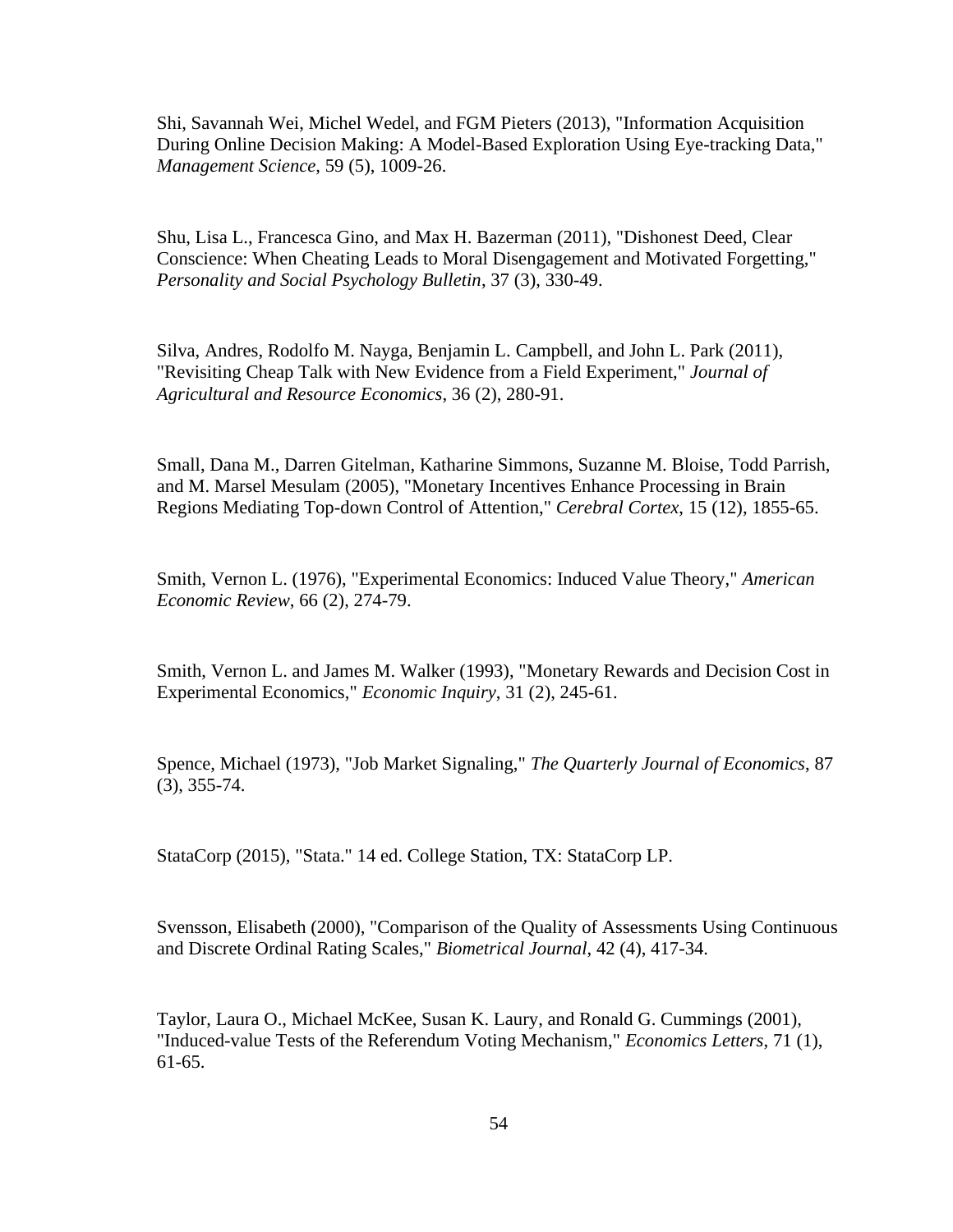Shi, Savannah Wei, Michel Wedel, and FGM Pieters (2013), "Information Acquisition During Online Decision Making: A Model-Based Exploration Using Eye-tracking Data," *Management Science*, 59 (5), 1009-26.

Shu, Lisa L., Francesca Gino, and Max H. Bazerman (2011), "Dishonest Deed, Clear Conscience: When Cheating Leads to Moral Disengagement and Motivated Forgetting," *Personality and Social Psychology Bulletin*, 37 (3), 330-49.

Silva, Andres, Rodolfo M. Nayga, Benjamin L. Campbell, and John L. Park (2011), "Revisiting Cheap Talk with New Evidence from a Field Experiment," *Journal of Agricultural and Resource Economics*, 36 (2), 280-91.

Small, Dana M., Darren Gitelman, Katharine Simmons, Suzanne M. Bloise, Todd Parrish, and M. Marsel Mesulam (2005), "Monetary Incentives Enhance Processing in Brain Regions Mediating Top-down Control of Attention," *Cerebral Cortex*, 15 (12), 1855-65.

Smith, Vernon L. (1976), "Experimental Economics: Induced Value Theory," *American Economic Review*, 66 (2), 274-79.

Smith, Vernon L. and James M. Walker (1993), "Monetary Rewards and Decision Cost in Experimental Economics," *Economic Inquiry*, 31 (2), 245-61.

Spence, Michael (1973), "Job Market Signaling," *The Quarterly Journal of Economics*, 87 (3), 355-74.

StataCorp (2015), "Stata." 14 ed. College Station, TX: StataCorp LP.

Svensson, Elisabeth (2000), "Comparison of the Quality of Assessments Using Continuous and Discrete Ordinal Rating Scales," *Biometrical Journal*, 42 (4), 417-34.

Taylor, Laura O., Michael McKee, Susan K. Laury, and Ronald G. Cummings (2001), "Induced-value Tests of the Referendum Voting Mechanism," *Economics Letters*, 71 (1), 61-65.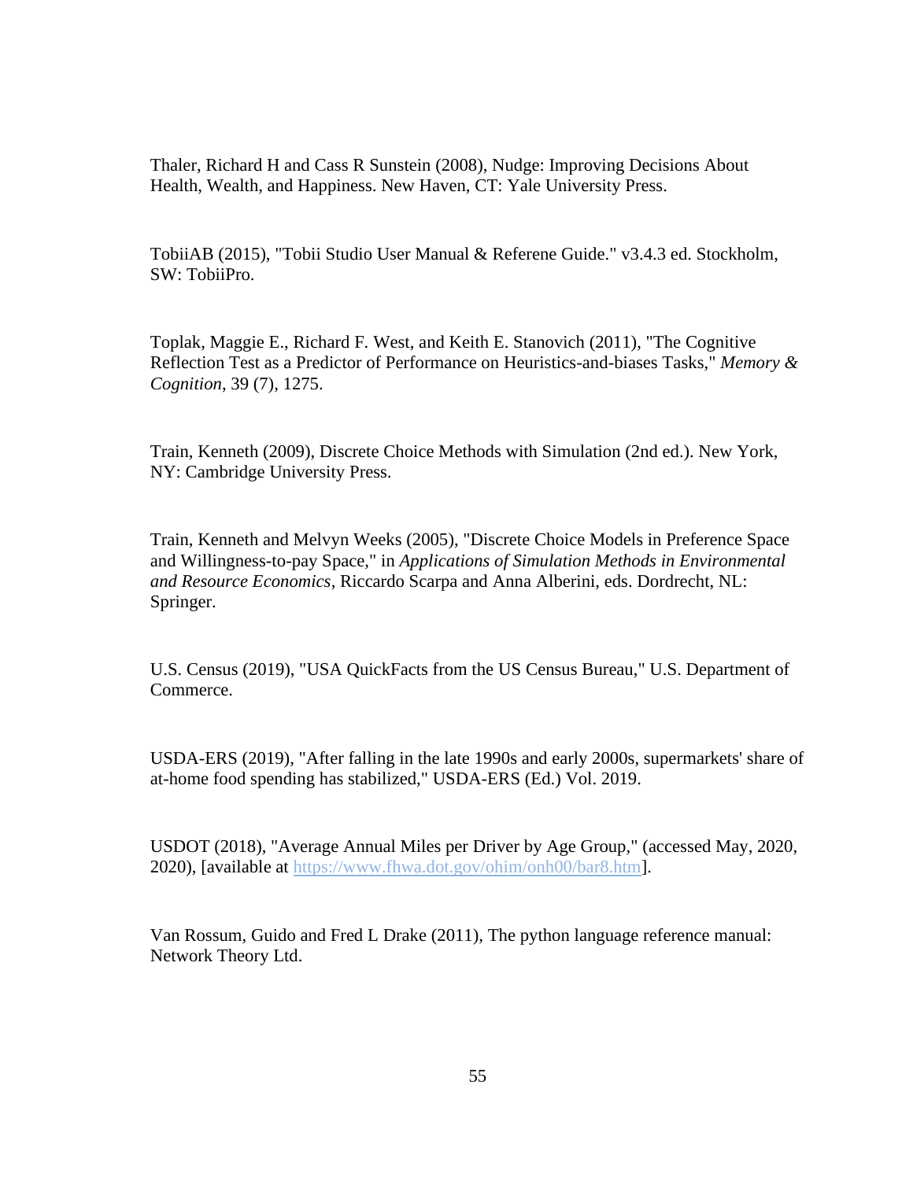Thaler, Richard H and Cass R Sunstein (2008), Nudge: Improving Decisions About Health, Wealth, and Happiness. New Haven, CT: Yale University Press.

TobiiAB (2015), "Tobii Studio User Manual & Referene Guide." v3.4.3 ed. Stockholm, SW: TobiiPro.

Toplak, Maggie E., Richard F. West, and Keith E. Stanovich (2011), "The Cognitive Reflection Test as a Predictor of Performance on Heuristics-and-biases Tasks," *Memory & Cognition*, 39 (7), 1275.

Train, Kenneth (2009), Discrete Choice Methods with Simulation (2nd ed.). New York, NY: Cambridge University Press.

Train, Kenneth and Melvyn Weeks (2005), "Discrete Choice Models in Preference Space and Willingness-to-pay Space," in *Applications of Simulation Methods in Environmental and Resource Economics*, Riccardo Scarpa and Anna Alberini, eds. Dordrecht, NL: Springer.

U.S. Census (2019), "USA QuickFacts from the US Census Bureau," U.S. Department of Commerce.

USDA-ERS (2019), "After falling in the late 1990s and early 2000s, supermarkets' share of at-home food spending has stabilized," USDA-ERS (Ed.) Vol. 2019.

USDOT (2018), "Average Annual Miles per Driver by Age Group," (accessed May, 2020, 2020), [available at https://www.fhwa.dot.gov/ohim/onh00/bar8.htm].

Van Rossum, Guido and Fred L Drake (2011), The python language reference manual: Network Theory Ltd.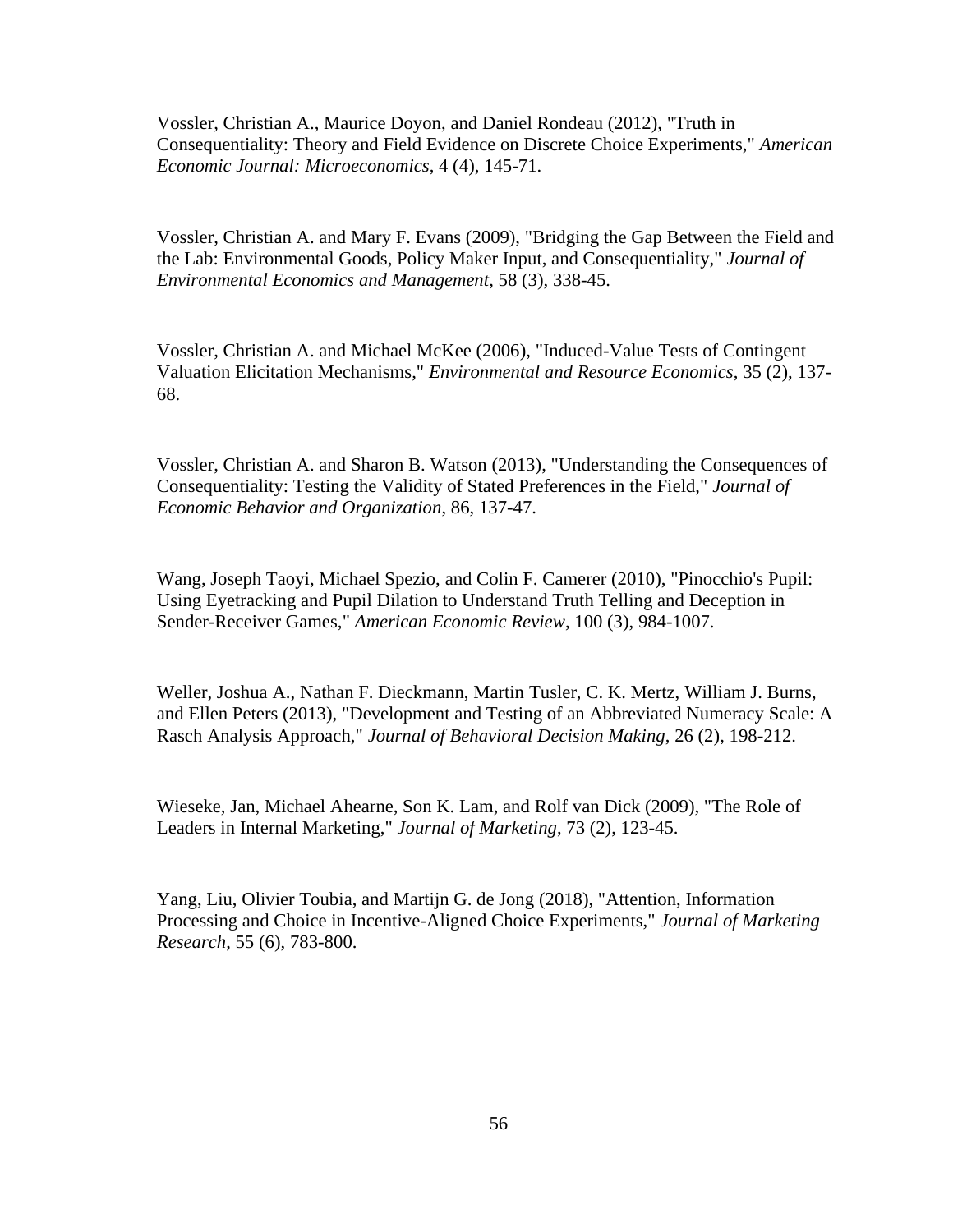Vossler, Christian A., Maurice Doyon, and Daniel Rondeau (2012), "Truth in Consequentiality: Theory and Field Evidence on Discrete Choice Experiments," *American Economic Journal: Microeconomics*, 4 (4), 145-71.

Vossler, Christian A. and Mary F. Evans (2009), "Bridging the Gap Between the Field and the Lab: Environmental Goods, Policy Maker Input, and Consequentiality," *Journal of Environmental Economics and Management*, 58 (3), 338-45.

Vossler, Christian A. and Michael McKee (2006), "Induced-Value Tests of Contingent Valuation Elicitation Mechanisms," *Environmental and Resource Economics*, 35 (2), 137-68.

Vossler, Christian A. and Sharon B. Watson (2013), "Understanding the Consequences of Consequentiality: Testing the Validity of Stated Preferences in the Field," *Journal of Economic Behavior and Organization*, 86, 137-47.

Wang, Joseph Taoyi, Michael Spezio, and Colin F. Camerer (2010), "Pinocchio's Pupil: Using Eyetracking and Pupil Dilation to Understand Truth Telling and Deception in Sender-Receiver Games," *American Economic Review*, 100 (3), 984-1007.

Weller, Joshua A., Nathan F. Dieckmann, Martin Tusler, C. K. Mertz, William J. Burns, and Ellen Peters (2013), "Development and Testing of an Abbreviated Numeracy Scale: A Rasch Analysis Approach," *Journal of Behavioral Decision Making*, 26 (2), 198-212.

Wieseke, Jan, Michael Ahearne, Son K. Lam, and Rolf van Dick (2009), "The Role of Leaders in Internal Marketing," *Journal of Marketing*, 73 (2), 123-45.

Yang, Liu, Olivier Toubia, and Martijn G. de Jong (2018), "Attention, Information Processing and Choice in Incentive-Aligned Choice Experiments," *Journal of Marketing Research*, 55 (6), 783-800.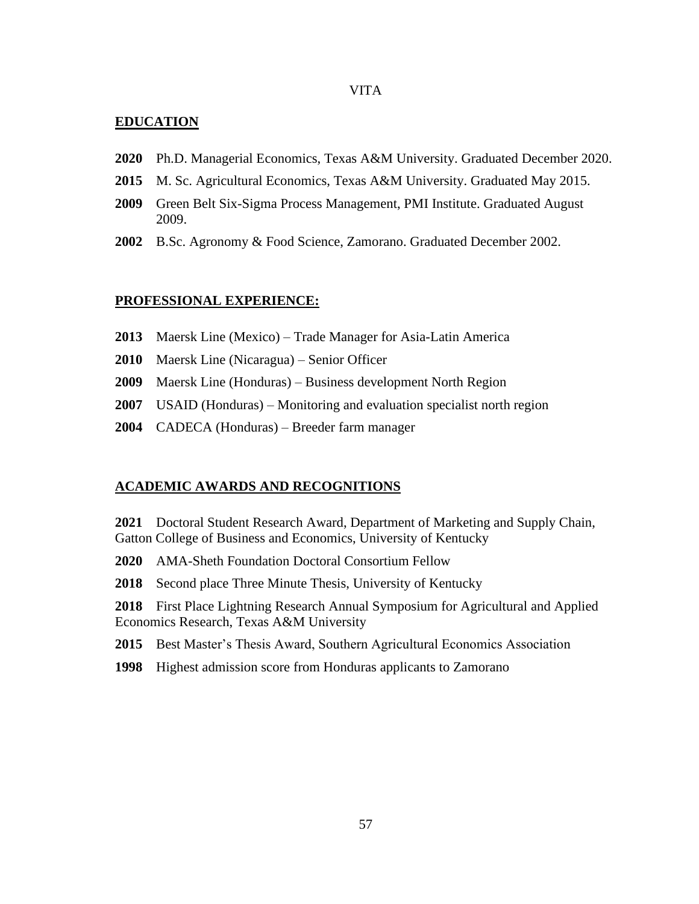# VITA

## EDUCATION

**2020** Ph.D. Managerial Economics, Texas A&M University. Graduated December 2020.

**2015** M. Sc. Agricultural Economics, Texas A&M University. Graduated May 2015.

**2009** Green Belt Six-Sigma Process Management, PMI Institute. Graduated August 2009.

**2002** B.Sc. Agronomy & Food Science, Zamorano. Graduated December 2002.

## PROFESSIONAL EXPERIENCE:

**2013** Maersk Line (Mexico) – Trade Manager for Asia-Latin America

**2010** Maersk Line (Nicaragua) – Senior Officer

**2009** Maersk Line (Honduras) – Business development North Region

**2007** USAID (Honduras) – Monitoring and evaluation specialist north region

**2004** CADECA (Honduras) – Breeder farm manager

## ACADEMIC AWARDS AND RECOGNITIONS

**2021** Doctoral Student Research Award, Department of Marketing and Supply Chain, Gatton College of Business and Economics, University of Kentucky

**2020** AMA-Sheth Foundation Doctoral Consortium Fellow

**2018** Second place Three Minute Thesis, University of Kentucky

**2018** First Place Lightning Research Annual Symposium for Agricultural and Applied Economics Research, Texas A&M University

**2015** Best Master's Thesis Award, Southern Agricultural Economics Association

**1998** Highest admission score from Honduras applicants to Zamorano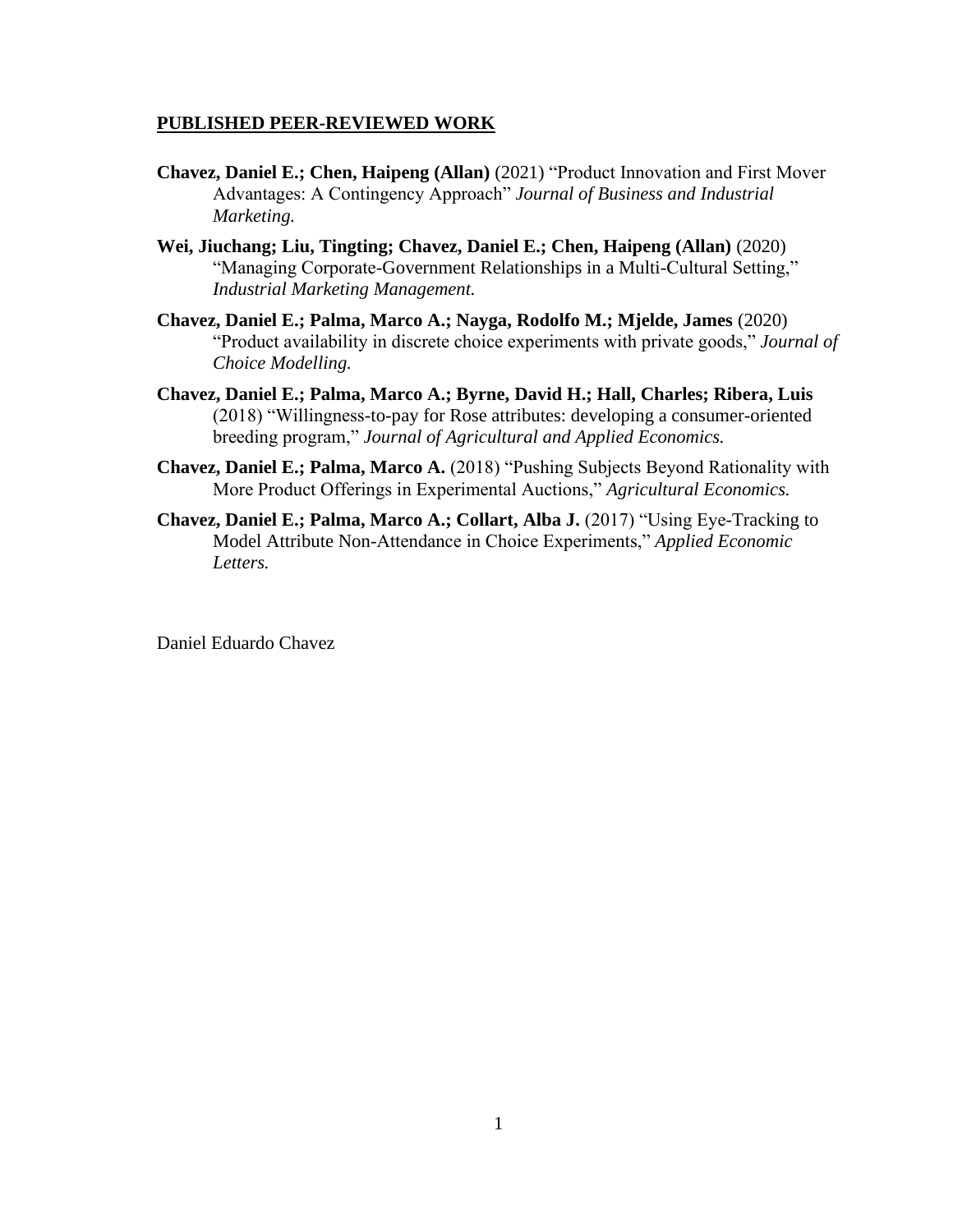## **PUBLISHED PEER-REVIEWED WORK**

**Chavez, Daniel E.; Chen, Haipeng (Allan)** (2021) "Product Innovation and First Mover Advantages: A Contingency Approach" *Journal of Business and Industrial Marketing.*

**Wei, Jiuchang; Liu, Tingting; Chavez, Daniel E.; Chen, Haipeng (Allan)** (2020) "Managing Corporate-Government Relationships in a Multi-Cultural Setting," *Industrial Marketing Management.*

**Chavez, Daniel E.; Palma, Marco A.; Nayga, Rodolfo M.; Mjelde, James** (2020) "Product availability in discrete choice experiments with private goods," *Journal of Choice Modelling.*

**Chavez, Daniel E.; Palma, Marco A.; Byrne, David H.; Hall, Charles; Ribera, Luis** (2018) "Willingness-to-pay for Rose attributes: developing a consumer-oriented breeding program," *Journal of Agricultural and Applied Economics.*

**Chavez, Daniel E.; Palma, Marco A.** (2018) "Pushing Subjects Beyond Rationality with More Product Offerings in Experimental Auctions," *Agricultural Economics.*

**Chavez, Daniel E.; Palma, Marco A.; Collart, Alba J.** (2017) "Using Eye-Tracking to Model Attribute Non-Attendance in Choice Experiments," *Applied Economic Letters.*

Daniel Eduardo Chavez